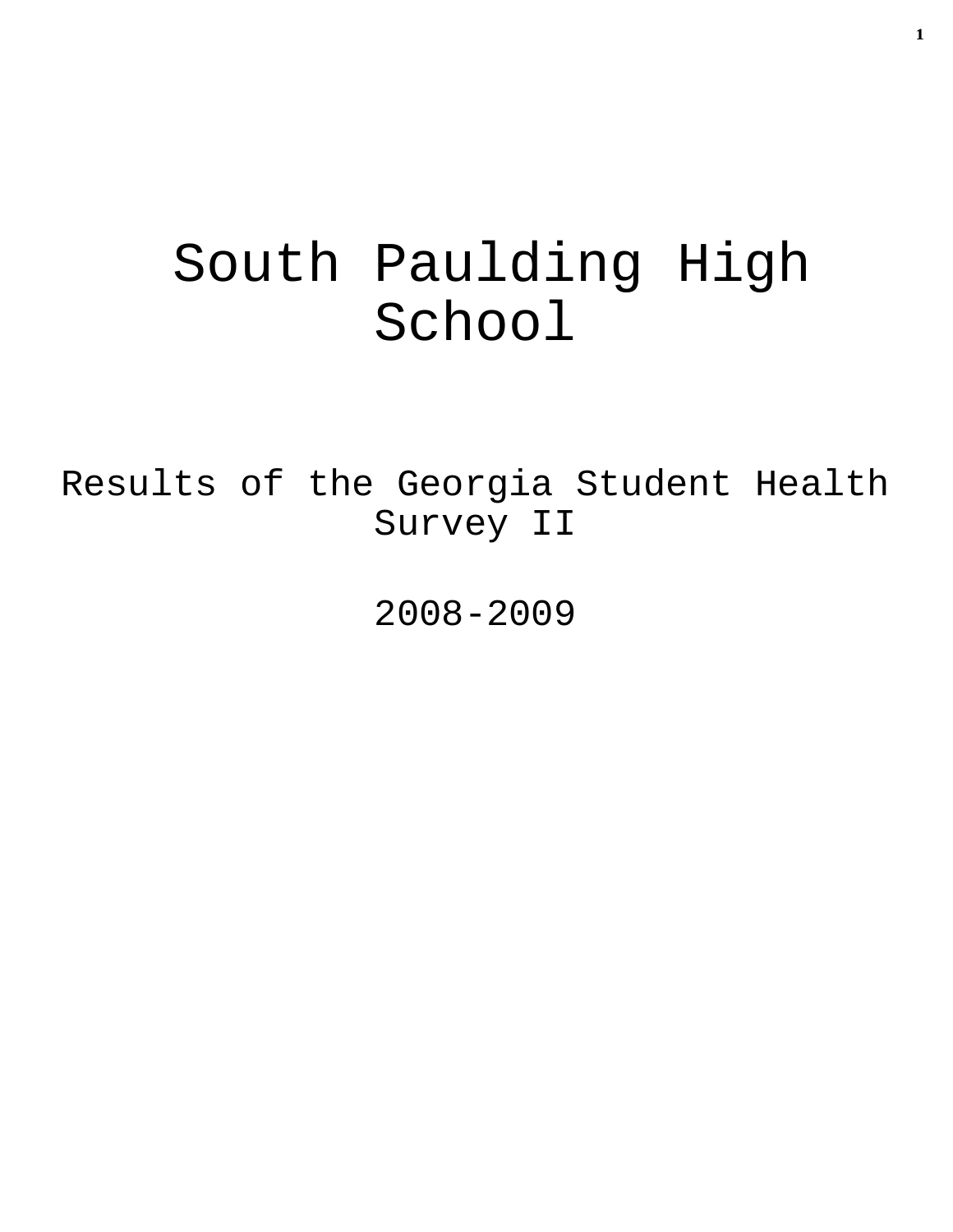# South Paulding High School

## Results of the Georgia Student Health Survey II

## 2008-2009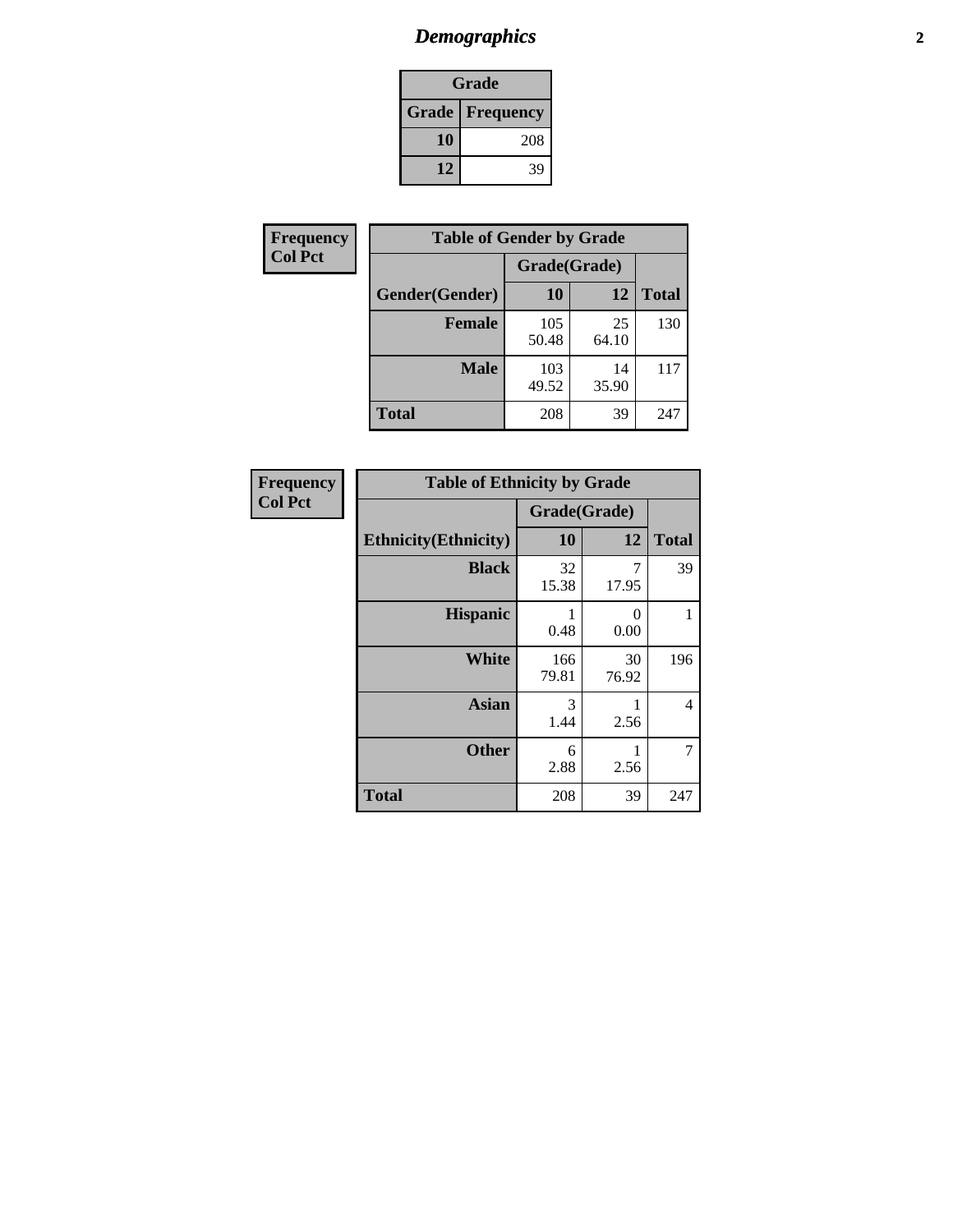# *Demographics*

| Grade | |
|---|---|
| **Grade** | **Frequency** |
| **10** | 208 |
| **12** | 39 |

**Frequency**
**Col Pct**

| Table of Gender by Grade | | | |
|---|---|---|---|
| | Grade(Grade) | | |
| **Gender(Gender)** | **10** | **12** | **Total** |
| **Female** | 105<br>50.48 | 25<br>64.10 | 130 |
| **Male** | 103<br>49.52 | 14<br>35.90 | 117 |
| **Total** | 208 | 39 | 247 |

**Frequency**
**Col Pct**

| Table of Ethnicity by Grade | | | |
|---|---|---|---|
| | Grade(Grade) | | |
| **Ethnicity(Ethnicity)** | **10** | **12** | **Total** |
| **Black** | 32<br>15.38 | 7<br>17.95 | 39 |
| **Hispanic** | 1<br>0.48 | 0<br>0.00 | 1 |
| **White** | 166<br>79.81 | 30<br>76.92 | 196 |
| **Asian** | 3<br>1.44 | 1<br>2.56 | 4 |
| **Other** | 6<br>2.88 | 1<br>2.56 | 7 |
| **Total** | 208 | 39 | 247 |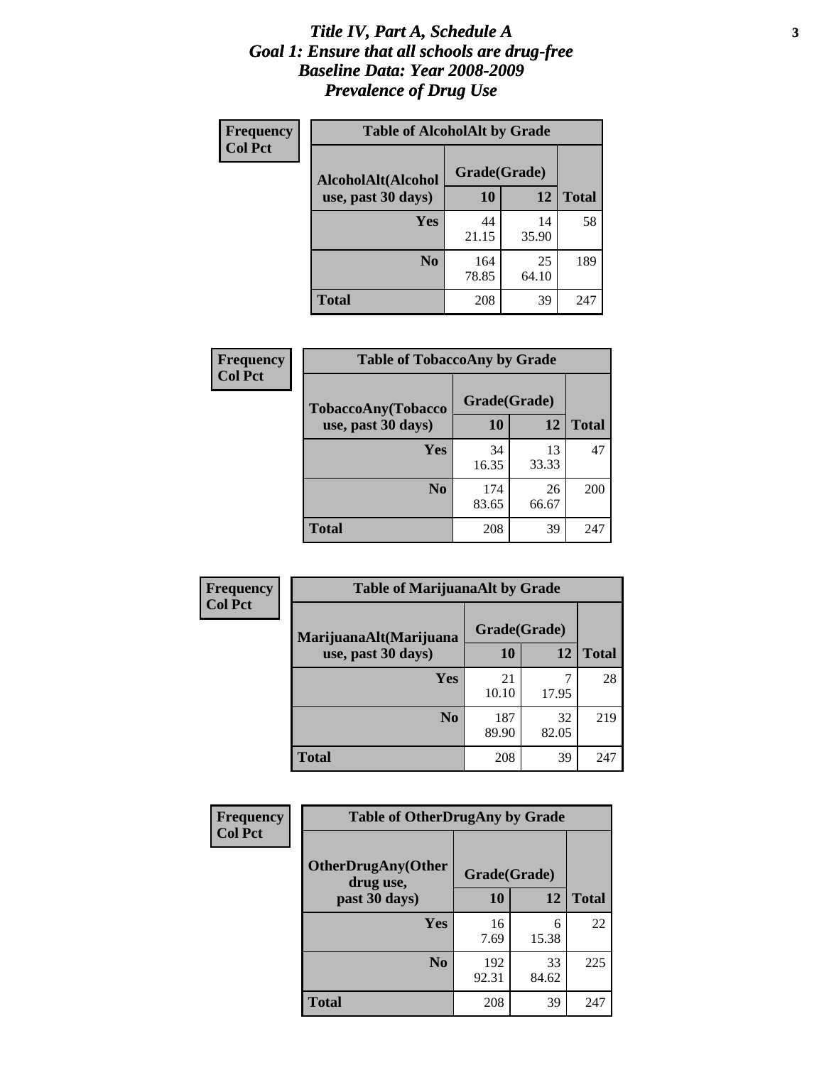# *Title IV, Part A, Schedule A*
# *Goal 1: Ensure that all schools are drug-free*
# *Baseline Data: Year 2008-2009*
# *Prevalence of Drug Use*

**Frequency**
**Col Pct**

**Table of AlcoholAlt by Grade**

| AlcoholAlt(Alcohol use, past 30 days) | Grade(Grade) 10 | 12 | Total |
|---|---|---|---|
| **Yes** | 44<br>21.15 | 14<br>35.90 | 58 |
| **No** | 164<br>78.85 | 25<br>64.10 | 189 |
| **Total** | 208 | 39 | 247 |

**Frequency**
**Col Pct**

**Table of TobaccoAny by Grade**

| TobaccoAny(Tobacco use, past 30 days) | Grade(Grade) 10 | 12 | Total |
|---|---|---|---|
| **Yes** | 34<br>16.35 | 13<br>33.33 | 47 |
| **No** | 174<br>83.65 | 26<br>66.67 | 200 |
| **Total** | 208 | 39 | 247 |

**Frequency**
**Col Pct**

**Table of MarijuanaAlt by Grade**

| MarijuanaAlt(Marijuana use, past 30 days) | Grade(Grade) 10 | 12 | Total |
|---|---|---|---|
| **Yes** | 21<br>10.10 | 7<br>17.95 | 28 |
| **No** | 187<br>89.90 | 32<br>82.05 | 219 |
| **Total** | 208 | 39 | 247 |

**Frequency**
**Col Pct**

**Table of OtherDrugAny by Grade**

| OtherDrugAny(Other drug use, past 30 days) | Grade(Grade) 10 | 12 | Total |
|---|---|---|---|
| **Yes** | 16<br>7.69 | 6<br>15.38 | 22 |
| **No** | 192<br>92.31 | 33<br>84.62 | 225 |
| **Total** | 208 | 39 | 247 |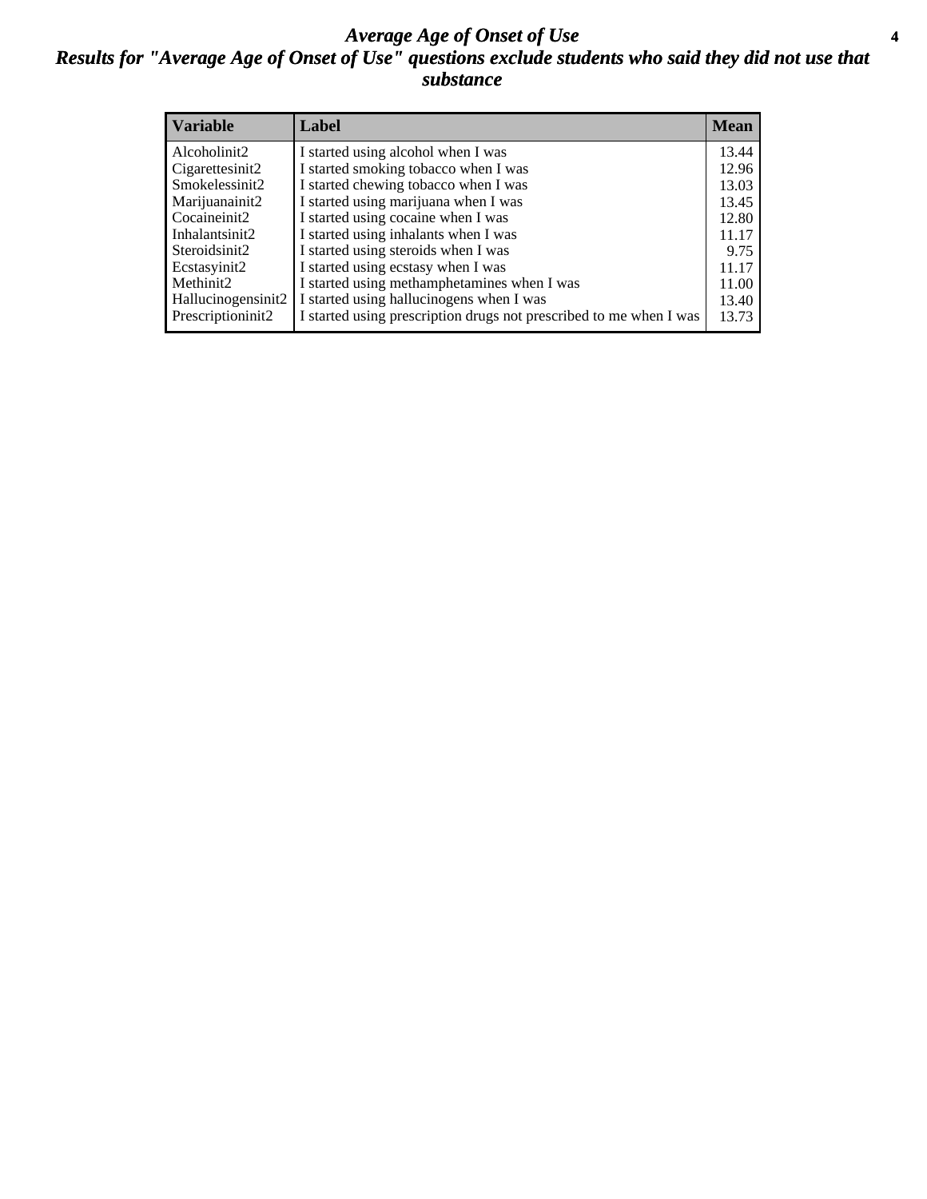# *Average Age of Onset of Use*

## *Results for "Average Age of Onset of Use" questions exclude students who said they did not use that substance*

| Variable | Label | Mean |
|---|---|---|
| Alcoholinit2 | I started using alcohol when I was | 13.44 |
| Cigarettesinit2 | I started smoking tobacco when I was | 12.96 |
| Smokelessinit2 | I started chewing tobacco when I was | 13.03 |
| Marijuanainit2 | I started using marijuana when I was | 13.45 |
| Cocaineinit2 | I started using cocaine when I was | 12.80 |
| Inhalantsinit2 | I started using inhalants when I was | 11.17 |
| Steroidsinit2 | I started using steroids when I was | 9.75 |
| Ecstasyinit2 | I started using ecstasy when I was | 11.17 |
| Methinit2 | I started using methamphetamines when I was | 11.00 |
| Hallucinogensinit2 | I started using hallucinogens when I was | 13.40 |
| Prescriptioninit2 | I started using prescription drugs not prescribed to me when I was | 13.73 |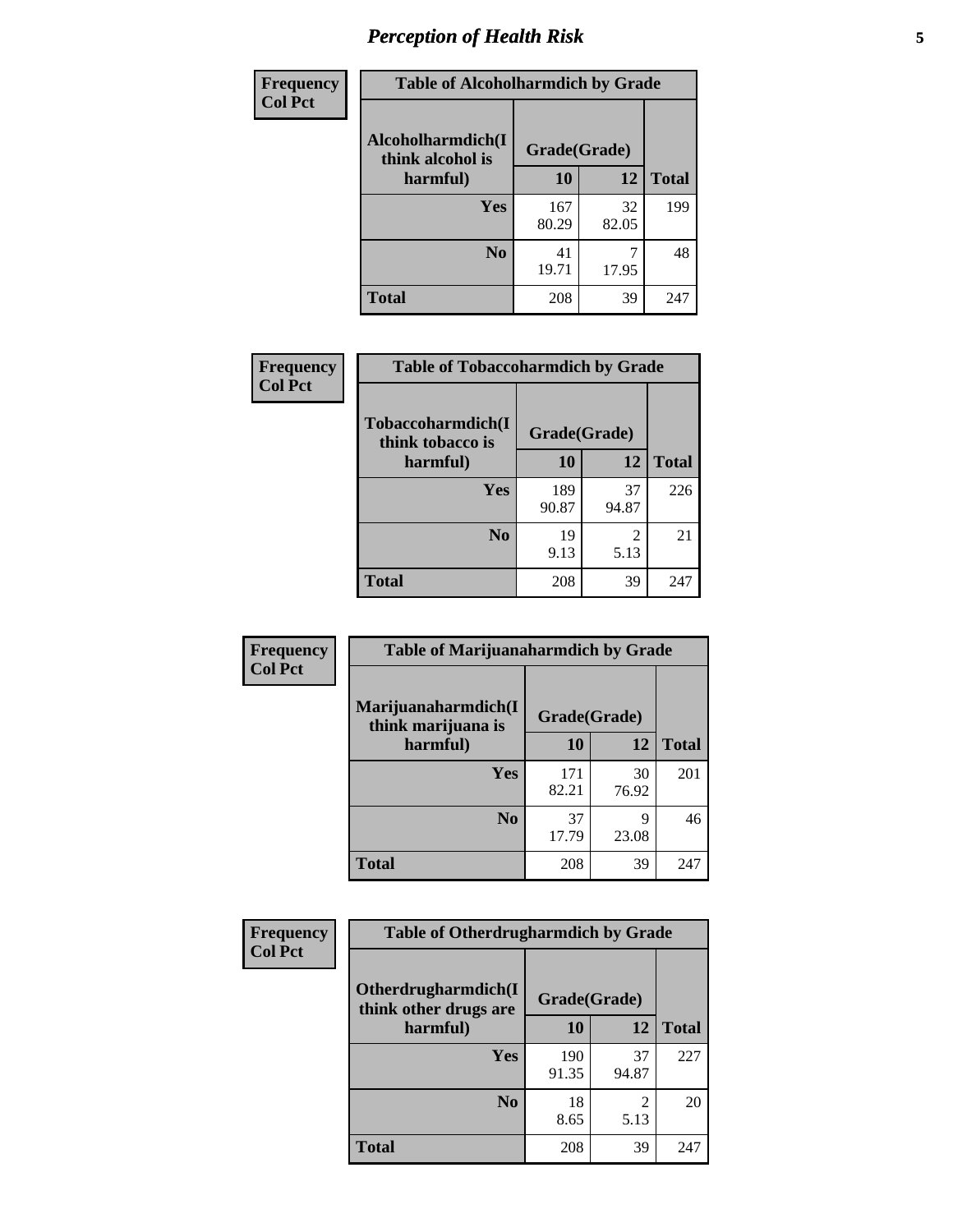## Perception of Health Risk

Frequency
Col Pct

| Table of Alcoholharmdich by Grade | | | |
|---|---|---|---|
| Alcoholharmdich(I think alcohol is harmful) | Grade(Grade) | | |
| | 10 | 12 | Total |
| Yes | 167<br>80.29 | 32<br>82.05 | 199 |
| No | 41<br>19.71 | 7<br>17.95 | 48 |
| Total | 208 | 39 | 247 |

Frequency
Col Pct

| Table of Tobaccoharmdich by Grade | | | |
|---|---|---|---|
| Tobaccoharmdich(I think tobacco is harmful) | Grade(Grade) | | |
| | 10 | 12 | Total |
| Yes | 189<br>90.87 | 37<br>94.87 | 226 |
| No | 19<br>9.13 | 2<br>5.13 | 21 |
| Total | 208 | 39 | 247 |

Frequency
Col Pct

| Table of Marijuanaharmdich by Grade | | | |
|---|---|---|---|
| Marijuanaharmdich(I think marijuana is harmful) | Grade(Grade) | | |
| | 10 | 12 | Total |
| Yes | 171<br>82.21 | 30<br>76.92 | 201 |
| No | 37<br>17.79 | 9<br>23.08 | 46 |
| Total | 208 | 39 | 247 |

Frequency
Col Pct

| Table of Otherdrugharmdich by Grade | | | |
|---|---|---|---|
| Otherdrugharmdich(I think other drugs are harmful) | Grade(Grade) | | |
| | 10 | 12 | Total |
| Yes | 190<br>91.35 | 37<br>94.87 | 227 |
| No | 18<br>8.65 | 2<br>5.13 | 20 |
| Total | 208 | 39 | 247 |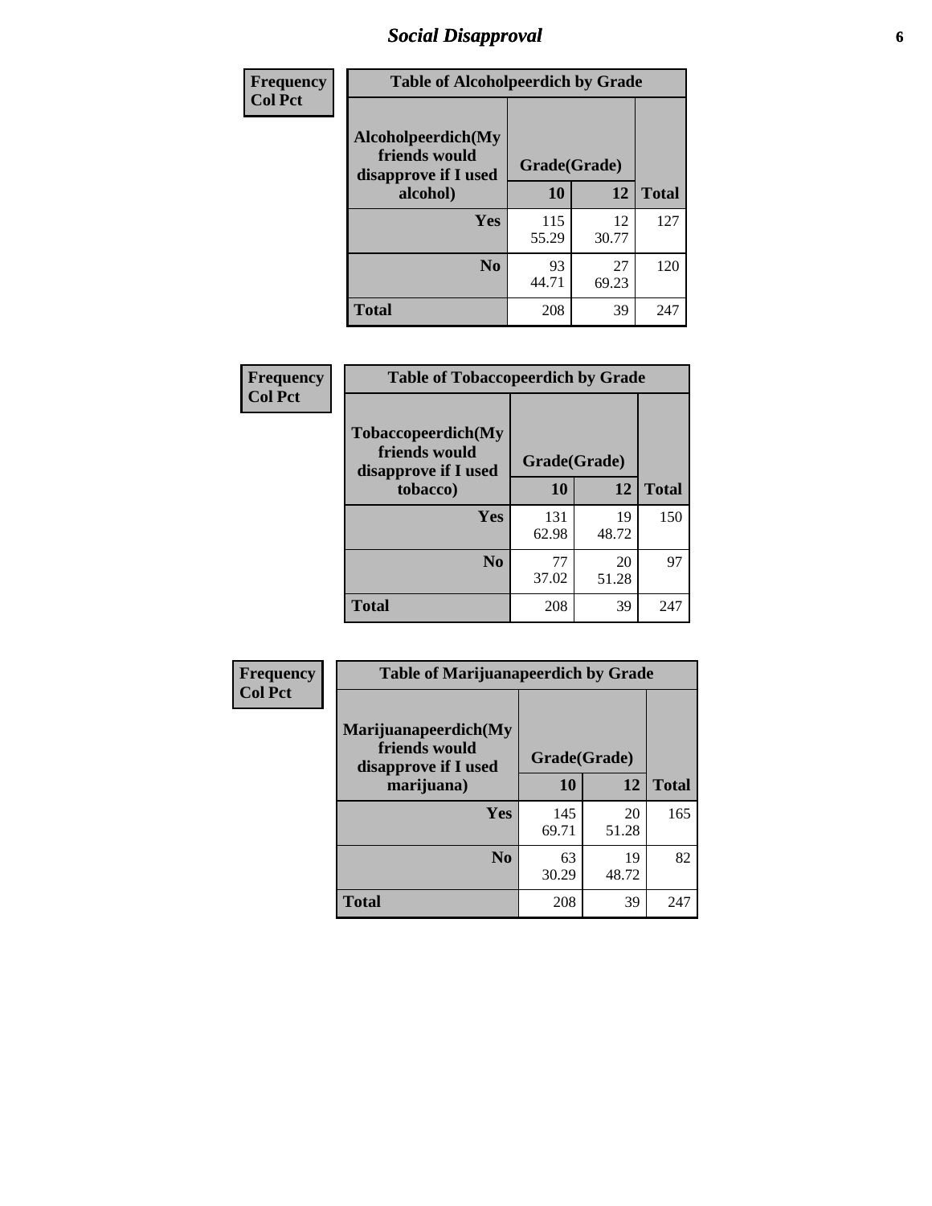# Social Disapproval

| Frequency<br>Col Pct | Table of Alcoholpeerdich by Grade | | |
|---|---|---|---|
| Alcoholpeerdich(My friends would disapprove if I used alcohol) | Grade(Grade) | | |
| | 10 | 12 | Total |
| Yes | 115<br>55.29 | 12<br>30.77 | 127 |
| No | 93<br>44.71 | 27<br>69.23 | 120 |
| Total | 208 | 39 | 247 |

| Frequency<br>Col Pct | Table of Tobaccopeerdich by Grade | | |
|---|---|---|---|
| Tobaccopeerdich(My friends would disapprove if I used tobacco) | Grade(Grade) | | |
| | 10 | 12 | Total |
| Yes | 131<br>62.98 | 19<br>48.72 | 150 |
| No | 77<br>37.02 | 20<br>51.28 | 97 |
| Total | 208 | 39 | 247 |

| Frequency<br>Col Pct | Table of Marijuanapeerdich by Grade | | |
|---|---|---|---|
| Marijuanapeerdich(My friends would disapprove if I used marijuana) | Grade(Grade) | | |
| | 10 | 12 | Total |
| Yes | 145<br>69.71 | 20<br>51.28 | 165 |
| No | 63<br>30.29 | 19<br>48.72 | 82 |
| Total | 208 | 39 | 247 |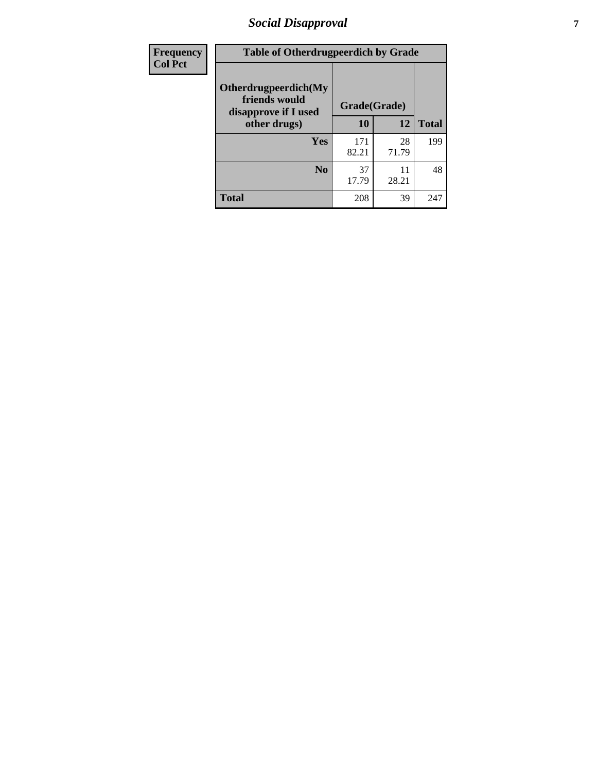| Frequency<br>Col Pct | Table of Otherdrugpeerdich by Grade | | |
|---|---|---|---|
| Otherdrugpeerdich(My friends would disapprove if I used other drugs) | Grade(Grade) | | |
| | 10 | 12 | Total |
| Yes | 171<br>82.21 | 28<br>71.79 | 199 |
| No | 37<br>17.79 | 11<br>28.21 | 48 |
| Total | 208 | 39 | 247 |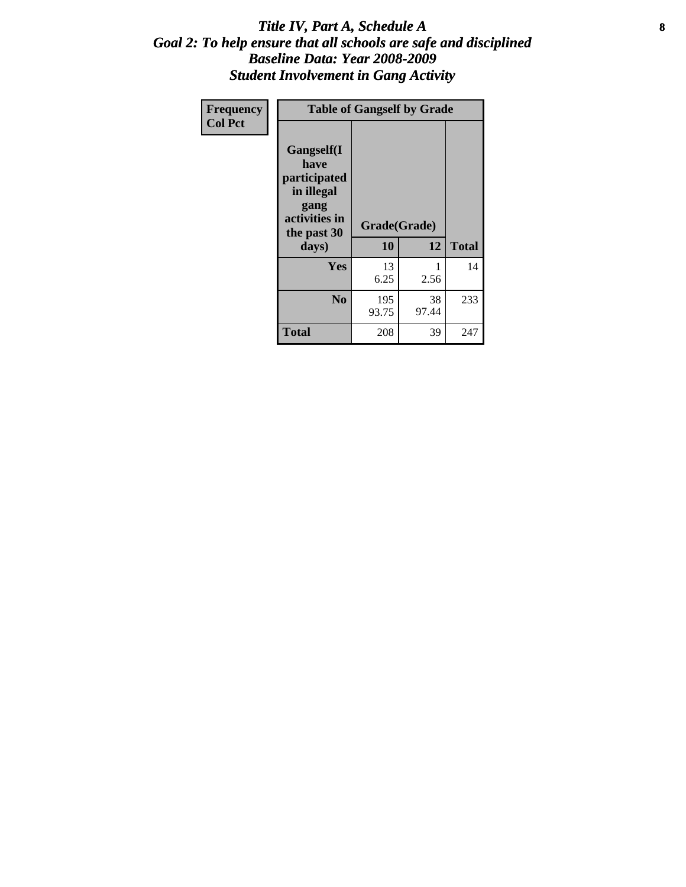# *Title IV, Part A, Schedule A*
## *Goal 2: To help ensure that all schools are safe and disciplined*
## *Baseline Data: Year 2008-2009*
## *Student Involvement in Gang Activity*

| Frequency<br>Col Pct | Table of Gangself by Grade | | |
|---|---|---|---|
| **Gangself(I have participated in illegal gang activities in the past 30 days)** | **Grade(Grade)** | | |
| | **10** | **12** | **Total** |
| **Yes** | 13<br>6.25 | 1<br>2.56 | 14 |
| **No** | 195<br>93.75 | 38<br>97.44 | 233 |
| **Total** | 208 | 39 | 247 |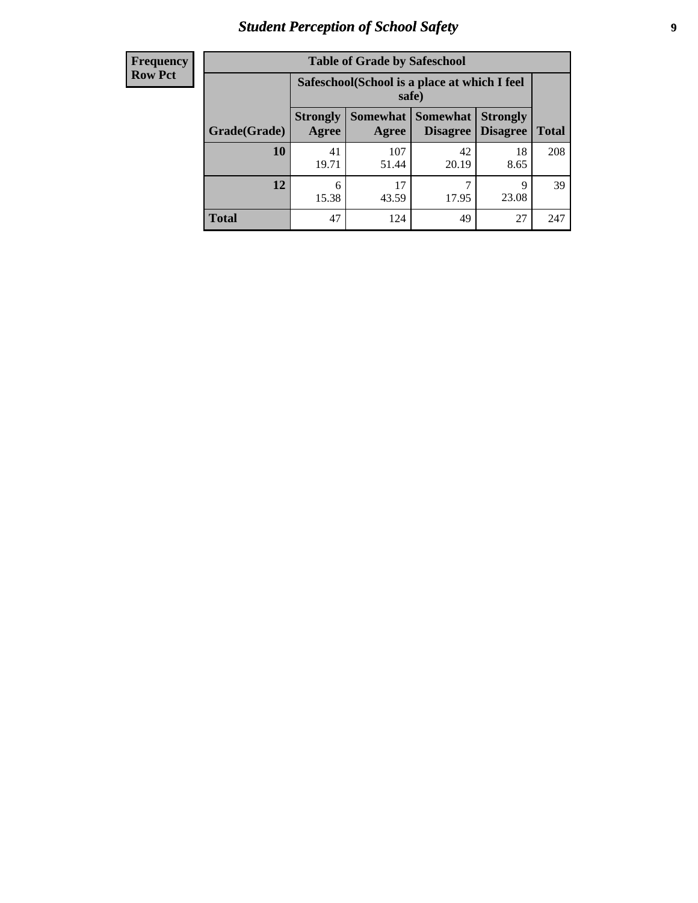**Frequency**
**Row Pct**

| Table of Grade by Safeschool | | | | | |
|---|---|---|---|---|---|
| | Safeschool(School is a place at which I feel safe) | | | | |
| Grade(Grade) | Strongly Agree | Somewhat Agree | Somewhat Disagree | Strongly Disagree | Total |
| **10** | 41<br>19.71 | 107<br>51.44 | 42<br>20.19 | 18<br>8.65 | 208 |
| **12** | 6<br>15.38 | 17<br>43.59 | 7<br>17.95 | 9<br>23.08 | 39 |
| **Total** | 47 | 124 | 49 | 27 | 247 |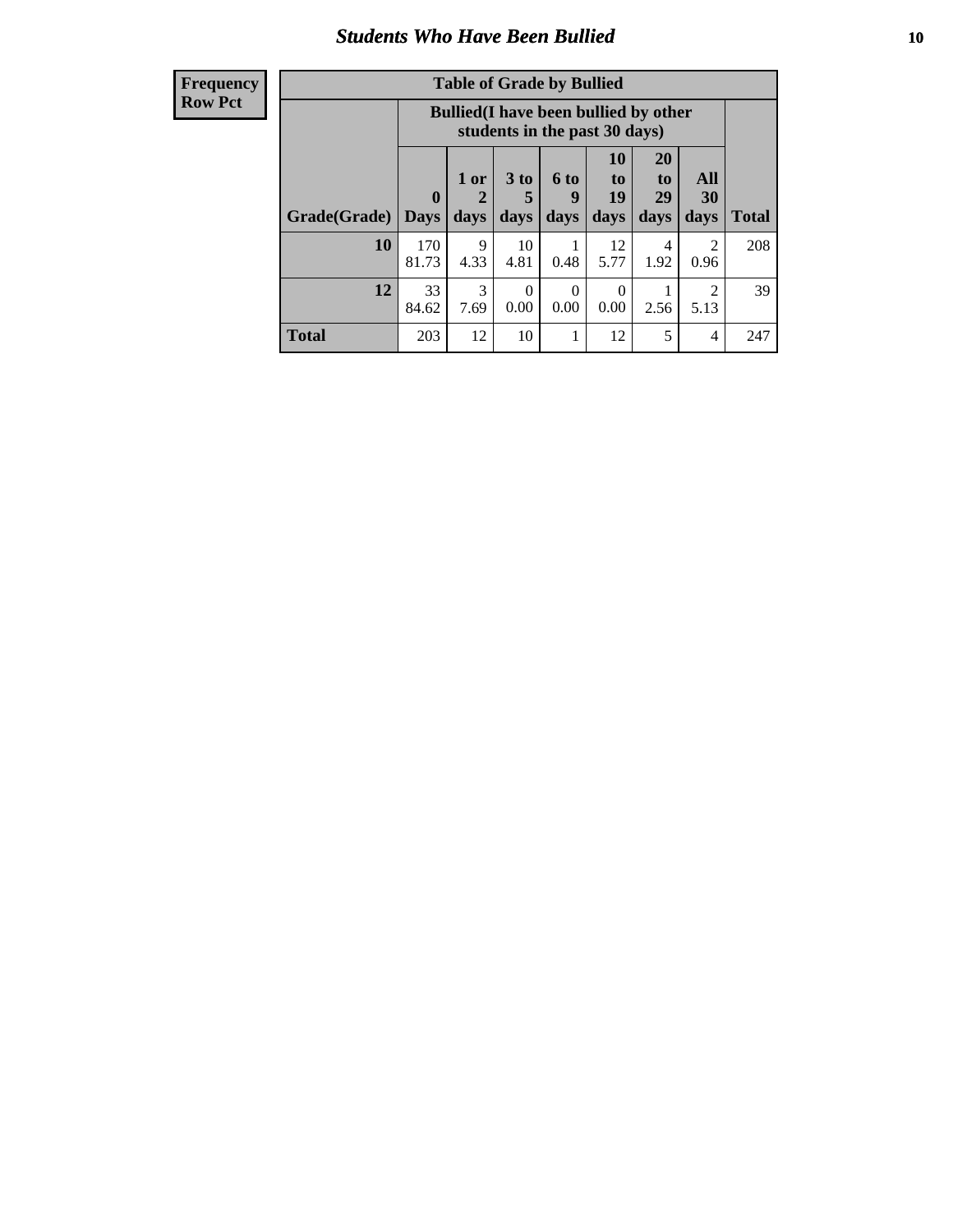## Students Who Have Been Bullied

| Frequency<br>Row Pct |
|---|

| Table of Grade by Bullied | | | | | | | | |
|---|---|---|---|---|---|---|---|---|
| | Bullied(I have been bullied by other students in the past 30 days) | | | | | | | |
| Grade(Grade) | 0 Days | 1 or 2 days | 3 to 5 days | 6 to 9 days | 10 to 19 days | 20 to 29 days | All 30 days | Total |
| 10 | 170<br>81.73 | 9<br>4.33 | 10<br>4.81 | 1<br>0.48 | 12<br>5.77 | 4<br>1.92 | 2<br>0.96 | 208 |
| 12 | 33<br>84.62 | 3<br>7.69 | 0<br>0.00 | 0<br>0.00 | 0<br>0.00 | 1<br>2.56 | 2<br>5.13 | 39 |
| Total | 203 | 12 | 10 | 1 | 12 | 5 | 4 | 247 |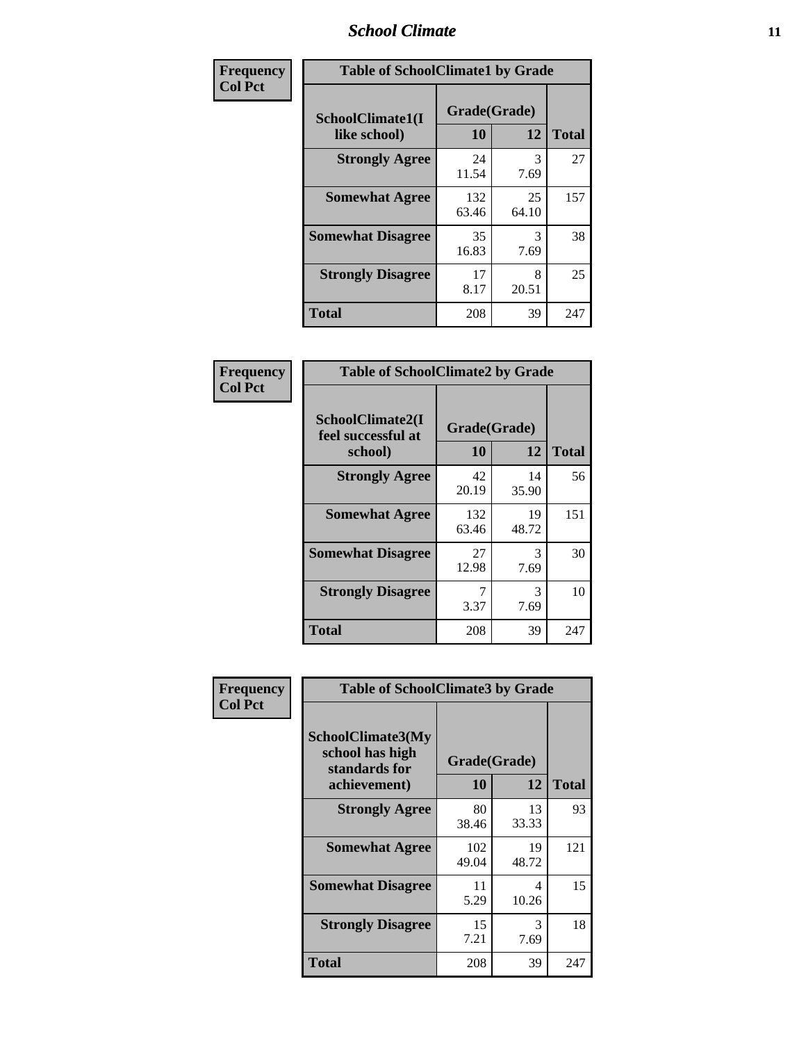| Frequency<br>Col Pct | Table of SchoolClimate1 by Grade | | |
|---|---|---|---|
| SchoolClimate1(I like school) | Grade(Grade) | | |
| | 10 | 12 | Total |
| Strongly Agree | 24<br>11.54 | 3<br>7.69 | 27 |
| Somewhat Agree | 132<br>63.46 | 25<br>64.10 | 157 |
| Somewhat Disagree | 35<br>16.83 | 3<br>7.69 | 38 |
| Strongly Disagree | 17<br>8.17 | 8<br>20.51 | 25 |
| Total | 208 | 39 | 247 |

| Frequency<br>Col Pct | Table of SchoolClimate2 by Grade | | |
|---|---|---|---|
| SchoolClimate2(I feel successful at school) | Grade(Grade) | | |
| | 10 | 12 | Total |
| Strongly Agree | 42<br>20.19 | 14<br>35.90 | 56 |
| Somewhat Agree | 132<br>63.46 | 19<br>48.72 | 151 |
| Somewhat Disagree | 27<br>12.98 | 3<br>7.69 | 30 |
| Strongly Disagree | 7<br>3.37 | 3<br>7.69 | 10 |
| Total | 208 | 39 | 247 |

| Frequency<br>Col Pct | Table of SchoolClimate3 by Grade | | |
|---|---|---|---|
| SchoolClimate3(My school has high standards for achievement) | Grade(Grade) | | |
| | 10 | 12 | Total |
| Strongly Agree | 80<br>38.46 | 13<br>33.33 | 93 |
| Somewhat Agree | 102<br>49.04 | 19<br>48.72 | 121 |
| Somewhat Disagree | 11<br>5.29 | 4<br>10.26 | 15 |
| Strongly Disagree | 15<br>7.21 | 3<br>7.69 | 18 |
| Total | 208 | 39 | 247 |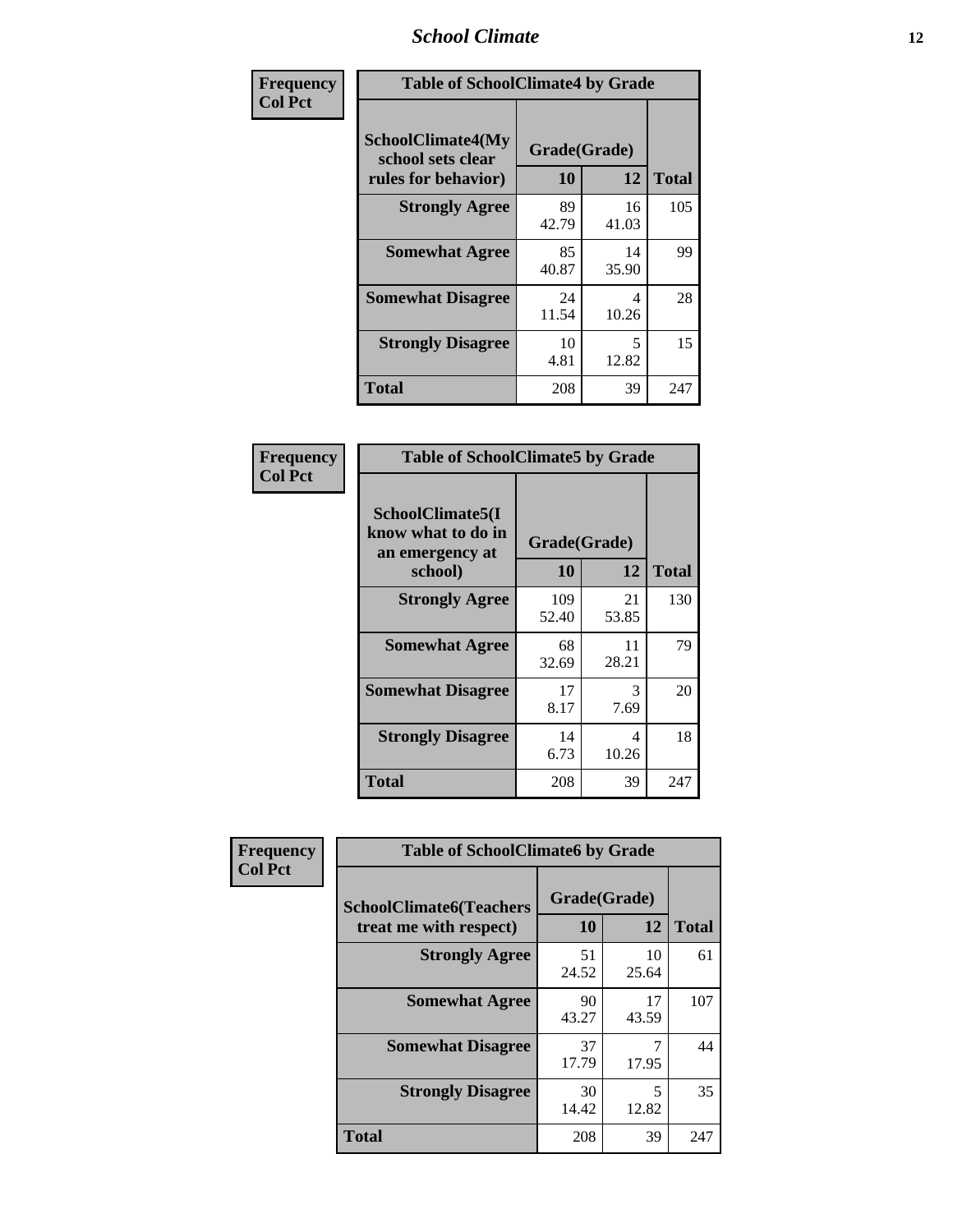| Frequency Col Pct | Table of SchoolClimate4 by Grade | | |
|---|---|---|---|
| SchoolClimate4(My school sets clear rules for behavior) | Grade(Grade) | | |
| | 10 | 12 | Total |
| Strongly Agree | 89<br>42.79 | 16<br>41.03 | 105 |
| Somewhat Agree | 85<br>40.87 | 14<br>35.90 | 99 |
| Somewhat Disagree | 24<br>11.54 | 4<br>10.26 | 28 |
| Strongly Disagree | 10<br>4.81 | 5<br>12.82 | 15 |
| Total | 208 | 39 | 247 |

| Frequency Col Pct | Table of SchoolClimate5 by Grade | | |
|---|---|---|---|
| SchoolClimate5(I know what to do in an emergency at school) | Grade(Grade) | | |
| | 10 | 12 | Total |
| Strongly Agree | 109<br>52.40 | 21<br>53.85 | 130 |
| Somewhat Agree | 68<br>32.69 | 11<br>28.21 | 79 |
| Somewhat Disagree | 17<br>8.17 | 3<br>7.69 | 20 |
| Strongly Disagree | 14<br>6.73 | 4<br>10.26 | 18 |
| Total | 208 | 39 | 247 |

| Frequency Col Pct | Table of SchoolClimate6 by Grade | | |
|---|---|---|---|
| SchoolClimate6(Teachers treat me with respect) | Grade(Grade) | | |
| | 10 | 12 | Total |
| Strongly Agree | 51<br>24.52 | 10<br>25.64 | 61 |
| Somewhat Agree | 90<br>43.27 | 17<br>43.59 | 107 |
| Somewhat Disagree | 37<br>17.79 | 7<br>17.95 | 44 |
| Strongly Disagree | 30<br>14.42 | 5<br>12.82 | 35 |
| Total | 208 | 39 | 247 |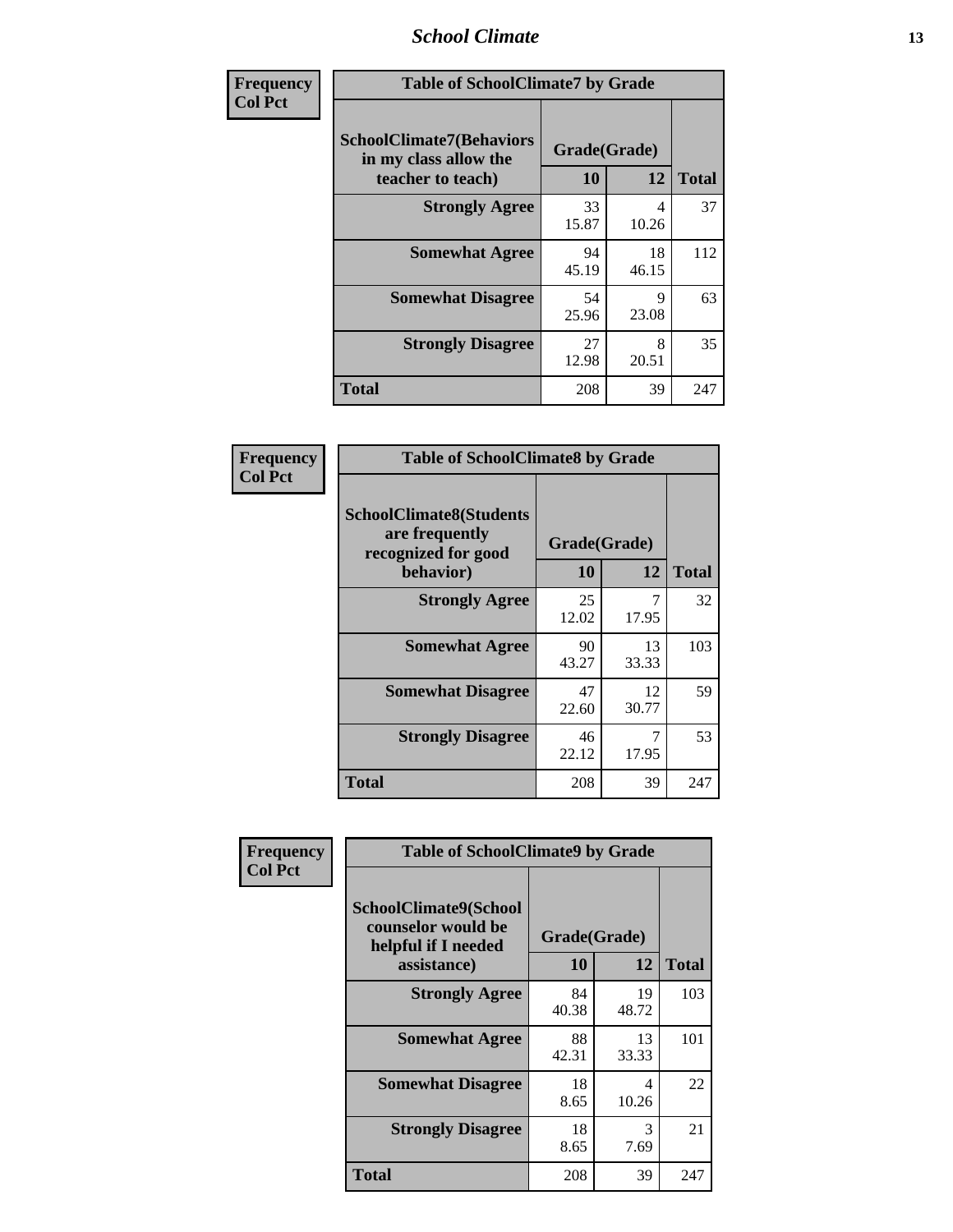| Frequency<br>Col Pct | Table of SchoolClimate7 by Grade | | |
|---|---|---|---|
| **SchoolClimate7(Behaviors in my class allow the teacher to teach)** | **Grade(Grade)** | | |
| | **10** | **12** | **Total** |
| **Strongly Agree** | 33<br>15.87 | 4<br>10.26 | 37 |
| **Somewhat Agree** | 94<br>45.19 | 18<br>46.15 | 112 |
| **Somewhat Disagree** | 54<br>25.96 | 9<br>23.08 | 63 |
| **Strongly Disagree** | 27<br>12.98 | 8<br>20.51 | 35 |
| **Total** | 208 | 39 | 247 |

| Frequency<br>Col Pct | Table of SchoolClimate8 by Grade | | |
|---|---|---|---|
| **SchoolClimate8(Students are frequently recognized for good behavior)** | **Grade(Grade)** | | |
| | **10** | **12** | **Total** |
| **Strongly Agree** | 25<br>12.02 | 7<br>17.95 | 32 |
| **Somewhat Agree** | 90<br>43.27 | 13<br>33.33 | 103 |
| **Somewhat Disagree** | 47<br>22.60 | 12<br>30.77 | 59 |
| **Strongly Disagree** | 46<br>22.12 | 7<br>17.95 | 53 |
| **Total** | 208 | 39 | 247 |

| Frequency<br>Col Pct | Table of SchoolClimate9 by Grade | | |
|---|---|---|---|
| **SchoolClimate9(School counselor would be helpful if I needed assistance)** | **Grade(Grade)** | | |
| | **10** | **12** | **Total** |
| **Strongly Agree** | 84<br>40.38 | 19<br>48.72 | 103 |
| **Somewhat Agree** | 88<br>42.31 | 13<br>33.33 | 101 |
| **Somewhat Disagree** | 18<br>8.65 | 4<br>10.26 | 22 |
| **Strongly Disagree** | 18<br>8.65 | 3<br>7.69 | 21 |
| **Total** | 208 | 39 | 247 |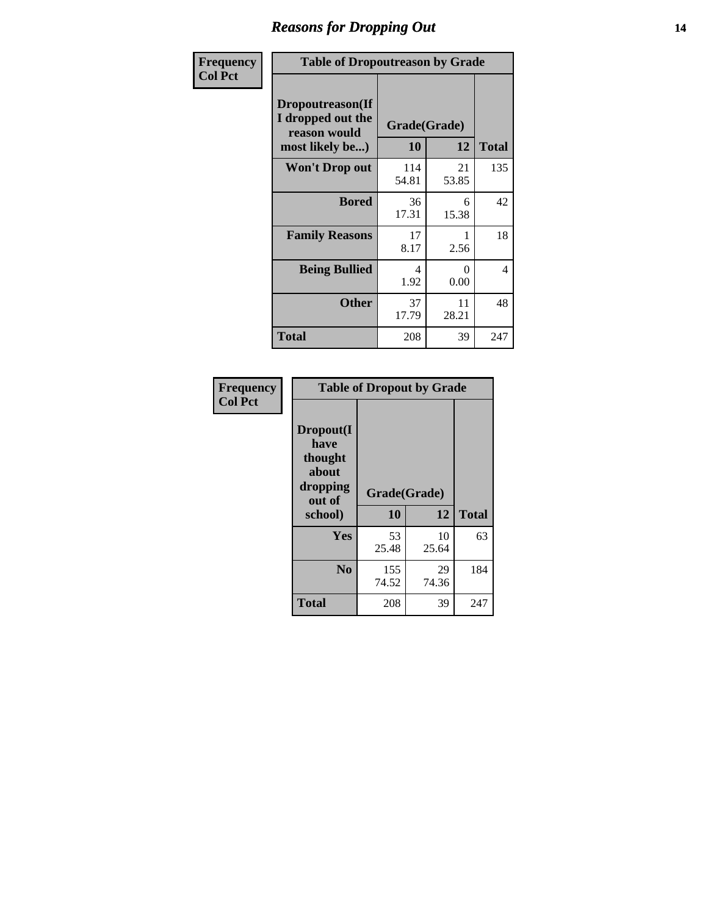# Reasons for Dropping Out

| Frequency Col Pct | Table of Dropoutreason by Grade | | |
|---|---|---|---|
| Dropoutreason(If I dropped out the reason would most likely be...) | Grade(Grade) | | |
| | 10 | 12 | Total |
| Won't Drop out | 114<br>54.81 | 21<br>53.85 | 135 |
| Bored | 36<br>17.31 | 6<br>15.38 | 42 |
| Family Reasons | 17<br>8.17 | 1<br>2.56 | 18 |
| Being Bullied | 4<br>1.92 | 0<br>0.00 | 4 |
| Other | 37<br>17.79 | 11<br>28.21 | 48 |
| Total | 208 | 39 | 247 |

| Frequency Col Pct | Table of Dropout by Grade | | |
|---|---|---|---|
| Dropout(I have thought about dropping out of school) | Grade(Grade) | | |
| | 10 | 12 | Total |
| Yes | 53<br>25.48 | 10<br>25.64 | 63 |
| No | 155<br>74.52 | 29<br>74.36 | 184 |
| Total | 208 | 39 | 247 |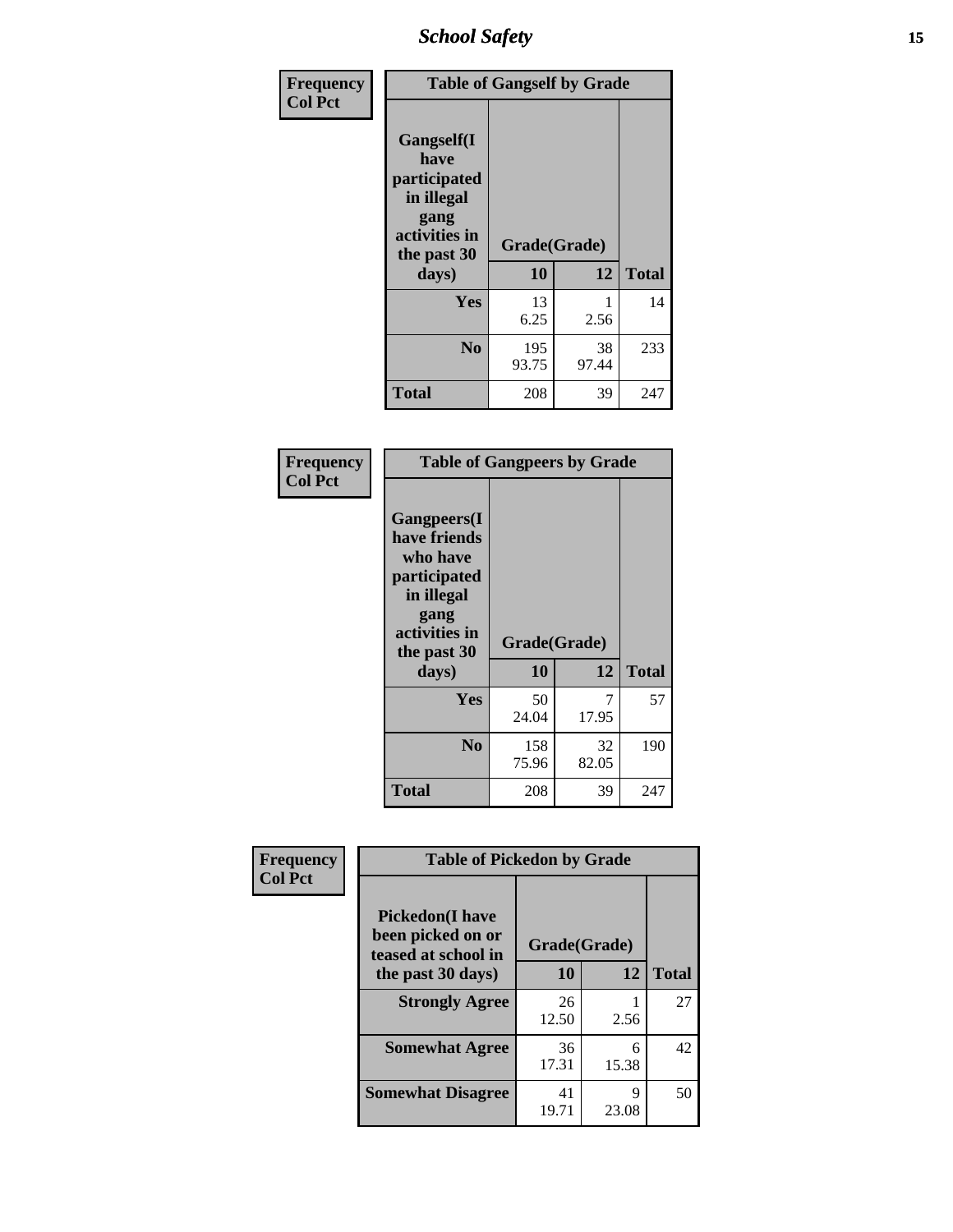| Frequency<br>Col Pct | Table of Gangself by Grade | | |
|---|---|---|---|
| Gangself(I have participated in illegal gang activities in the past 30 days) | Grade(Grade) | | |
| | 10 | 12 | Total |
| Yes | 13<br>6.25 | 1<br>2.56 | 14 |
| No | 195<br>93.75 | 38<br>97.44 | 233 |
| Total | 208 | 39 | 247 |

| Frequency<br>Col Pct | Table of Gangpeers by Grade | | |
|---|---|---|---|
| Gangpeers(I have friends who have participated in illegal gang activities in the past 30 days) | Grade(Grade) | | |
| | 10 | 12 | Total |
| Yes | 50<br>24.04 | 7<br>17.95 | 57 |
| No | 158<br>75.96 | 32<br>82.05 | 190 |
| Total | 208 | 39 | 247 |

| Frequency<br>Col Pct | Table of Pickedon by Grade | | |
|---|---|---|---|
| Pickedon(I have been picked on or teased at school in the past 30 days) | Grade(Grade) | | |
| | 10 | 12 | Total |
| Strongly Agree | 26<br>12.50 | 1<br>2.56 | 27 |
| Somewhat Agree | 36<br>17.31 | 6<br>15.38 | 42 |
| Somewhat Disagree | 41<br>19.71 | 9<br>23.08 | 50 |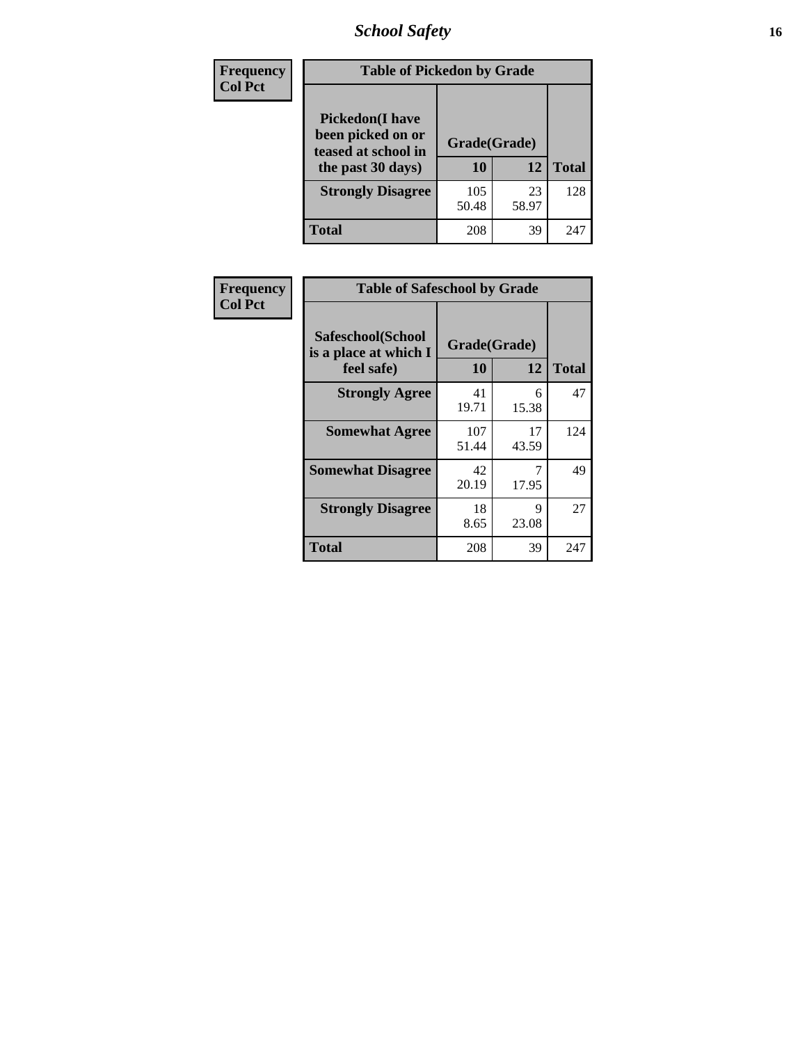| Frequency<br>Col Pct | Table of Pickedon by Grade | | |
|---|---|---|---|
| **Pickedon(I have been picked on or teased at school in the past 30 days)** | **Grade(Grade)** | | |
| | **10** | **12** | **Total** |
| **Strongly Disagree** | 105<br>50.48 | 23<br>58.97 | 128 |
| **Total** | 208 | 39 | 247 |

| Frequency<br>Col Pct | Table of Safeschool by Grade | | |
|---|---|---|---|
| **Safeschool(School is a place at which I feel safe)** | **Grade(Grade)** | | |
| | **10** | **12** | **Total** |
| **Strongly Agree** | 41<br>19.71 | 6<br>15.38 | 47 |
| **Somewhat Agree** | 107<br>51.44 | 17<br>43.59 | 124 |
| **Somewhat Disagree** | 42<br>20.19 | 7<br>17.95 | 49 |
| **Strongly Disagree** | 18<br>8.65 | 9<br>23.08 | 27 |
| **Total** | 208 | 39 | 247 |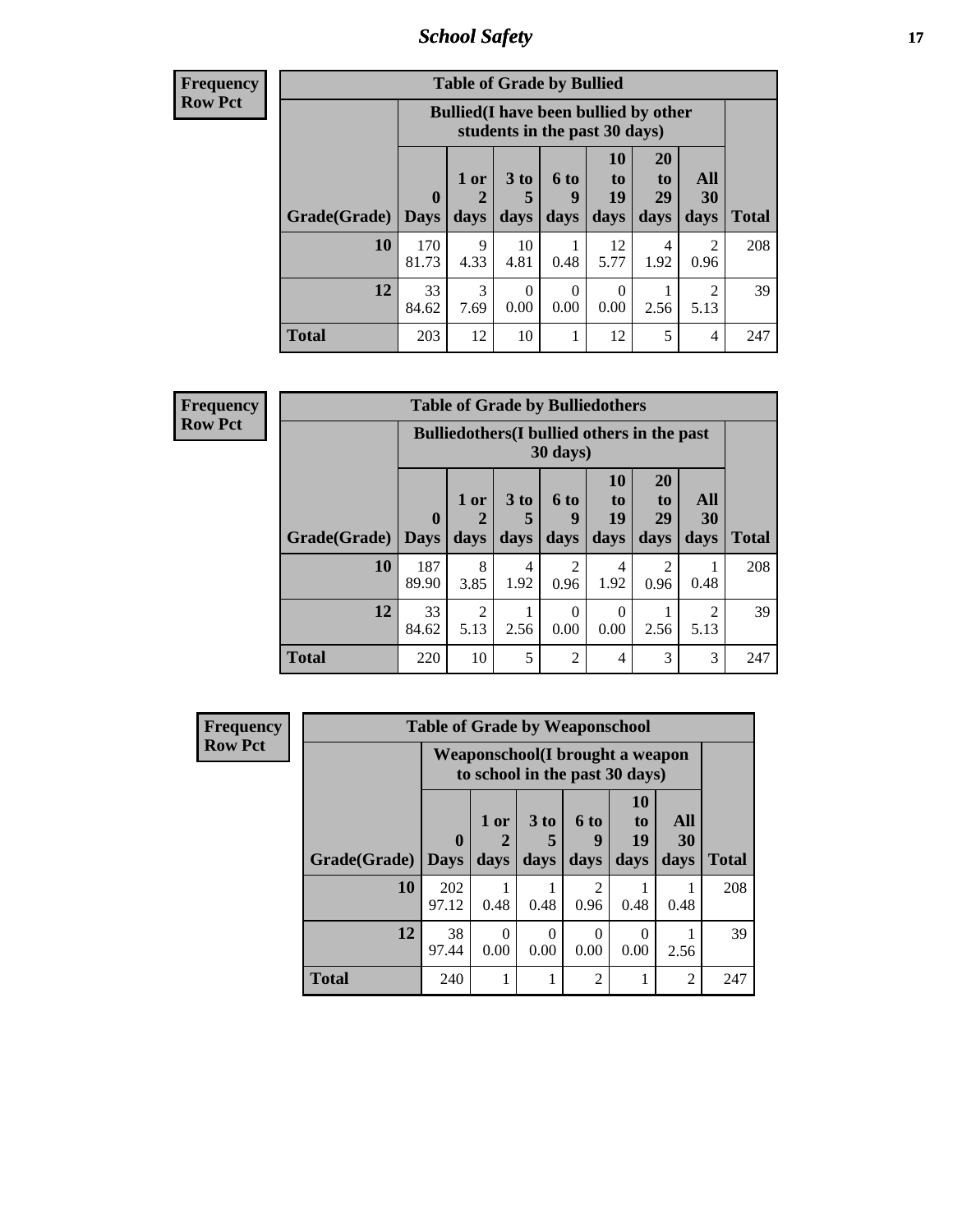**Frequency**
**Row Pct**

| Table of Grade by Bullied | | | | | | | | |
|---|---|---|---|---|---|---|---|---|
| | Bullied(I have been bullied by other students in the past 30 days) | | | | | | | |
| Grade(Grade) | 0 Days | 1 or 2 days | 3 to 5 days | 6 to 9 days | 10 to 19 days | 20 to 29 days | All 30 days | Total |
| **10** | 170<br>81.73 | 9<br>4.33 | 10<br>4.81 | 1<br>0.48 | 12<br>5.77 | 4<br>1.92 | 2<br>0.96 | 208 |
| **12** | 33<br>84.62 | 3<br>7.69 | 0<br>0.00 | 0<br>0.00 | 0<br>0.00 | 1<br>2.56 | 2<br>5.13 | 39 |
| **Total** | 203 | 12 | 10 | 1 | 12 | 5 | 4 | 247 |

**Frequency**
**Row Pct**

| Table of Grade by Bulliedothers | | | | | | | | |
|---|---|---|---|---|---|---|---|---|
| | Bulliedothers(I bullied others in the past 30 days) | | | | | | | |
| Grade(Grade) | 0 Days | 1 or 2 days | 3 to 5 days | 6 to 9 days | 10 to 19 days | 20 to 29 days | All 30 days | Total |
| **10** | 187<br>89.90 | 8<br>3.85 | 4<br>1.92 | 2<br>0.96 | 4<br>1.92 | 2<br>0.96 | 1<br>0.48 | 208 |
| **12** | 33<br>84.62 | 2<br>5.13 | 1<br>2.56 | 0<br>0.00 | 0<br>0.00 | 1<br>2.56 | 2<br>5.13 | 39 |
| **Total** | 220 | 10 | 5 | 2 | 4 | 3 | 3 | 247 |

**Frequency**
**Row Pct**

| Table of Grade by Weaponschool | | | | | | | |
|---|---|---|---|---|---|---|---|
| | Weaponschool(I brought a weapon to school in the past 30 days) | | | | | | |
| Grade(Grade) | 0 Days | 1 or 2 days | 3 to 5 days | 6 to 9 days | 10 to 19 days | All 30 days | Total |
| **10** | 202<br>97.12 | 1<br>0.48 | 1<br>0.48 | 2<br>0.96 | 1<br>0.48 | 1<br>0.48 | 208 |
| **12** | 38<br>97.44 | 0<br>0.00 | 0<br>0.00 | 0<br>0.00 | 0<br>0.00 | 1<br>2.56 | 39 |
| **Total** | 240 | 1 | 1 | 2 | 1 | 2 | 247 |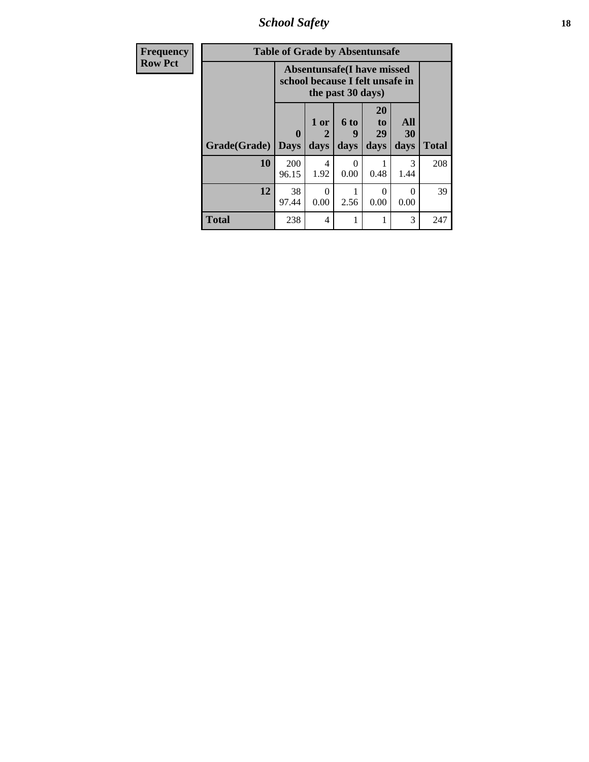| Frequency<br>Row Pct | Table of Grade by Absentunsafe | | | | | |
|---|---|---|---|---|---|---|
| | Absentunsafe(I have missed school because I felt unsafe in the past 30 days) | | | | | |
| Grade(Grade) | 0 Days | 1 or 2 days | 6 to 9 days | 20 to 29 days | All 30 days | Total |
| 10 | 200<br>96.15 | 4<br>1.92 | 0<br>0.00 | 1<br>0.48 | 3<br>1.44 | 208 |
| 12 | 38<br>97.44 | 0<br>0.00 | 1<br>2.56 | 0<br>0.00 | 0<br>0.00 | 39 |
| Total | 238 | 4 | 1 | 1 | 3 | 247 |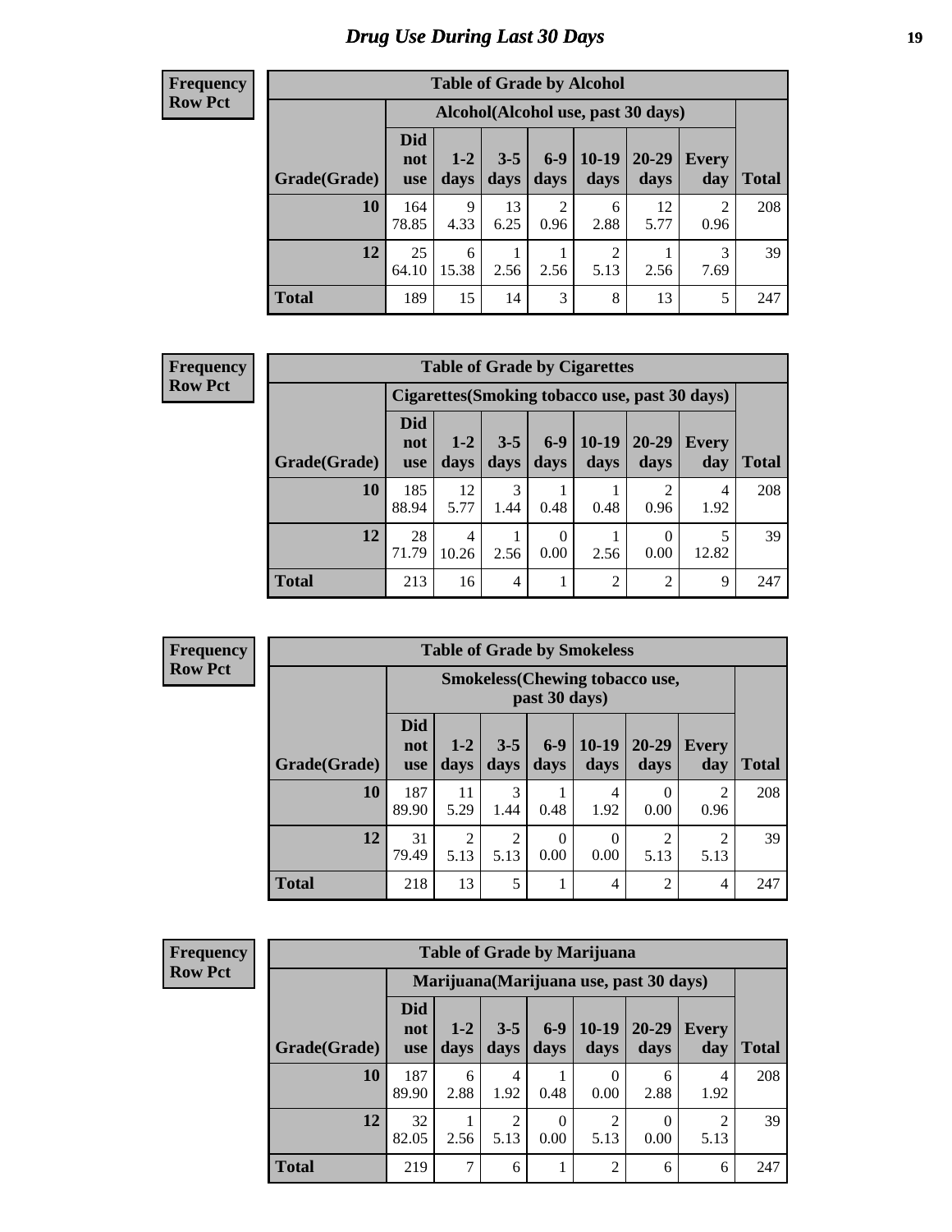# Drug Use During Last 30 Days

**Frequency Row Pct**

| Table of Grade by Alcohol | | | | | | | | |
|---|---|---|---|---|---|---|---|---|
| | Alcohol(Alcohol use, past 30 days) | | | | | | | |
| Grade(Grade) | Did not use | 1-2 days | 3-5 days | 6-9 days | 10-19 days | 20-29 days | Every day | Total |
| **10** | 164<br>78.85 | 9<br>4.33 | 13<br>6.25 | 2<br>0.96 | 6<br>2.88 | 12<br>5.77 | 2<br>0.96 | 208 |
| **12** | 25<br>64.10 | 6<br>15.38 | 1<br>2.56 | 1<br>2.56 | 2<br>5.13 | 1<br>2.56 | 3<br>7.69 | 39 |
| **Total** | 189 | 15 | 14 | 3 | 8 | 13 | 5 | 247 |

**Frequency Row Pct**

| Table of Grade by Cigarettes | | | | | | | | |
|---|---|---|---|---|---|---|---|---|
| | Cigarettes(Smoking tobacco use, past 30 days) | | | | | | | |
| Grade(Grade) | Did not use | 1-2 days | 3-5 days | 6-9 days | 10-19 days | 20-29 days | Every day | Total |
| **10** | 185<br>88.94 | 12<br>5.77 | 3<br>1.44 | 1<br>0.48 | 1<br>0.48 | 2<br>0.96 | 4<br>1.92 | 208 |
| **12** | 28<br>71.79 | 4<br>10.26 | 1<br>2.56 | 0<br>0.00 | 1<br>2.56 | 0<br>0.00 | 5<br>12.82 | 39 |
| **Total** | 213 | 16 | 4 | 1 | 2 | 2 | 9 | 247 |

**Frequency Row Pct**

| Table of Grade by Smokeless | | | | | | | | |
|---|---|---|---|---|---|---|---|---|
| | Smokeless(Chewing tobacco use, past 30 days) | | | | | | | |
| Grade(Grade) | Did not use | 1-2 days | 3-5 days | 6-9 days | 10-19 days | 20-29 days | Every day | Total |
| **10** | 187<br>89.90 | 11<br>5.29 | 3<br>1.44 | 1<br>0.48 | 4<br>1.92 | 0<br>0.00 | 2<br>0.96 | 208 |
| **12** | 31<br>79.49 | 2<br>5.13 | 2<br>5.13 | 0<br>0.00 | 0<br>0.00 | 2<br>5.13 | 2<br>5.13 | 39 |
| **Total** | 218 | 13 | 5 | 1 | 4 | 2 | 4 | 247 |

**Frequency Row Pct**

| Table of Grade by Marijuana | | | | | | | | |
|---|---|---|---|---|---|---|---|---|
| | Marijuana(Marijuana use, past 30 days) | | | | | | | |
| Grade(Grade) | Did not use | 1-2 days | 3-5 days | 6-9 days | 10-19 days | 20-29 days | Every day | Total |
| **10** | 187<br>89.90 | 6<br>2.88 | 4<br>1.92 | 1<br>0.48 | 0<br>0.00 | 6<br>2.88 | 4<br>1.92 | 208 |
| **12** | 32<br>82.05 | 1<br>2.56 | 2<br>5.13 | 0<br>0.00 | 2<br>5.13 | 0<br>0.00 | 2<br>5.13 | 39 |
| **Total** | 219 | 7 | 6 | 1 | 2 | 6 | 6 | 247 |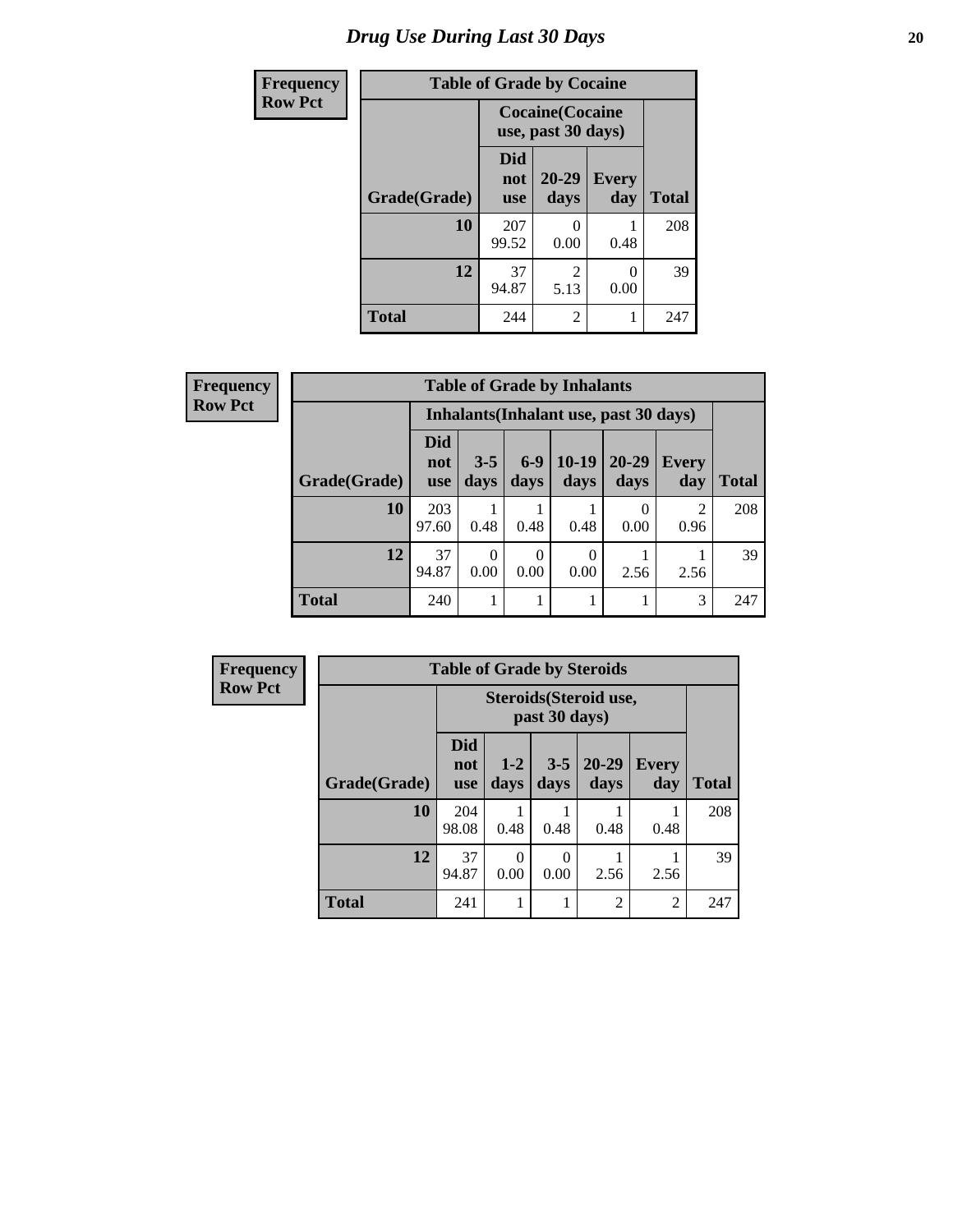# Drug Use During Last 30 Days

**Frequency**
**Row Pct**

| Table of Grade by Cocaine | | | | |
|---|---|---|---|---|
| | Cocaine(Cocaine use, past 30 days) | | | |
| Grade(Grade) | Did not use | 20-29 days | Every day | Total |
| 10 | 207<br>99.52 | 0<br>0.00 | 1<br>0.48 | 208 |
| 12 | 37<br>94.87 | 2<br>5.13 | 0<br>0.00 | 39 |
| Total | 244 | 2 | 1 | 247 |

**Frequency**
**Row Pct**

| Table of Grade by Inhalants | | | | | | | |
|---|---|---|---|---|---|---|---|
| | Inhalants(Inhalant use, past 30 days) | | | | | | |
| Grade(Grade) | Did not use | 3-5 days | 6-9 days | 10-19 days | 20-29 days | Every day | Total |
| 10 | 203<br>97.60 | 1<br>0.48 | 1<br>0.48 | 1<br>0.48 | 0<br>0.00 | 2<br>0.96 | 208 |
| 12 | 37<br>94.87 | 0<br>0.00 | 0<br>0.00 | 0<br>0.00 | 1<br>2.56 | 1<br>2.56 | 39 |
| Total | 240 | 1 | 1 | 1 | 1 | 3 | 247 |

**Frequency**
**Row Pct**

| Table of Grade by Steroids | | | | | | |
|---|---|---|---|---|---|---|
| | Steroids(Steroid use, past 30 days) | | | | | |
| Grade(Grade) | Did not use | 1-2 days | 3-5 days | 20-29 days | Every day | Total |
| 10 | 204<br>98.08 | 1<br>0.48 | 1<br>0.48 | 1<br>0.48 | 1<br>0.48 | 208 |
| 12 | 37<br>94.87 | 0<br>0.00 | 0<br>0.00 | 1<br>2.56 | 1<br>2.56 | 39 |
| Total | 241 | 1 | 1 | 2 | 2 | 247 |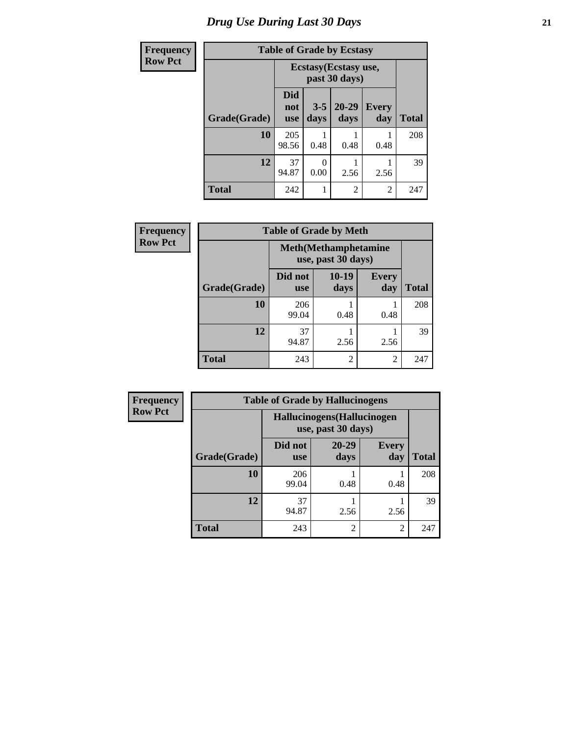# Drug Use During Last 30 Days

**Frequency**
**Row Pct**

| Table of Grade by Ecstasy | | | | | |
|---|---|---|---|---|---|
| | Ecstasy(Ecstasy use, past 30 days) | | | | |
| Grade(Grade) | Did not use | 3-5 days | 20-29 days | Every day | Total |
| **10** | 205<br>98.56 | 1<br>0.48 | 1<br>0.48 | 1<br>0.48 | 208 |
| **12** | 37<br>94.87 | 0<br>0.00 | 1<br>2.56 | 1<br>2.56 | 39 |
| **Total** | 242 | 1 | 2 | 2 | 247 |

**Frequency**
**Row Pct**

| Table of Grade by Meth | | | | |
|---|---|---|---|---|
| | Meth(Methamphetamine use, past 30 days) | | | |
| Grade(Grade) | Did not use | 10-19 days | Every day | Total |
| **10** | 206<br>99.04 | 1<br>0.48 | 1<br>0.48 | 208 |
| **12** | 37<br>94.87 | 1<br>2.56 | 1<br>2.56 | 39 |
| **Total** | 243 | 2 | 2 | 247 |

**Frequency**
**Row Pct**

| Table of Grade by Hallucinogens | | | | |
|---|---|---|---|---|
| | Hallucinogens(Hallucinogen use, past 30 days) | | | |
| Grade(Grade) | Did not use | 20-29 days | Every day | Total |
| **10** | 206<br>99.04 | 1<br>0.48 | 1<br>0.48 | 208 |
| **12** | 37<br>94.87 | 1<br>2.56 | 1<br>2.56 | 39 |
| **Total** | 243 | 2 | 2 | 247 |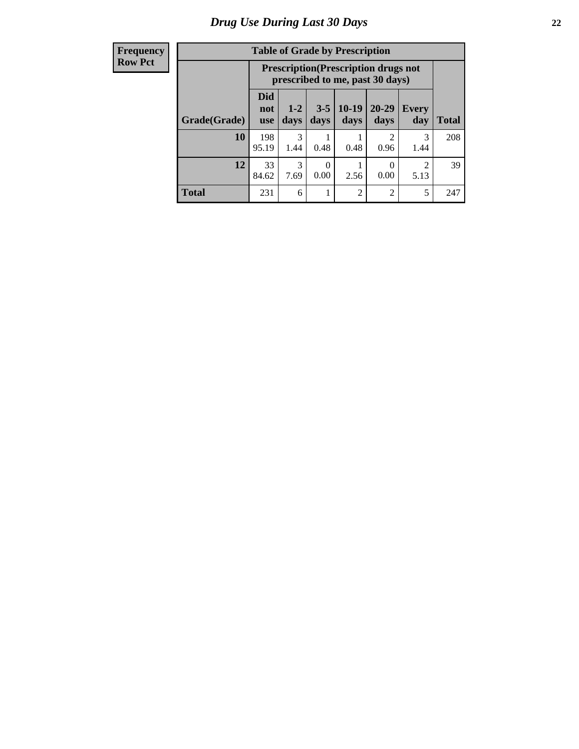# *Drug Use During Last 30 Days*

| Frequency Row Pct |
|---|

**Table of Grade by Prescription**

| Grade(Grade) | Prescription(Prescription drugs not prescribed to me, past 30 days) | | | | | | Total |
|---|---|---|---|---|---|---|---|
| | Did not use | 1-2 days | 3-5 days | 10-19 days | 20-29 days | Every day | |
| **10** | 198<br>95.19 | 3<br>1.44 | 1<br>0.48 | 1<br>0.48 | 2<br>0.96 | 3<br>1.44 | 208 |
| **12** | 33<br>84.62 | 3<br>7.69 | 0<br>0.00 | 1<br>2.56 | 0<br>0.00 | 2<br>5.13 | 39 |
| **Total** | 231 | 6 | 1 | 2 | 2 | 5 | 247 |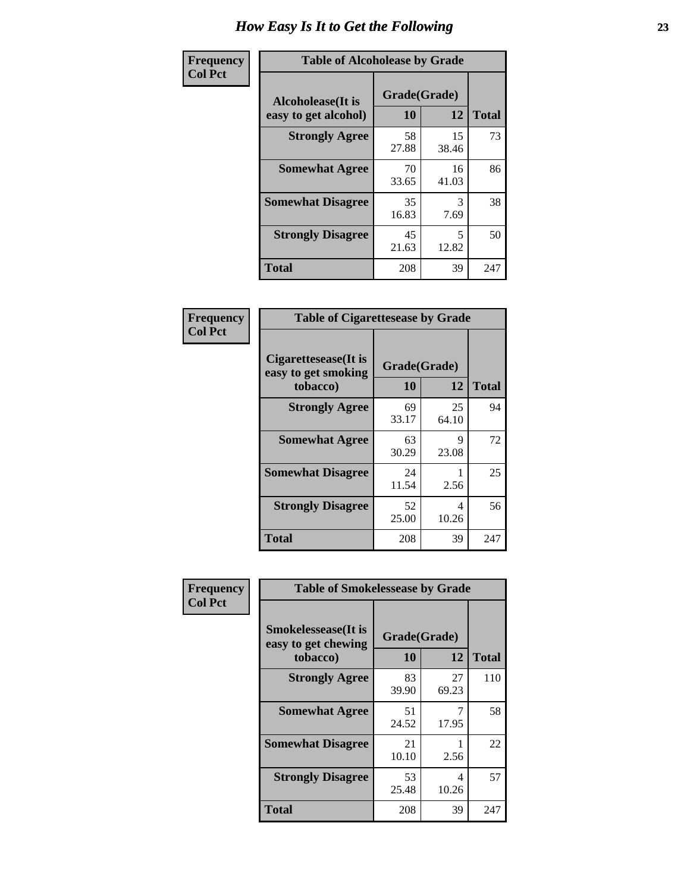# How Easy Is It to Get the Following

**Frequency**
**Col Pct**

**Table of Alcoholease by Grade**

| Alcoholease(It is easy to get alcohol) | Grade(Grade) | | Total |
|---|---|---|---|
| | 10 | 12 | |
| **Strongly Agree** | 58<br>27.88 | 15<br>38.46 | 73 |
| **Somewhat Agree** | 70<br>33.65 | 16<br>41.03 | 86 |
| **Somewhat Disagree** | 35<br>16.83 | 3<br>7.69 | 38 |
| **Strongly Disagree** | 45<br>21.63 | 5<br>12.82 | 50 |
| **Total** | 208 | 39 | 247 |

**Frequency**
**Col Pct**

**Table of Cigarettesease by Grade**

| Cigarettesease(It is easy to get smoking tobacco) | Grade(Grade) | | Total |
|---|---|---|---|
| | 10 | 12 | |
| **Strongly Agree** | 69<br>33.17 | 25<br>64.10 | 94 |
| **Somewhat Agree** | 63<br>30.29 | 9<br>23.08 | 72 |
| **Somewhat Disagree** | 24<br>11.54 | 1<br>2.56 | 25 |
| **Strongly Disagree** | 52<br>25.00 | 4<br>10.26 | 56 |
| **Total** | 208 | 39 | 247 |

**Frequency**
**Col Pct**

**Table of Smokelessease by Grade**

| Smokelessease(It is easy to get chewing tobacco) | Grade(Grade) | | Total |
|---|---|---|---|
| | 10 | 12 | |
| **Strongly Agree** | 83<br>39.90 | 27<br>69.23 | 110 |
| **Somewhat Agree** | 51<br>24.52 | 7<br>17.95 | 58 |
| **Somewhat Disagree** | 21<br>10.10 | 1<br>2.56 | 22 |
| **Strongly Disagree** | 53<br>25.48 | 4<br>10.26 | 57 |
| **Total** | 208 | 39 | 247 |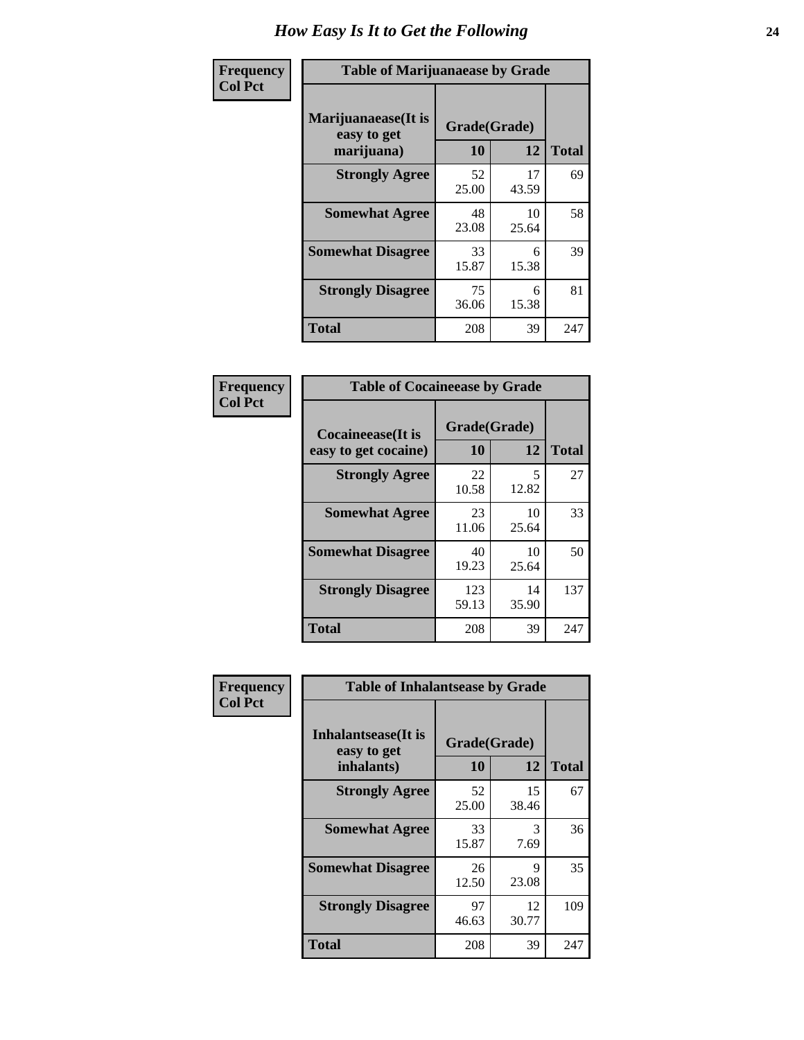# How Easy Is It to Get the Following

**Frequency**
**Col Pct**

**Table of Marijuanaease by Grade**

| Marijuanaease(It is easy to get marijuana) | Grade(Grade) | | Total |
|---|---|---|---|
| | 10 | 12 | |
| **Strongly Agree** | 52<br>25.00 | 17<br>43.59 | 69 |
| **Somewhat Agree** | 48<br>23.08 | 10<br>25.64 | 58 |
| **Somewhat Disagree** | 33<br>15.87 | 6<br>15.38 | 39 |
| **Strongly Disagree** | 75<br>36.06 | 6<br>15.38 | 81 |
| **Total** | 208 | 39 | 247 |

**Frequency**
**Col Pct**

**Table of Cocaineease by Grade**

| Cocaineease(It is easy to get cocaine) | Grade(Grade) | | Total |
|---|---|---|---|
| | 10 | 12 | |
| **Strongly Agree** | 22<br>10.58 | 5<br>12.82 | 27 |
| **Somewhat Agree** | 23<br>11.06 | 10<br>25.64 | 33 |
| **Somewhat Disagree** | 40<br>19.23 | 10<br>25.64 | 50 |
| **Strongly Disagree** | 123<br>59.13 | 14<br>35.90 | 137 |
| **Total** | 208 | 39 | 247 |

**Frequency**
**Col Pct**

**Table of Inhalantsease by Grade**

| Inhalantsease(It is easy to get inhalants) | Grade(Grade) | | Total |
|---|---|---|---|
| | 10 | 12 | |
| **Strongly Agree** | 52<br>25.00 | 15<br>38.46 | 67 |
| **Somewhat Agree** | 33<br>15.87 | 3<br>7.69 | 36 |
| **Somewhat Disagree** | 26<br>12.50 | 9<br>23.08 | 35 |
| **Strongly Disagree** | 97<br>46.63 | 12<br>30.77 | 109 |
| **Total** | 208 | 39 | 247 |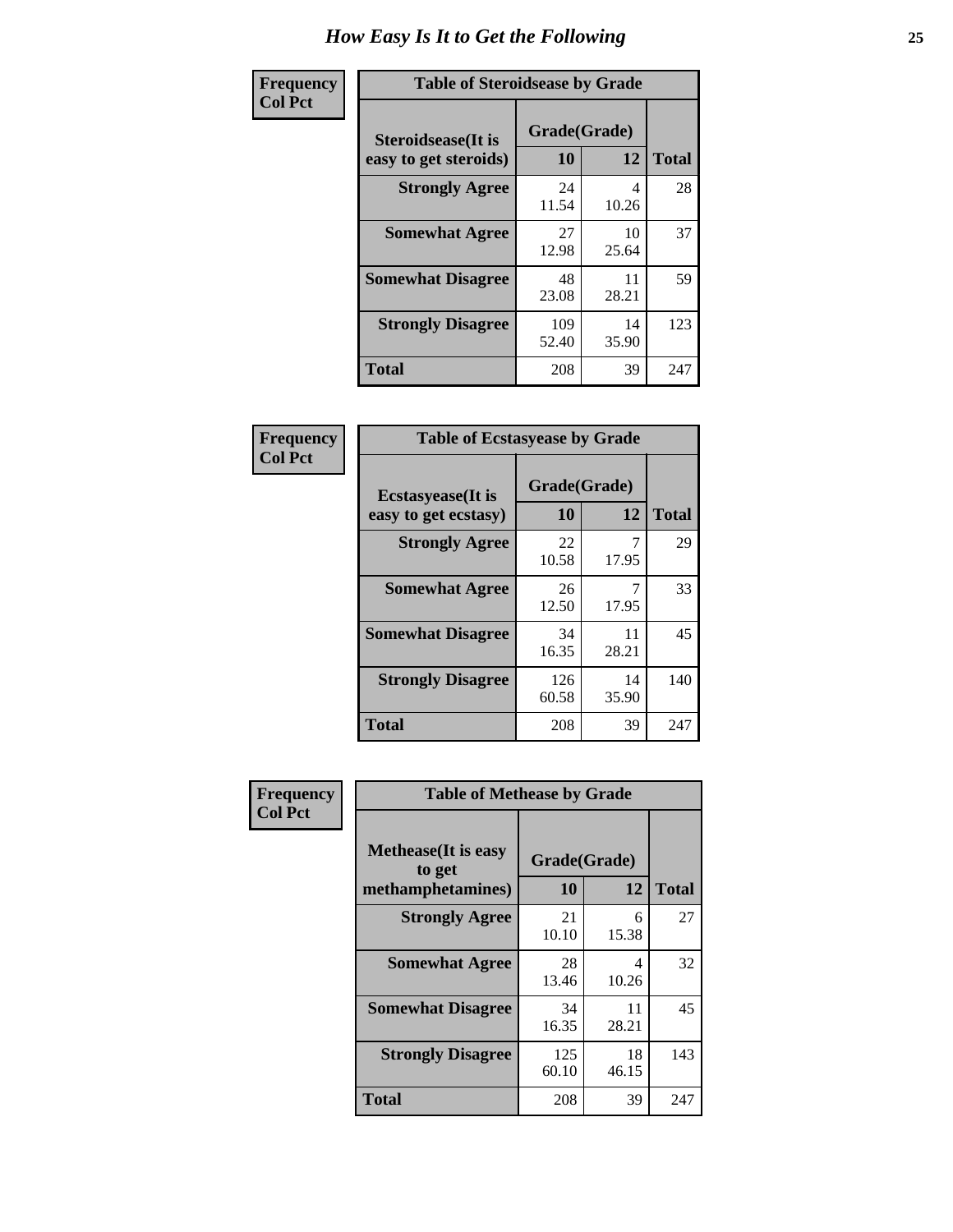# How Easy Is It to Get the Following

**Frequency**
**Col Pct**

| Table of Steroidsease by Grade | | | |
|---|---|---|---|
| **Steroidsease(It is easy to get steroids)** | **Grade(Grade)** | | **Total** |
| | **10** | **12** | |
| **Strongly Agree** | 24<br>11.54 | 4<br>10.26 | 28 |
| **Somewhat Agree** | 27<br>12.98 | 10<br>25.64 | 37 |
| **Somewhat Disagree** | 48<br>23.08 | 11<br>28.21 | 59 |
| **Strongly Disagree** | 109<br>52.40 | 14<br>35.90 | 123 |
| **Total** | 208 | 39 | 247 |

**Frequency**
**Col Pct**

| Table of Ecstasyease by Grade | | | |
|---|---|---|---|
| **Ecstasyease(It is easy to get ecstasy)** | **Grade(Grade)** | | **Total** |
| | **10** | **12** | |
| **Strongly Agree** | 22<br>10.58 | 7<br>17.95 | 29 |
| **Somewhat Agree** | 26<br>12.50 | 7<br>17.95 | 33 |
| **Somewhat Disagree** | 34<br>16.35 | 11<br>28.21 | 45 |
| **Strongly Disagree** | 126<br>60.58 | 14<br>35.90 | 140 |
| **Total** | 208 | 39 | 247 |

**Frequency**
**Col Pct**

| Table of Methease by Grade | | | |
|---|---|---|---|
| **Methease(It is easy to get methamphetamines)** | **Grade(Grade)** | | **Total** |
| | **10** | **12** | |
| **Strongly Agree** | 21<br>10.10 | 6<br>15.38 | 27 |
| **Somewhat Agree** | 28<br>13.46 | 4<br>10.26 | 32 |
| **Somewhat Disagree** | 34<br>16.35 | 11<br>28.21 | 45 |
| **Strongly Disagree** | 125<br>60.10 | 18<br>46.15 | 143 |
| **Total** | 208 | 39 | 247 |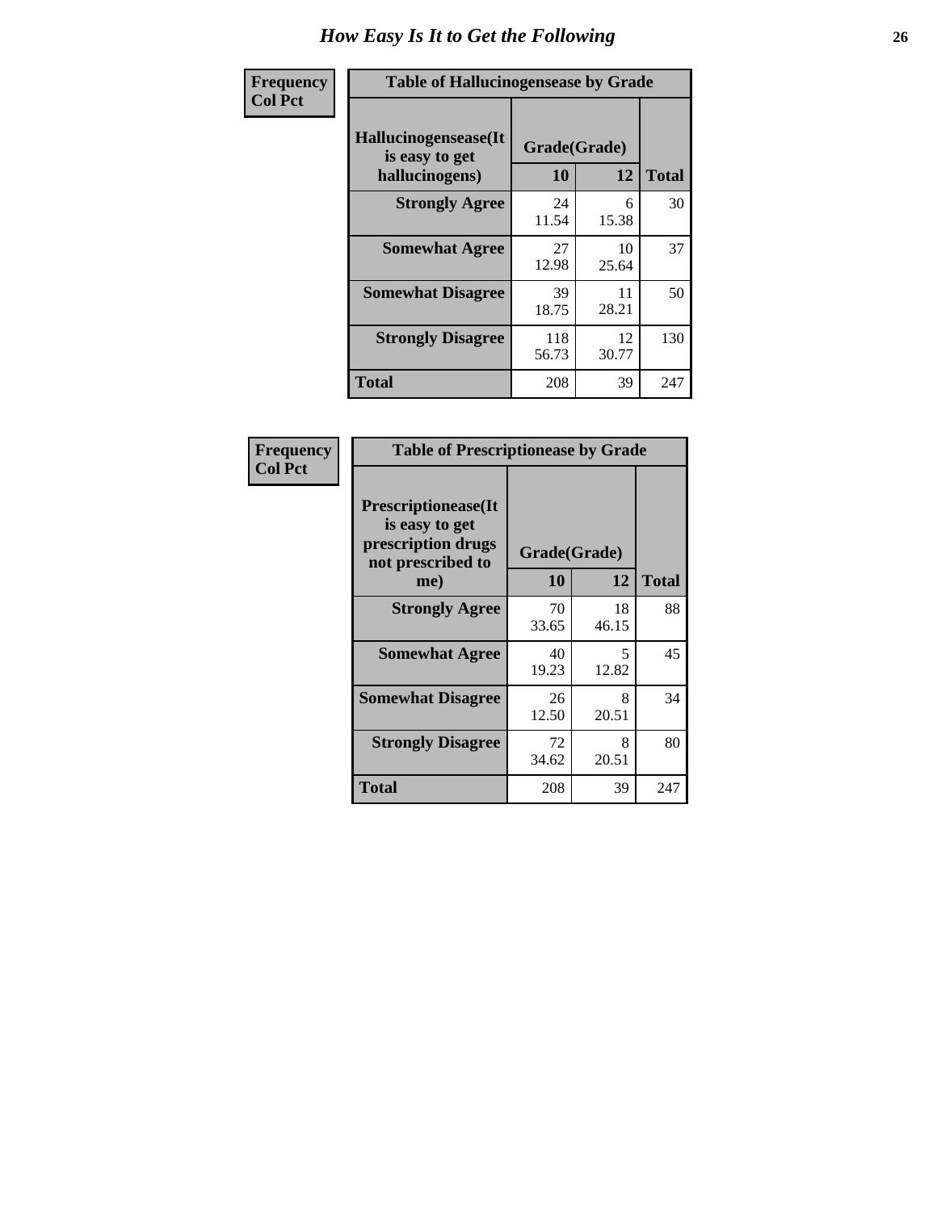# How Easy Is It to Get the Following

**Frequency**
**Col Pct**

| Table of Hallucinogensease by Grade | | | |
|---|---|---|---|
| **Hallucinogensease(It is easy to get hallucinogens)** | **Grade(Grade)** | | **Total** |
| | **10** | **12** | |
| **Strongly Agree** | 24<br>11.54 | 6<br>15.38 | 30 |
| **Somewhat Agree** | 27<br>12.98 | 10<br>25.64 | 37 |
| **Somewhat Disagree** | 39<br>18.75 | 11<br>28.21 | 50 |
| **Strongly Disagree** | 118<br>56.73 | 12<br>30.77 | 130 |
| **Total** | 208 | 39 | 247 |

**Frequency**
**Col Pct**

| Table of Prescriptionease by Grade | | | |
|---|---|---|---|
| **Prescriptionease(It is easy to get prescription drugs not prescribed to me)** | **Grade(Grade)** | | **Total** |
| | **10** | **12** | |
| **Strongly Agree** | 70<br>33.65 | 18<br>46.15 | 88 |
| **Somewhat Agree** | 40<br>19.23 | 5<br>12.82 | 45 |
| **Somewhat Disagree** | 26<br>12.50 | 8<br>20.51 | 34 |
| **Strongly Disagree** | 72<br>34.62 | 8<br>20.51 | 80 |
| **Total** | 208 | 39 | 247 |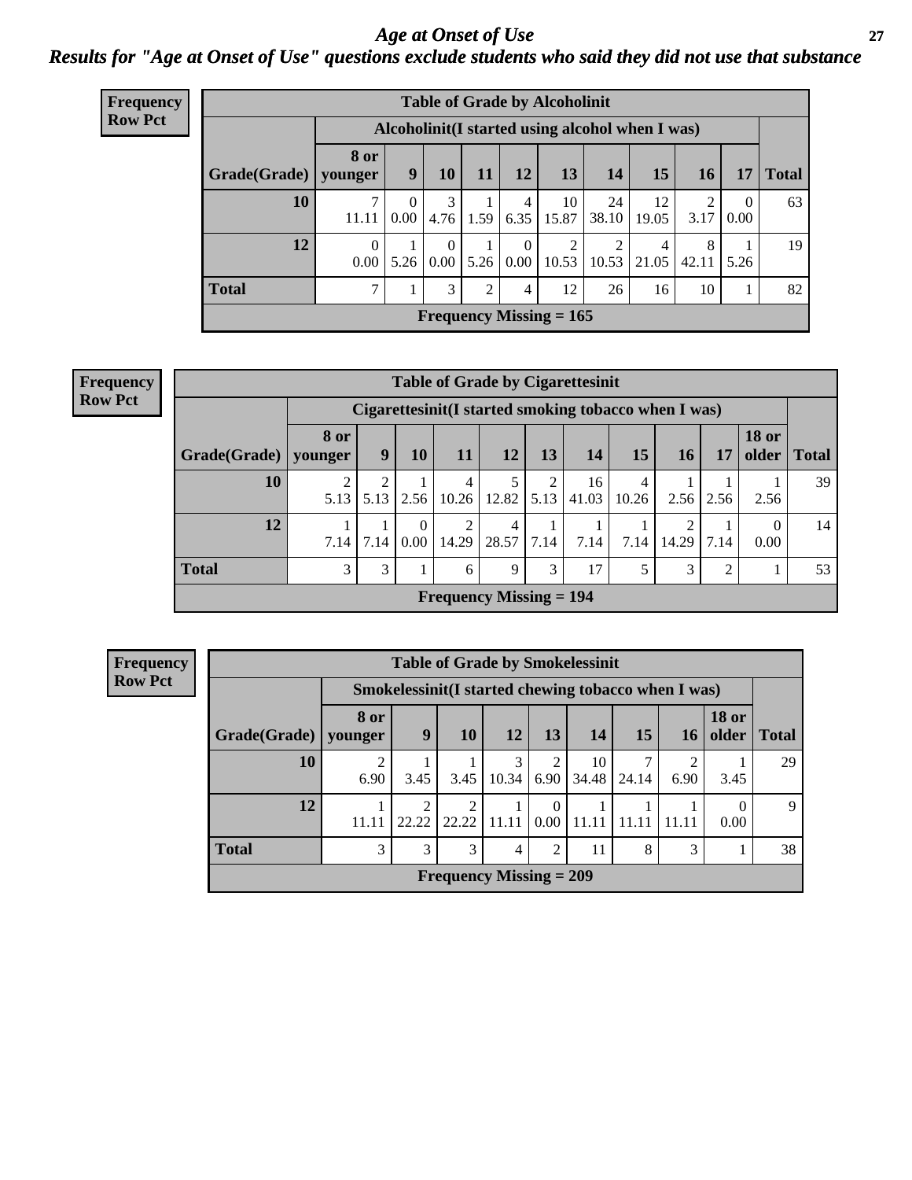# *Age at Onset of Use*

## *Results for "Age at Onset of Use" questions exclude students who said they did not use that substance*

**Frequency**
**Row Pct**

**Table of Grade by Alcoholinit**

| Grade(Grade) | Alcoholinit(I started using alcohol when I was) | | | | | | | | | | Total |
|---|---|---|---|---|---|---|---|---|---|---|---|
| | 8 or younger | 9 | 10 | 11 | 12 | 13 | 14 | 15 | 16 | 17 | |
| 10 | 7<br>11.11 | 0<br>0.00 | 3<br>4.76 | 1<br>1.59 | 4<br>6.35 | 10<br>15.87 | 24<br>38.10 | 12<br>19.05 | 2<br>3.17 | 0<br>0.00 | 63 |
| 12 | 0<br>0.00 | 1<br>5.26 | 0<br>0.00 | 1<br>5.26 | 0<br>0.00 | 2<br>10.53 | 2<br>10.53 | 4<br>21.05 | 8<br>42.11 | 1<br>5.26 | 19 |
| Total | 7 | 1 | 3 | 2 | 4 | 12 | 26 | 16 | 10 | 1 | 82 |

Frequency Missing = 165

**Frequency**
**Row Pct**

**Table of Grade by Cigarettesinit**

| Grade(Grade) | Cigarettesinit(I started smoking tobacco when I was) | | | | | | | | | | | Total |
|---|---|---|---|---|---|---|---|---|---|---|---|---|
| | 8 or younger | 9 | 10 | 11 | 12 | 13 | 14 | 15 | 16 | 17 | 18 or older | |
| 10 | 2<br>5.13 | 2<br>5.13 | 1<br>2.56 | 4<br>10.26 | 5<br>12.82 | 2<br>5.13 | 16<br>41.03 | 4<br>10.26 | 1<br>2.56 | 1<br>2.56 | 1<br>2.56 | 39 |
| 12 | 1<br>7.14 | 1<br>7.14 | 0<br>0.00 | 2<br>14.29 | 4<br>28.57 | 1<br>7.14 | 1<br>7.14 | 1<br>7.14 | 2<br>14.29 | 1<br>7.14 | 0<br>0.00 | 14 |
| Total | 3 | 3 | 1 | 6 | 9 | 3 | 17 | 5 | 3 | 2 | 1 | 53 |

Frequency Missing = 194

**Frequency**
**Row Pct**

**Table of Grade by Smokelessinit**

| Grade(Grade) | Smokelessinit(I started chewing tobacco when I was) | | | | | | | | | Total |
|---|---|---|---|---|---|---|---|---|---|---|
| | 8 or younger | 9 | 10 | 12 | 13 | 14 | 15 | 16 | 18 or older | |
| 10 | 2<br>6.90 | 1<br>3.45 | 1<br>3.45 | 3<br>10.34 | 2<br>6.90 | 10<br>34.48 | 7<br>24.14 | 2<br>6.90 | 1<br>3.45 | 29 |
| 12 | 1<br>11.11 | 2<br>22.22 | 2<br>22.22 | 1<br>11.11 | 0<br>0.00 | 1<br>11.11 | 1<br>11.11 | 1<br>11.11 | 0<br>0.00 | 9 |
| Total | 3 | 3 | 3 | 4 | 2 | 11 | 8 | 3 | 1 | 38 |

Frequency Missing = 209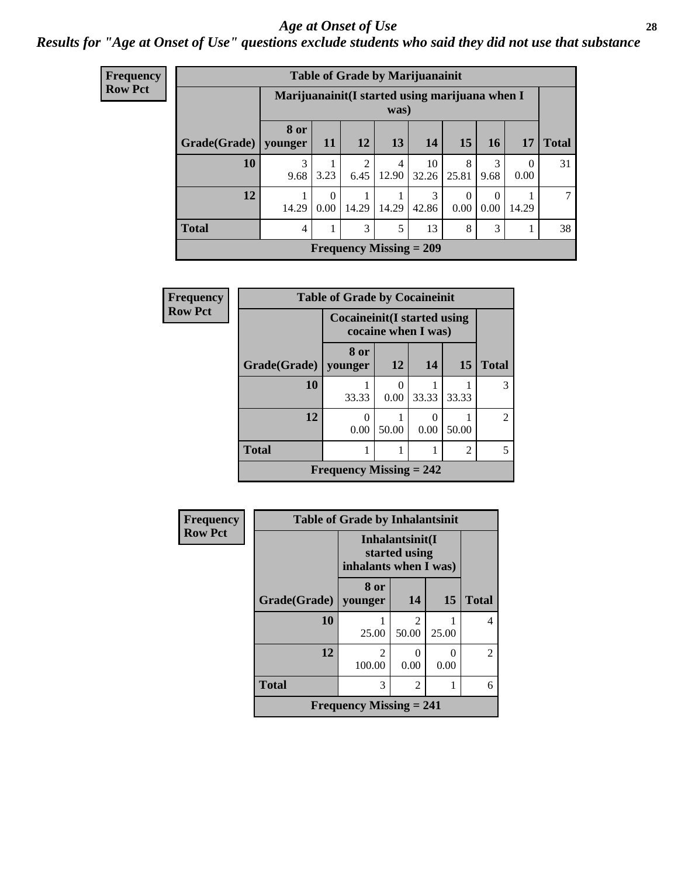# *Age at Onset of Use*

***Results for "Age at Onset of Use" questions exclude students who said they did not use that substance***

**Frequency**
**Row Pct**

| Table of Grade by Marijuanainit | | | | | | | | | |
|---|---|---|---|---|---|---|---|---|---|
| | Marijuanainit(I started using marijuana when I was) | | | | | | | | |
| Grade(Grade) | 8 or younger | 11 | 12 | 13 | 14 | 15 | 16 | 17 | Total |
| 10 | 3<br>9.68 | 1<br>3.23 | 2<br>6.45 | 4<br>12.90 | 10<br>32.26 | 8<br>25.81 | 3<br>9.68 | 0<br>0.00 | 31 |
| 12 | 1<br>14.29 | 0<br>0.00 | 1<br>14.29 | 1<br>14.29 | 3<br>42.86 | 0<br>0.00 | 0<br>0.00 | 1<br>14.29 | 7 |
| Total | 4 | 1 | 3 | 5 | 13 | 8 | 3 | 1 | 38 |
| Frequency Missing = 209 | | | | | | | | | |

**Frequency**
**Row Pct**

| Table of Grade by Cocaineinit | | | | | |
|---|---|---|---|---|---|
| | Cocaineinit(I started using cocaine when I was) | | | | |
| Grade(Grade) | 8 or younger | 12 | 14 | 15 | Total |
| 10 | 1<br>33.33 | 0<br>0.00 | 1<br>33.33 | 1<br>33.33 | 3 |
| 12 | 0<br>0.00 | 1<br>50.00 | 0<br>0.00 | 1<br>50.00 | 2 |
| Total | 1 | 1 | 1 | 2 | 5 |
| Frequency Missing = 242 | | | | | |

**Frequency**
**Row Pct**

| Table of Grade by Inhalantsinit | | | | |
|---|---|---|---|---|
| | Inhalantsinit(I started using inhalants when I was) | | | |
| Grade(Grade) | 8 or younger | 14 | 15 | Total |
| 10 | 1<br>25.00 | 2<br>50.00 | 1<br>25.00 | 4 |
| 12 | 2<br>100.00 | 0<br>0.00 | 0<br>0.00 | 2 |
| Total | 3 | 2 | 1 | 6 |
| Frequency Missing = 241 | | | | |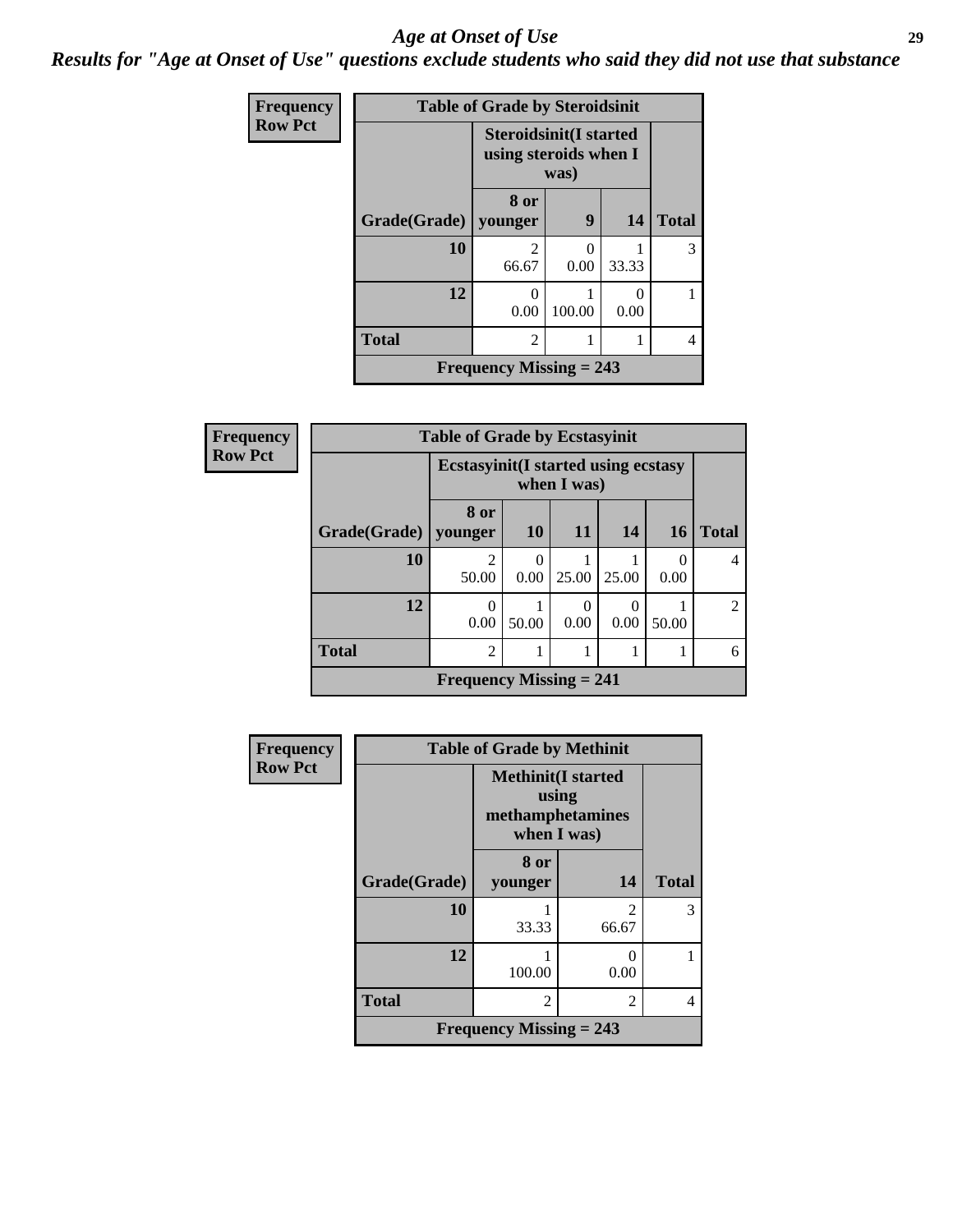# *Age at Onset of Use*

***Results for "Age at Onset of Use" questions exclude students who said they did not use that substance***

**Frequency**
**Row Pct**

**Table of Grade by Steroidsinit**

| Grade(Grade) | Steroidsinit(I started using steroids when I was) | | | Total |
|---|---|---|---|---|
| | 8 or younger | 9 | 14 | |
| 10 | 2<br>66.67 | 0<br>0.00 | 1<br>33.33 | 3 |
| 12 | 0<br>0.00 | 1<br>100.00 | 0<br>0.00 | 1 |
| Total | 2 | 1 | 1 | 4 |

**Frequency Missing = 243**

**Frequency**
**Row Pct**

**Table of Grade by Ecstasyinit**

| Grade(Grade) | Ecstasyinit(I started using ecstasy when I was) | | | | | Total |
|---|---|---|---|---|---|---|
| | 8 or younger | 10 | 11 | 14 | 16 | |
| 10 | 2<br>50.00 | 0<br>0.00 | 1<br>25.00 | 1<br>25.00 | 0<br>0.00 | 4 |
| 12 | 0<br>0.00 | 1<br>50.00 | 0<br>0.00 | 0<br>0.00 | 1<br>50.00 | 2 |
| Total | 2 | 1 | 1 | 1 | 1 | 6 |

**Frequency Missing = 241**

**Frequency**
**Row Pct**

**Table of Grade by Methinit**

| Grade(Grade) | Methinit(I started using methamphetamines when I was) | | Total |
|---|---|---|---|
| | 8 or younger | 14 | |
| 10 | 1<br>33.33 | 2<br>66.67 | 3 |
| 12 | 1<br>100.00 | 0<br>0.00 | 1 |
| Total | 2 | 2 | 4 |

**Frequency Missing = 243**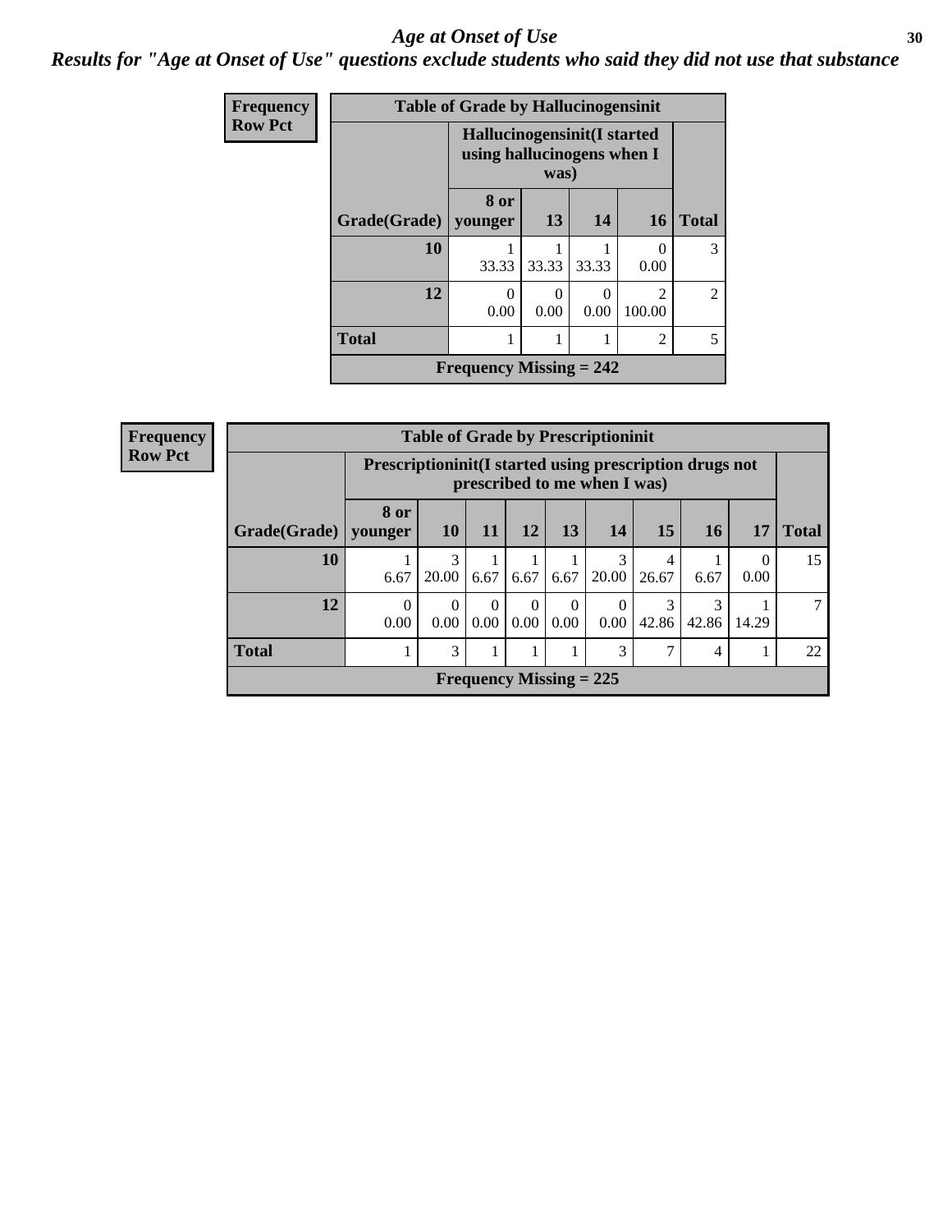# *Age at Onset of Use*

***Results for "Age at Onset of Use" questions exclude students who said they did not use that substance***

**Frequency**
**Row Pct**

| Table of Grade by Hallucinogensinit | | | | | |
|---|---|---|---|---|---|
| | Hallucinogensinit(I started using hallucinogens when I was) | | | | |
| Grade(Grade) | 8 or younger | 13 | 14 | 16 | Total |
| 10 | 1<br>33.33 | 1<br>33.33 | 1<br>33.33 | 0<br>0.00 | 3 |
| 12 | 0<br>0.00 | 0<br>0.00 | 0<br>0.00 | 2<br>100.00 | 2 |
| Total | 1 | 1 | 1 | 2 | 5 |
| Frequency Missing = 242 | | | | | |

**Frequency**
**Row Pct**

| Table of Grade by Prescriptioninit | | | | | | | | | | |
|---|---|---|---|---|---|---|---|---|---|---|
| | Prescriptioninit(I started using prescription drugs not prescribed to me when I was) | | | | | | | | | |
| Grade(Grade) | 8 or younger | 10 | 11 | 12 | 13 | 14 | 15 | 16 | 17 | Total |
| 10 | 1<br>6.67 | 3<br>20.00 | 1<br>6.67 | 1<br>6.67 | 1<br>6.67 | 3<br>20.00 | 4<br>26.67 | 1<br>6.67 | 0<br>0.00 | 15 |
| 12 | 0<br>0.00 | 0<br>0.00 | 0<br>0.00 | 0<br>0.00 | 0<br>0.00 | 0<br>0.00 | 3<br>42.86 | 3<br>42.86 | 1<br>14.29 | 7 |
| Total | 1 | 3 | 1 | 1 | 1 | 3 | 7 | 4 | 1 | 22 |
| Frequency Missing = 225 | | | | | | | | | | |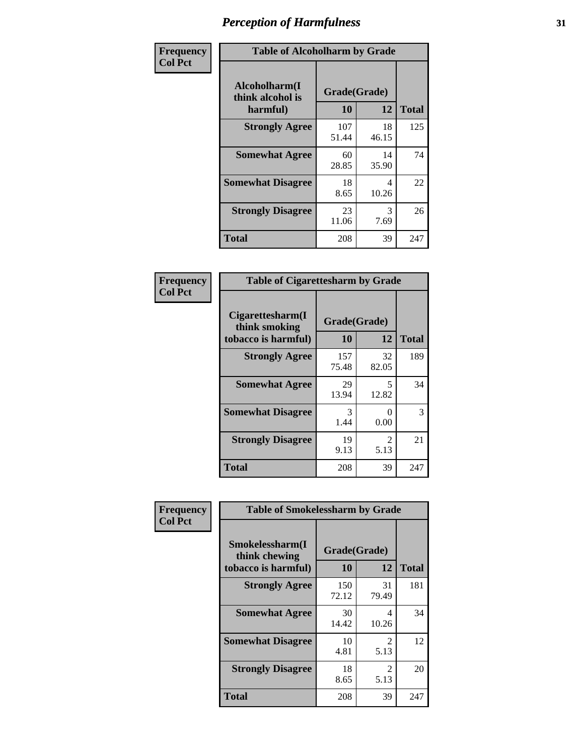# Perception of Harmfulness

| Frequency<br>Col Pct | Table of Alcoholharm by Grade | | |
|---|---|---|---|
| **Alcoholharm(I think alcohol is harmful)** | **Grade(Grade)** | | |
| | **10** | **12** | **Total** |
| **Strongly Agree** | 107<br>51.44 | 18<br>46.15 | 125 |
| **Somewhat Agree** | 60<br>28.85 | 14<br>35.90 | 74 |
| **Somewhat Disagree** | 18<br>8.65 | 4<br>10.26 | 22 |
| **Strongly Disagree** | 23<br>11.06 | 3<br>7.69 | 26 |
| **Total** | 208 | 39 | 247 |

| Frequency<br>Col Pct | Table of Cigarettesharm by Grade | | |
|---|---|---|---|
| **Cigarettesharm(I think smoking tobacco is harmful)** | **Grade(Grade)** | | |
| | **10** | **12** | **Total** |
| **Strongly Agree** | 157<br>75.48 | 32<br>82.05 | 189 |
| **Somewhat Agree** | 29<br>13.94 | 5<br>12.82 | 34 |
| **Somewhat Disagree** | 3<br>1.44 | 0<br>0.00 | 3 |
| **Strongly Disagree** | 19<br>9.13 | 2<br>5.13 | 21 |
| **Total** | 208 | 39 | 247 |

| Frequency<br>Col Pct | Table of Smokelessharm by Grade | | |
|---|---|---|---|
| **Smokelessharm(I think chewing tobacco is harmful)** | **Grade(Grade)** | | |
| | **10** | **12** | **Total** |
| **Strongly Agree** | 150<br>72.12 | 31<br>79.49 | 181 |
| **Somewhat Agree** | 30<br>14.42 | 4<br>10.26 | 34 |
| **Somewhat Disagree** | 10<br>4.81 | 2<br>5.13 | 12 |
| **Strongly Disagree** | 18<br>8.65 | 2<br>5.13 | 20 |
| **Total** | 208 | 39 | 247 |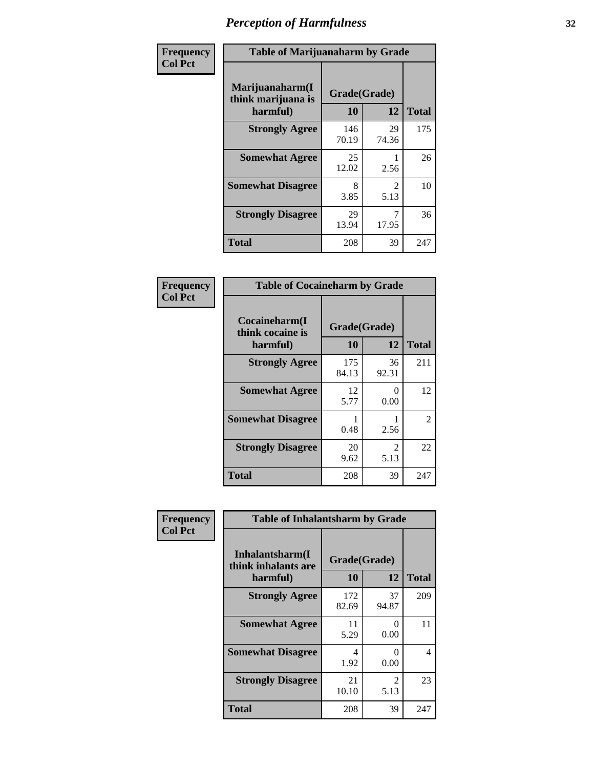# Perception of Harmfulness

| Frequency<br>Col Pct | Table of Marijuanaharm by Grade | | |
|---|---|---|---|
| Marijuanaharm(I think marijuana is harmful) | Grade(Grade) | | |
| | 10 | 12 | Total |
| Strongly Agree | 146<br>70.19 | 29<br>74.36 | 175 |
| Somewhat Agree | 25<br>12.02 | 1<br>2.56 | 26 |
| Somewhat Disagree | 8<br>3.85 | 2<br>5.13 | 10 |
| Strongly Disagree | 29<br>13.94 | 7<br>17.95 | 36 |
| Total | 208 | 39 | 247 |

| Frequency<br>Col Pct | Table of Cocaineharm by Grade | | |
|---|---|---|---|
| Cocaineharm(I think cocaine is harmful) | Grade(Grade) | | |
| | 10 | 12 | Total |
| Strongly Agree | 175<br>84.13 | 36<br>92.31 | 211 |
| Somewhat Agree | 12<br>5.77 | 0<br>0.00 | 12 |
| Somewhat Disagree | 1<br>0.48 | 1<br>2.56 | 2 |
| Strongly Disagree | 20<br>9.62 | 2<br>5.13 | 22 |
| Total | 208 | 39 | 247 |

| Frequency<br>Col Pct | Table of Inhalantsharm by Grade | | |
|---|---|---|---|
| Inhalantsharm(I think inhalants are harmful) | Grade(Grade) | | |
| | 10 | 12 | Total |
| Strongly Agree | 172<br>82.69 | 37<br>94.87 | 209 |
| Somewhat Agree | 11<br>5.29 | 0<br>0.00 | 11 |
| Somewhat Disagree | 4<br>1.92 | 0<br>0.00 | 4 |
| Strongly Disagree | 21<br>10.10 | 2<br>5.13 | 23 |
| Total | 208 | 39 | 247 |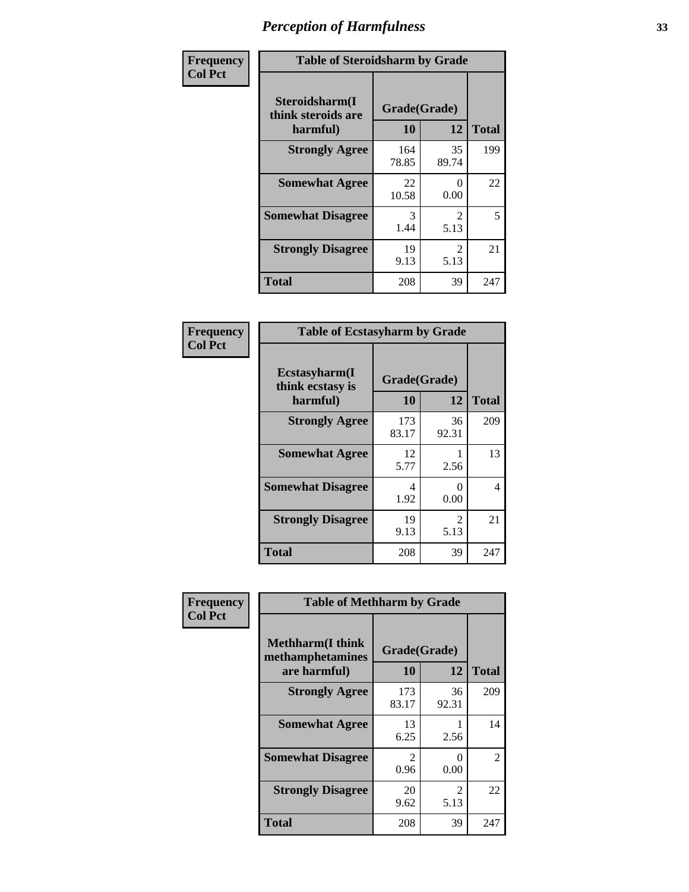# Perception of Harmfulness

| Frequency<br>Col Pct | Table of Steroidsharm by Grade | | |
|---|---|---|---|
| Steroidsharm(I think steroids are harmful) | Grade(Grade) | | |
| | 10 | 12 | Total |
| Strongly Agree | 164<br>78.85 | 35<br>89.74 | 199 |
| Somewhat Agree | 22<br>10.58 | 0<br>0.00 | 22 |
| Somewhat Disagree | 3<br>1.44 | 2<br>5.13 | 5 |
| Strongly Disagree | 19<br>9.13 | 2<br>5.13 | 21 |
| Total | 208 | 39 | 247 |

| Frequency<br>Col Pct | Table of Ecstasyharm by Grade | | |
|---|---|---|---|
| Ecstasyharm(I think ecstasy is harmful) | Grade(Grade) | | |
| | 10 | 12 | Total |
| Strongly Agree | 173<br>83.17 | 36<br>92.31 | 209 |
| Somewhat Agree | 12<br>5.77 | 1<br>2.56 | 13 |
| Somewhat Disagree | 4<br>1.92 | 0<br>0.00 | 4 |
| Strongly Disagree | 19<br>9.13 | 2<br>5.13 | 21 |
| Total | 208 | 39 | 247 |

| Frequency<br>Col Pct | Table of Methharm by Grade | | |
|---|---|---|---|
| Methharm(I think methamphetamines are harmful) | Grade(Grade) | | |
| | 10 | 12 | Total |
| Strongly Agree | 173<br>83.17 | 36<br>92.31 | 209 |
| Somewhat Agree | 13<br>6.25 | 1<br>2.56 | 14 |
| Somewhat Disagree | 2<br>0.96 | 0<br>0.00 | 2 |
| Strongly Disagree | 20<br>9.62 | 2<br>5.13 | 22 |
| Total | 208 | 39 | 247 |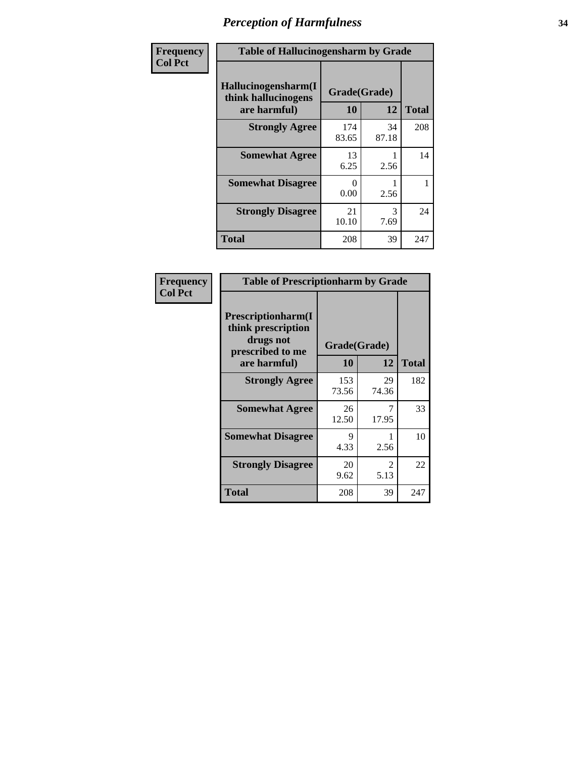# Perception of Harmfulness

| Frequency<br>Col Pct | Table of Hallucinogensharm by Grade | | |
|---|---|---|---|
| Hallucinogensharm(I think hallucinogens are harmful) | Grade(Grade) | | |
| | 10 | 12 | Total |
| Strongly Agree | 174<br>83.65 | 34<br>87.18 | 208 |
| Somewhat Agree | 13<br>6.25 | 1<br>2.56 | 14 |
| Somewhat Disagree | 0<br>0.00 | 1<br>2.56 | 1 |
| Strongly Disagree | 21<br>10.10 | 3<br>7.69 | 24 |
| Total | 208 | 39 | 247 |

| Frequency<br>Col Pct | Table of Prescriptionharm by Grade | | |
|---|---|---|---|
| Prescriptionharm(I think prescription drugs not prescribed to me are harmful) | Grade(Grade) | | |
| | 10 | 12 | Total |
| Strongly Agree | 153<br>73.56 | 29<br>74.36 | 182 |
| Somewhat Agree | 26<br>12.50 | 7<br>17.95 | 33 |
| Somewhat Disagree | 9<br>4.33 | 1<br>2.56 | 10 |
| Strongly Disagree | 20<br>9.62 | 2<br>5.13 | 22 |
| Total | 208 | 39 | 247 |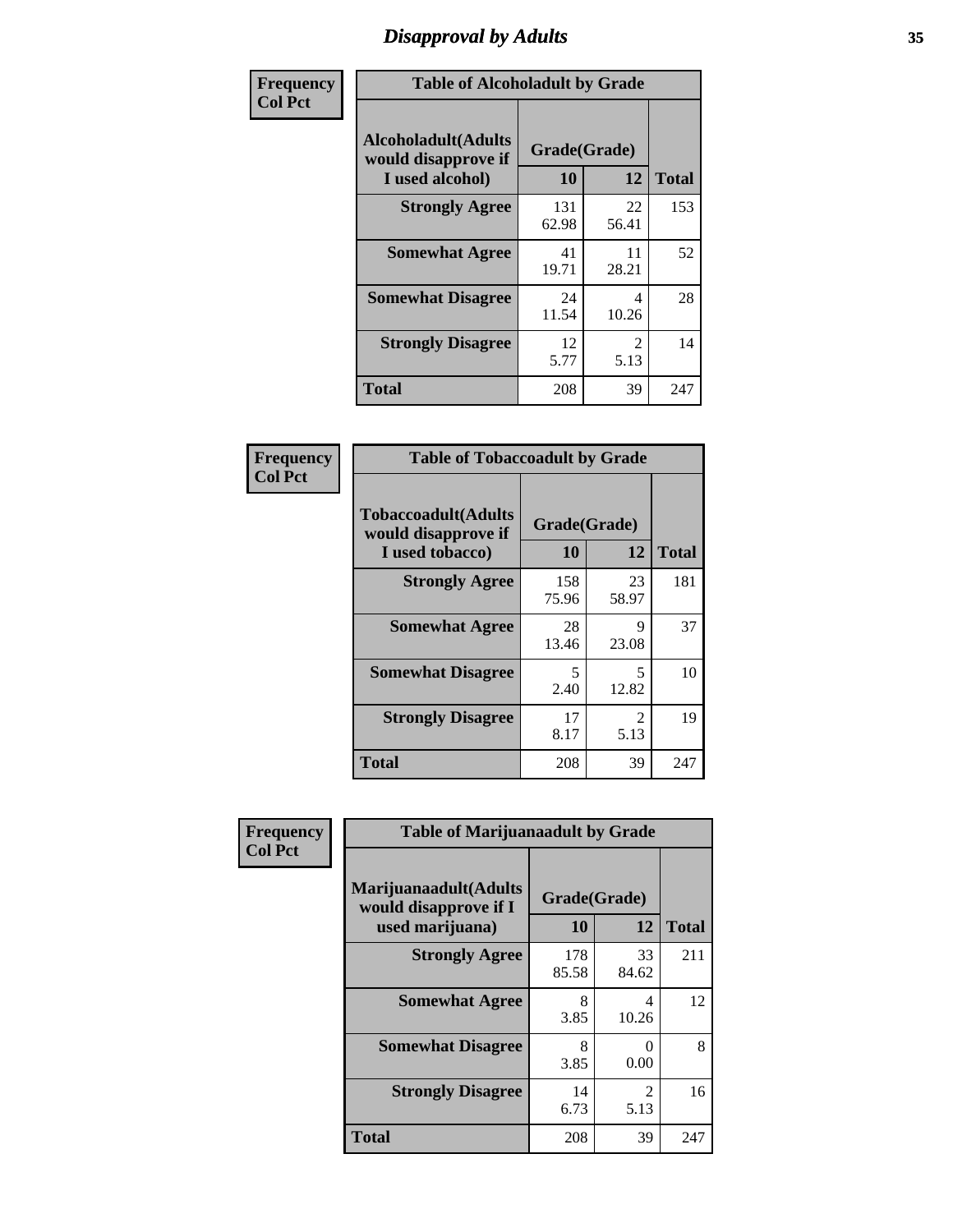# Disapproval by Adults

**Frequency**
**Col Pct**

**Table of Alcoholadult by Grade**

| Alcoholadult(Adults would disapprove if I used alcohol) | Grade(Grade) 10 | 12 | Total |
|---|---|---|---|
| **Strongly Agree** | 131<br>62.98 | 22<br>56.41 | 153 |
| **Somewhat Agree** | 41<br>19.71 | 11<br>28.21 | 52 |
| **Somewhat Disagree** | 24<br>11.54 | 4<br>10.26 | 28 |
| **Strongly Disagree** | 12<br>5.77 | 2<br>5.13 | 14 |
| **Total** | 208 | 39 | 247 |

**Frequency**
**Col Pct**

**Table of Tobaccoadult by Grade**

| Tobaccoadult(Adults would disapprove if I used tobacco) | Grade(Grade) 10 | 12 | Total |
|---|---|---|---|
| **Strongly Agree** | 158<br>75.96 | 23<br>58.97 | 181 |
| **Somewhat Agree** | 28<br>13.46 | 9<br>23.08 | 37 |
| **Somewhat Disagree** | 5<br>2.40 | 5<br>12.82 | 10 |
| **Strongly Disagree** | 17<br>8.17 | 2<br>5.13 | 19 |
| **Total** | 208 | 39 | 247 |

**Frequency**
**Col Pct**

**Table of Marijuanaadult by Grade**

| Marijuanaadult(Adults would disapprove if I used marijuana) | Grade(Grade) 10 | 12 | Total |
|---|---|---|---|
| **Strongly Agree** | 178<br>85.58 | 33<br>84.62 | 211 |
| **Somewhat Agree** | 8<br>3.85 | 4<br>10.26 | 12 |
| **Somewhat Disagree** | 8<br>3.85 | 0<br>0.00 | 8 |
| **Strongly Disagree** | 14<br>6.73 | 2<br>5.13 | 16 |
| **Total** | 208 | 39 | 247 |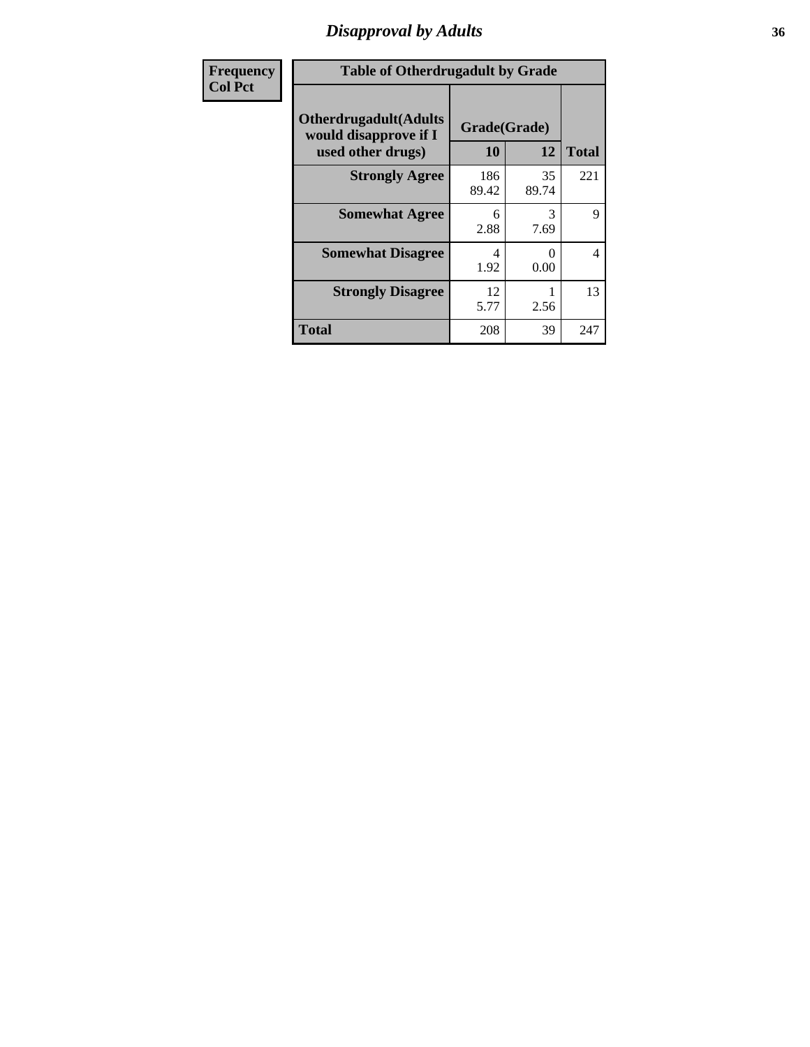## Disapproval by Adults

| Frequency<br>Col Pct |
|---|

**Table of Otherdrugadult by Grade**

| Otherdrugadult(Adults would disapprove if I used other drugs) | Grade(Grade) | | Total |
|---|---|---|---|
| | 10 | 12 | |
| **Strongly Agree** | 186<br>89.42 | 35<br>89.74 | 221 |
| **Somewhat Agree** | 6<br>2.88 | 3<br>7.69 | 9 |
| **Somewhat Disagree** | 4<br>1.92 | 0<br>0.00 | 4 |
| **Strongly Disagree** | 12<br>5.77 | 1<br>2.56 | 13 |
| **Total** | 208 | 39 | 247 |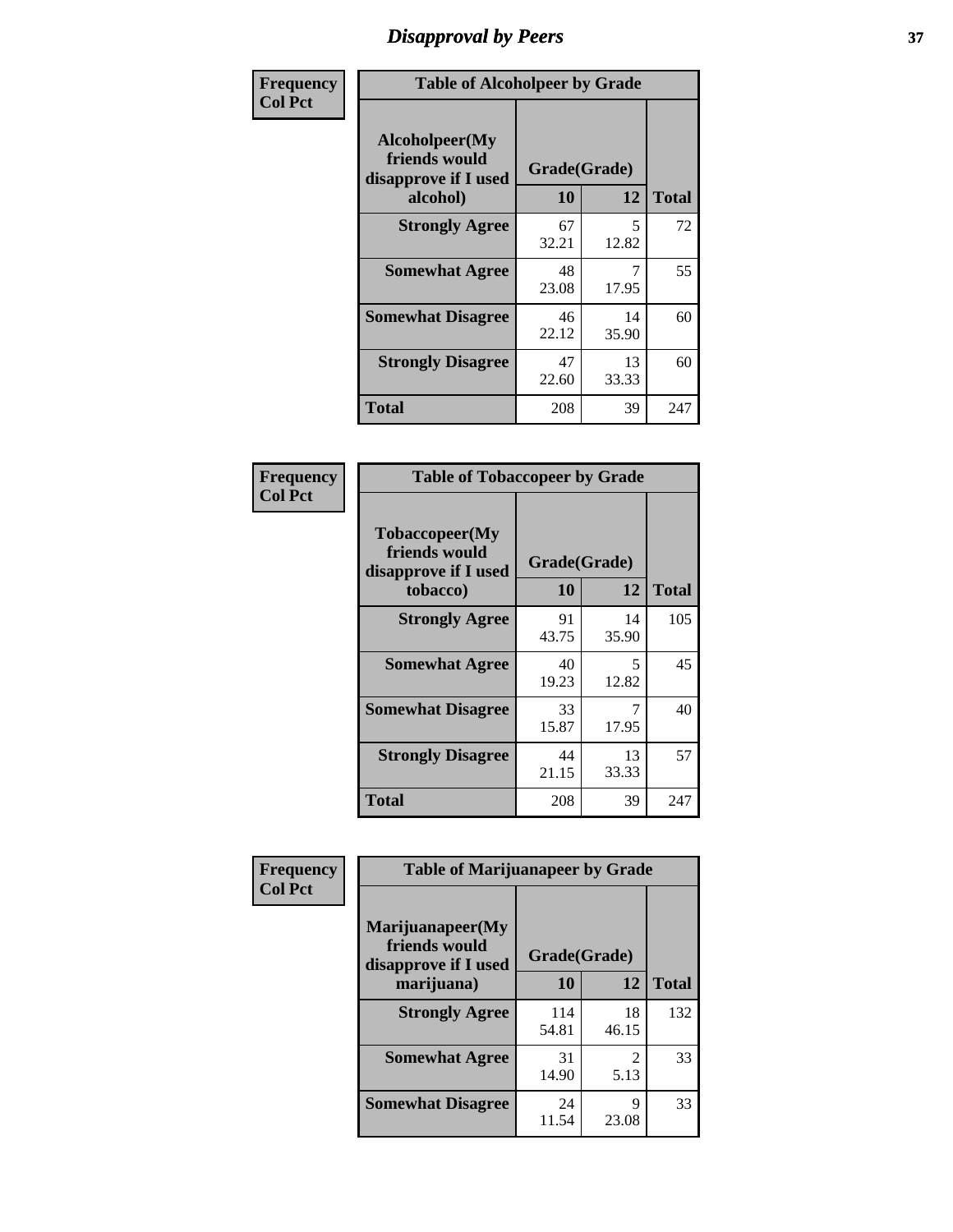# Disapproval by Peers

**Frequency**
**Col Pct**

**Table of Alcoholpeer by Grade**

| Alcoholpeer(My friends would disapprove if I used alcohol) | Grade(Grade) 10 | 12 | Total |
|---|---|---|---|
| **Strongly Agree** | 67<br>32.21 | 5<br>12.82 | 72 |
| **Somewhat Agree** | 48<br>23.08 | 7<br>17.95 | 55 |
| **Somewhat Disagree** | 46<br>22.12 | 14<br>35.90 | 60 |
| **Strongly Disagree** | 47<br>22.60 | 13<br>33.33 | 60 |
| **Total** | 208 | 39 | 247 |

**Frequency**
**Col Pct**

**Table of Tobaccopeer by Grade**

| Tobaccopeer(My friends would disapprove if I used tobacco) | Grade(Grade) 10 | 12 | Total |
|---|---|---|---|
| **Strongly Agree** | 91<br>43.75 | 14<br>35.90 | 105 |
| **Somewhat Agree** | 40<br>19.23 | 5<br>12.82 | 45 |
| **Somewhat Disagree** | 33<br>15.87 | 7<br>17.95 | 40 |
| **Strongly Disagree** | 44<br>21.15 | 13<br>33.33 | 57 |
| **Total** | 208 | 39 | 247 |

**Frequency**
**Col Pct**

**Table of Marijuanapeer by Grade**

| Marijuanapeer(My friends would disapprove if I used marijuana) | Grade(Grade) 10 | 12 | Total |
|---|---|---|---|
| **Strongly Agree** | 114<br>54.81 | 18<br>46.15 | 132 |
| **Somewhat Agree** | 31<br>14.90 | 2<br>5.13 | 33 |
| **Somewhat Disagree** | 24<br>11.54 | 9<br>23.08 | 33 |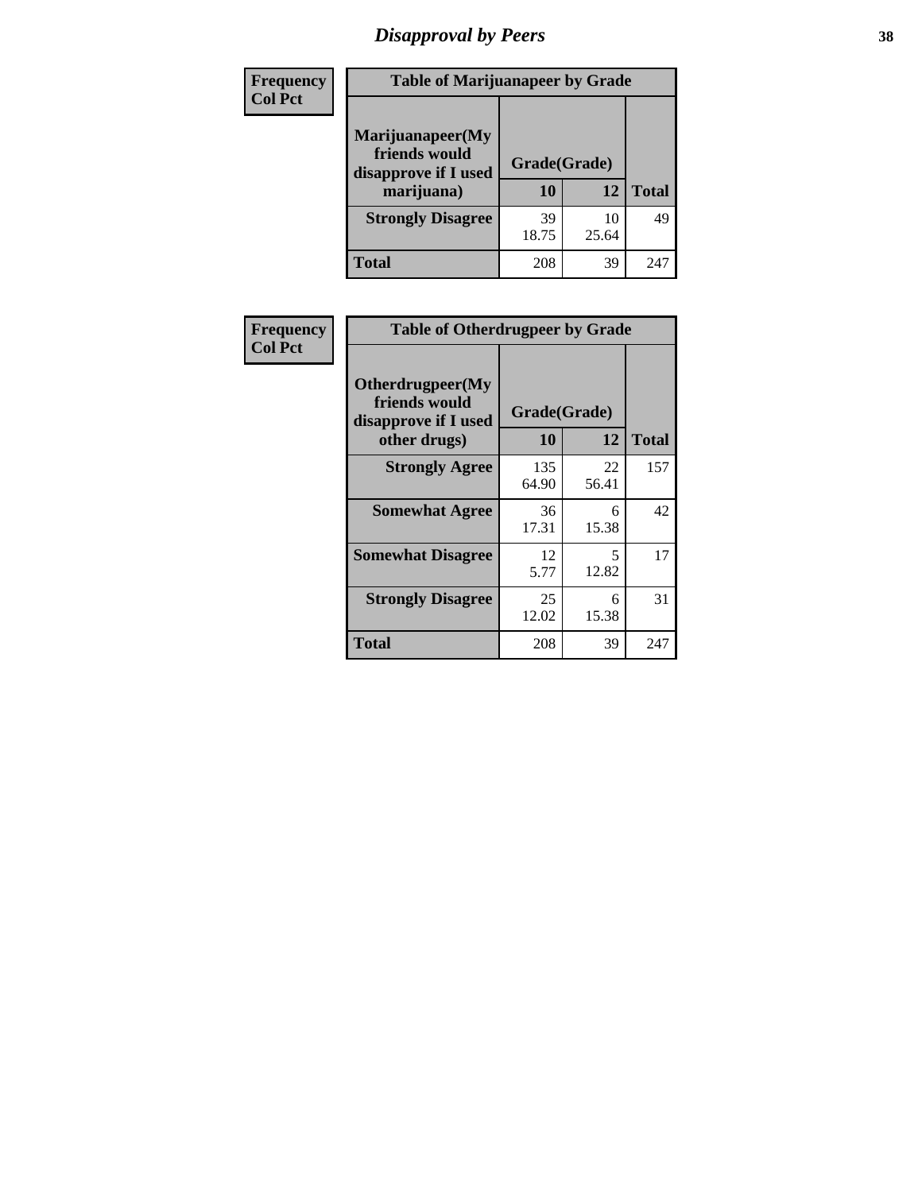# Disapproval by Peers

| Frequency Col Pct | Table of Marijuanapeer by Grade | | |
|---|---|---|---|
| Marijuanapeer(My friends would disapprove if I used marijuana) | Grade(Grade) | | |
| | 10 | 12 | Total |
| Strongly Disagree | 39<br>18.75 | 10<br>25.64 | 49 |
| Total | 208 | 39 | 247 |

| Frequency Col Pct | Table of Otherdrugpeer by Grade | | |
|---|---|---|---|
| Otherdrugpeer(My friends would disapprove if I used other drugs) | Grade(Grade) | | |
| | 10 | 12 | Total |
| Strongly Agree | 135<br>64.90 | 22<br>56.41 | 157 |
| Somewhat Agree | 36<br>17.31 | 6<br>15.38 | 42 |
| Somewhat Disagree | 12<br>5.77 | 5<br>12.82 | 17 |
| Strongly Disagree | 25<br>12.02 | 6<br>15.38 | 31 |
| Total | 208 | 39 | 247 |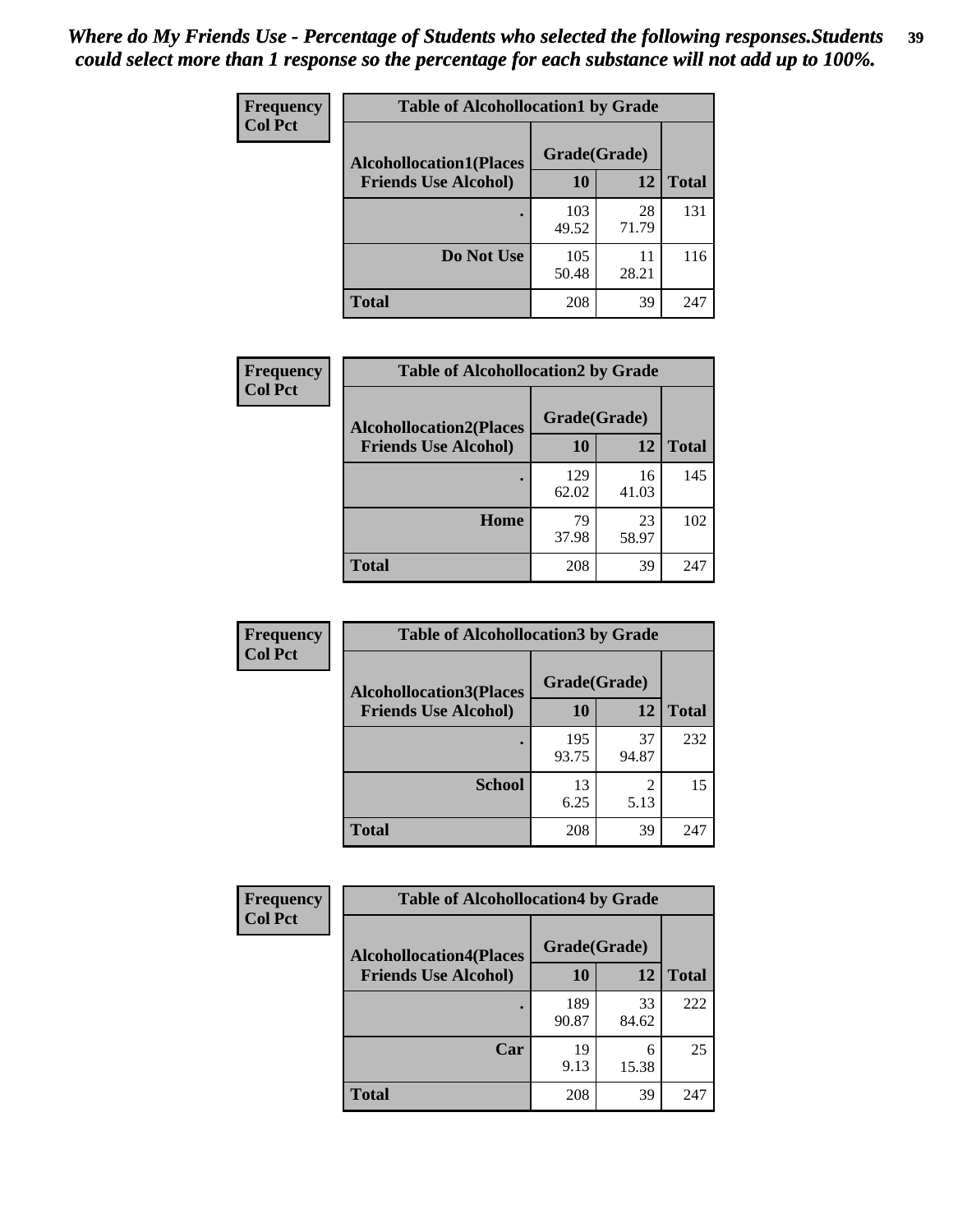*Where do My Friends Use - Percentage of Students who selected the following responses.Students could select more than 1 response so the percentage for each substance will not add up to 100%.*

**Frequency**
**Col Pct**

| Table of Alcohollocation1 by Grade | | | |
|---|---|---|---|
| **Alcohollocation1(Places Friends Use Alcohol)** | **Grade(Grade)** | | **Total** |
| | **10** | **12** | |
| **.** | 103<br>49.52 | 28<br>71.79 | 131 |
| **Do Not Use** | 105<br>50.48 | 11<br>28.21 | 116 |
| **Total** | 208 | 39 | 247 |

**Frequency**
**Col Pct**

| Table of Alcohollocation2 by Grade | | | |
|---|---|---|---|
| **Alcohollocation2(Places Friends Use Alcohol)** | **Grade(Grade)** | | **Total** |
| | **10** | **12** | |
| **.** | 129<br>62.02 | 16<br>41.03 | 145 |
| **Home** | 79<br>37.98 | 23<br>58.97 | 102 |
| **Total** | 208 | 39 | 247 |

**Frequency**
**Col Pct**

| Table of Alcohollocation3 by Grade | | | |
|---|---|---|---|
| **Alcohollocation3(Places Friends Use Alcohol)** | **Grade(Grade)** | | **Total** |
| | **10** | **12** | |
| **.** | 195<br>93.75 | 37<br>94.87 | 232 |
| **School** | 13<br>6.25 | 2<br>5.13 | 15 |
| **Total** | 208 | 39 | 247 |

**Frequency**
**Col Pct**

| Table of Alcohollocation4 by Grade | | | |
|---|---|---|---|
| **Alcohollocation4(Places Friends Use Alcohol)** | **Grade(Grade)** | | **Total** |
| | **10** | **12** | |
| **.** | 189<br>90.87 | 33<br>84.62 | 222 |
| **Car** | 19<br>9.13 | 6<br>15.38 | 25 |
| **Total** | 208 | 39 | 247 |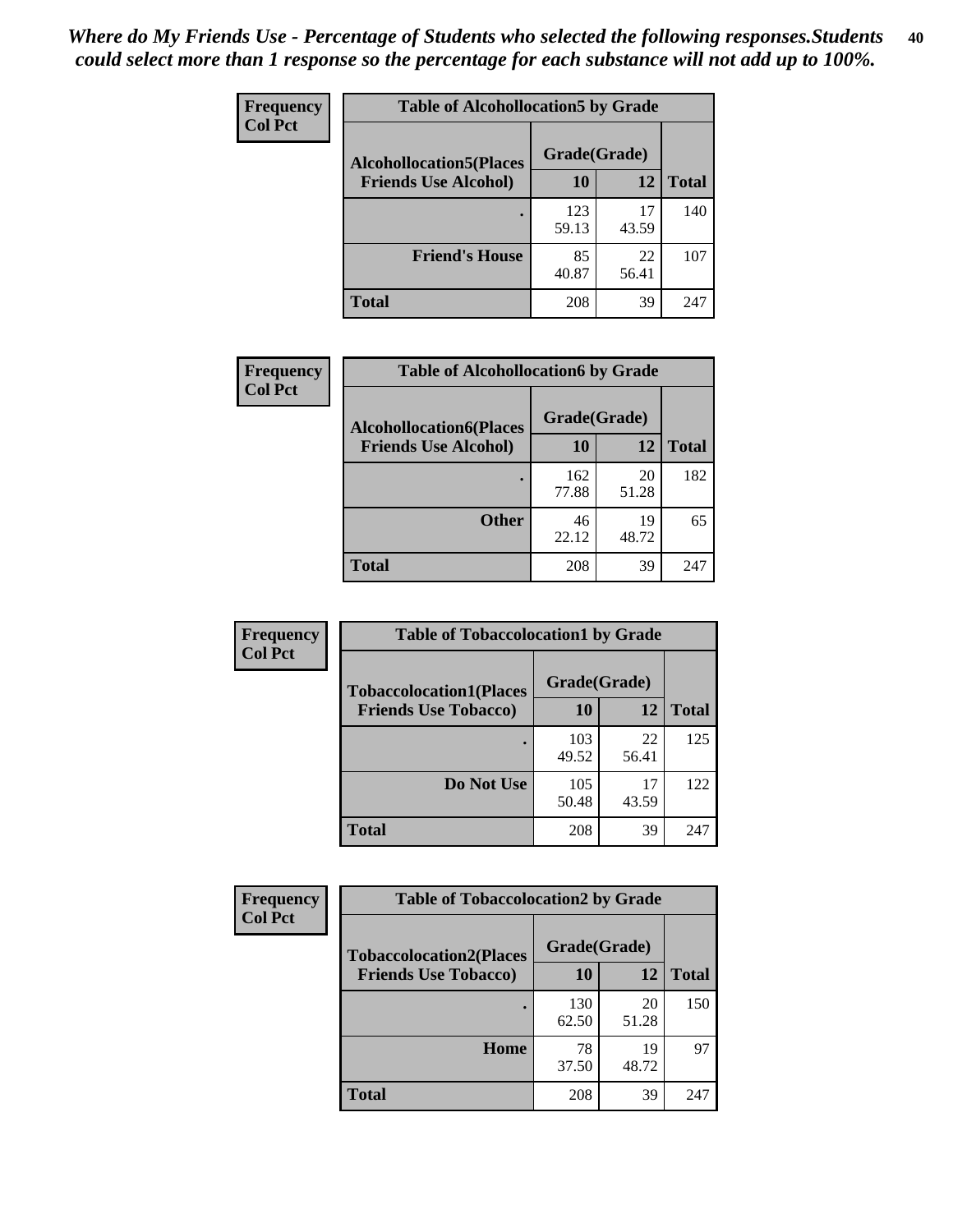*Where do My Friends Use - Percentage of Students who selected the following responses.Students could select more than 1 response so the percentage for each substance will not add up to 100%.*

**Frequency**
**Col Pct**

| Table of Alcohollocation5 by Grade | | | |
|---|---|---|---|
| **Alcohollocation5(Places Friends Use Alcohol)** | **Grade(Grade)** | | **Total** |
| | **10** | **12** | |
| . | 123<br>59.13 | 17<br>43.59 | 140 |
| **Friend's House** | 85<br>40.87 | 22<br>56.41 | 107 |
| **Total** | 208 | 39 | 247 |

**Frequency**
**Col Pct**

| Table of Alcohollocation6 by Grade | | | |
|---|---|---|---|
| **Alcohollocation6(Places Friends Use Alcohol)** | **Grade(Grade)** | | **Total** |
| | **10** | **12** | |
| . | 162<br>77.88 | 20<br>51.28 | 182 |
| **Other** | 46<br>22.12 | 19<br>48.72 | 65 |
| **Total** | 208 | 39 | 247 |

**Frequency**
**Col Pct**

| Table of Tobaccolocation1 by Grade | | | |
|---|---|---|---|
| **Tobaccolocation1(Places Friends Use Tobacco)** | **Grade(Grade)** | | **Total** |
| | **10** | **12** | |
| . | 103<br>49.52 | 22<br>56.41 | 125 |
| **Do Not Use** | 105<br>50.48 | 17<br>43.59 | 122 |
| **Total** | 208 | 39 | 247 |

**Frequency**
**Col Pct**

| Table of Tobaccolocation2 by Grade | | | |
|---|---|---|---|
| **Tobaccolocation2(Places Friends Use Tobacco)** | **Grade(Grade)** | | **Total** |
| | **10** | **12** | |
| . | 130<br>62.50 | 20<br>51.28 | 150 |
| **Home** | 78<br>37.50 | 19<br>48.72 | 97 |
| **Total** | 208 | 39 | 247 |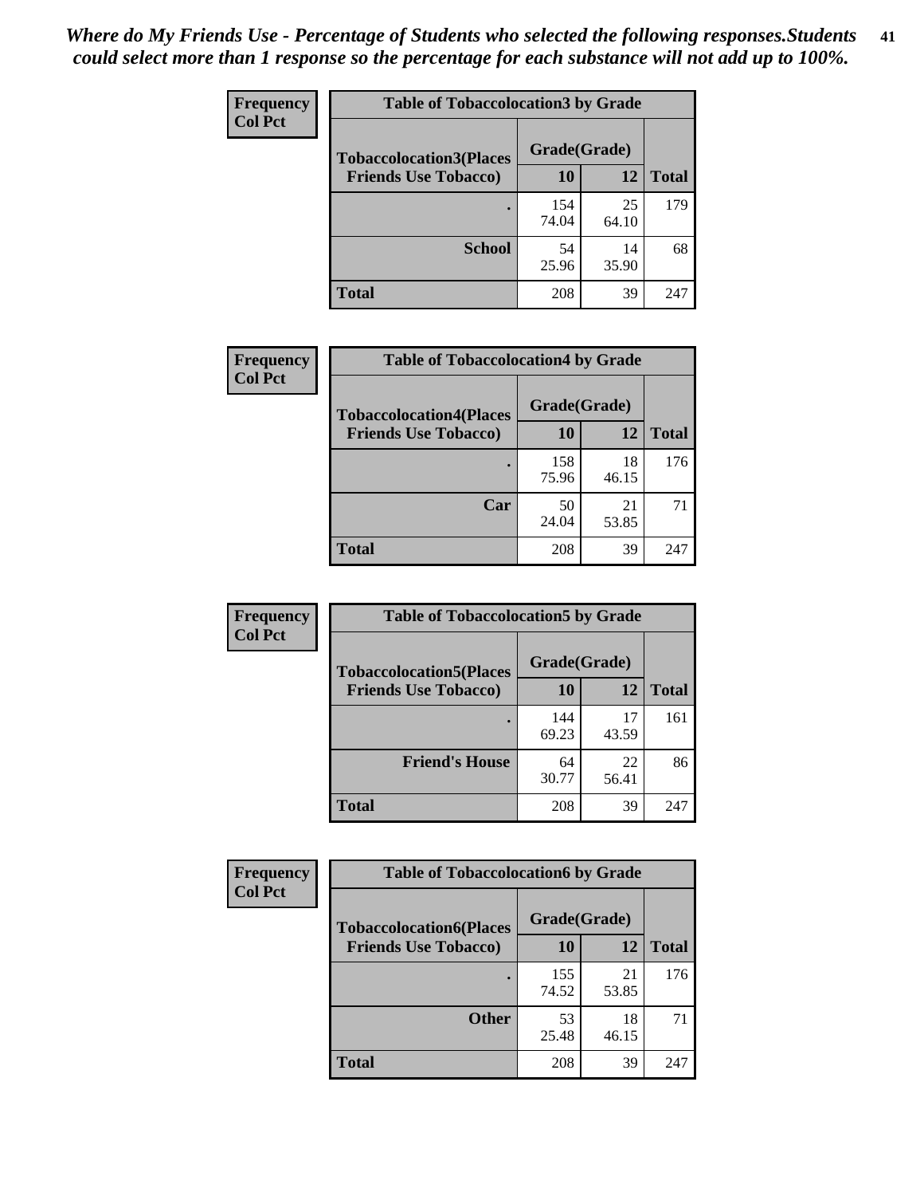*Where do My Friends Use - Percentage of Students who selected the following responses.Students could select more than 1 response so the percentage for each substance will not add up to 100%.*

**Frequency**
**Col Pct**

| Table of Tobaccolocation3 by Grade | | | |
|---|---|---|---|
| **Tobaccolocation3(Places Friends Use Tobacco)** | **Grade(Grade)** | | **Total** |
| | **10** | **12** | |
| **.** | 154<br>74.04 | 25<br>64.10 | 179 |
| **School** | 54<br>25.96 | 14<br>35.90 | 68 |
| **Total** | 208 | 39 | 247 |

**Frequency**
**Col Pct**

| Table of Tobaccolocation4 by Grade | | | |
|---|---|---|---|
| **Tobaccolocation4(Places Friends Use Tobacco)** | **Grade(Grade)** | | **Total** |
| | **10** | **12** | |
| **.** | 158<br>75.96 | 18<br>46.15 | 176 |
| **Car** | 50<br>24.04 | 21<br>53.85 | 71 |
| **Total** | 208 | 39 | 247 |

**Frequency**
**Col Pct**

| Table of Tobaccolocation5 by Grade | | | |
|---|---|---|---|
| **Tobaccolocation5(Places Friends Use Tobacco)** | **Grade(Grade)** | | **Total** |
| | **10** | **12** | |
| **.** | 144<br>69.23 | 17<br>43.59 | 161 |
| **Friend's House** | 64<br>30.77 | 22<br>56.41 | 86 |
| **Total** | 208 | 39 | 247 |

**Frequency**
**Col Pct**

| Table of Tobaccolocation6 by Grade | | | |
|---|---|---|---|
| **Tobaccolocation6(Places Friends Use Tobacco)** | **Grade(Grade)** | | **Total** |
| | **10** | **12** | |
| **.** | 155<br>74.52 | 21<br>53.85 | 176 |
| **Other** | 53<br>25.48 | 18<br>46.15 | 71 |
| **Total** | 208 | 39 | 247 |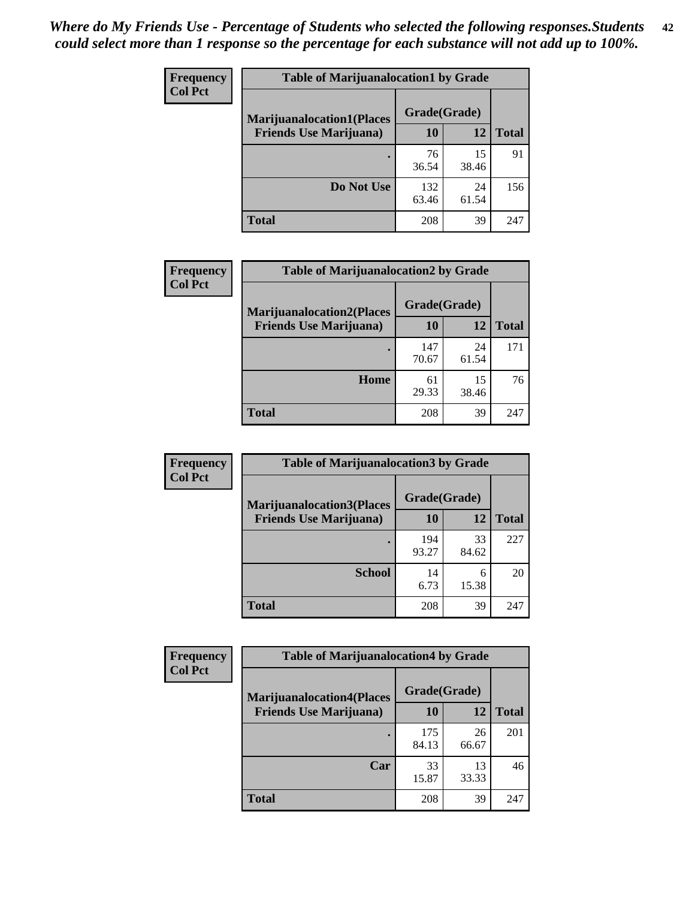*Where do My Friends Use - Percentage of Students who selected the following responses.Students could select more than 1 response so the percentage for each substance will not add up to 100%.*

**Frequency**
**Col Pct**

| Table of Marijuanalocation1 by Grade | | | |
|---|---|---|---|
| **Marijuanalocation1(Places Friends Use Marijuana)** | **Grade(Grade)** | | **Total** |
| | **10** | **12** | |
| **.** | 76<br>36.54 | 15<br>38.46 | 91 |
| **Do Not Use** | 132<br>63.46 | 24<br>61.54 | 156 |
| **Total** | 208 | 39 | 247 |

**Frequency**
**Col Pct**

| Table of Marijuanalocation2 by Grade | | | |
|---|---|---|---|
| **Marijuanalocation2(Places Friends Use Marijuana)** | **Grade(Grade)** | | **Total** |
| | **10** | **12** | |
| **.** | 147<br>70.67 | 24<br>61.54 | 171 |
| **Home** | 61<br>29.33 | 15<br>38.46 | 76 |
| **Total** | 208 | 39 | 247 |

**Frequency**
**Col Pct**

| Table of Marijuanalocation3 by Grade | | | |
|---|---|---|---|
| **Marijuanalocation3(Places Friends Use Marijuana)** | **Grade(Grade)** | | **Total** |
| | **10** | **12** | |
| **.** | 194<br>93.27 | 33<br>84.62 | 227 |
| **School** | 14<br>6.73 | 6<br>15.38 | 20 |
| **Total** | 208 | 39 | 247 |

**Frequency**
**Col Pct**

| Table of Marijuanalocation4 by Grade | | | |
|---|---|---|---|
| **Marijuanalocation4(Places Friends Use Marijuana)** | **Grade(Grade)** | | **Total** |
| | **10** | **12** | |
| **.** | 175<br>84.13 | 26<br>66.67 | 201 |
| **Car** | 33<br>15.87 | 13<br>33.33 | 46 |
| **Total** | 208 | 39 | 247 |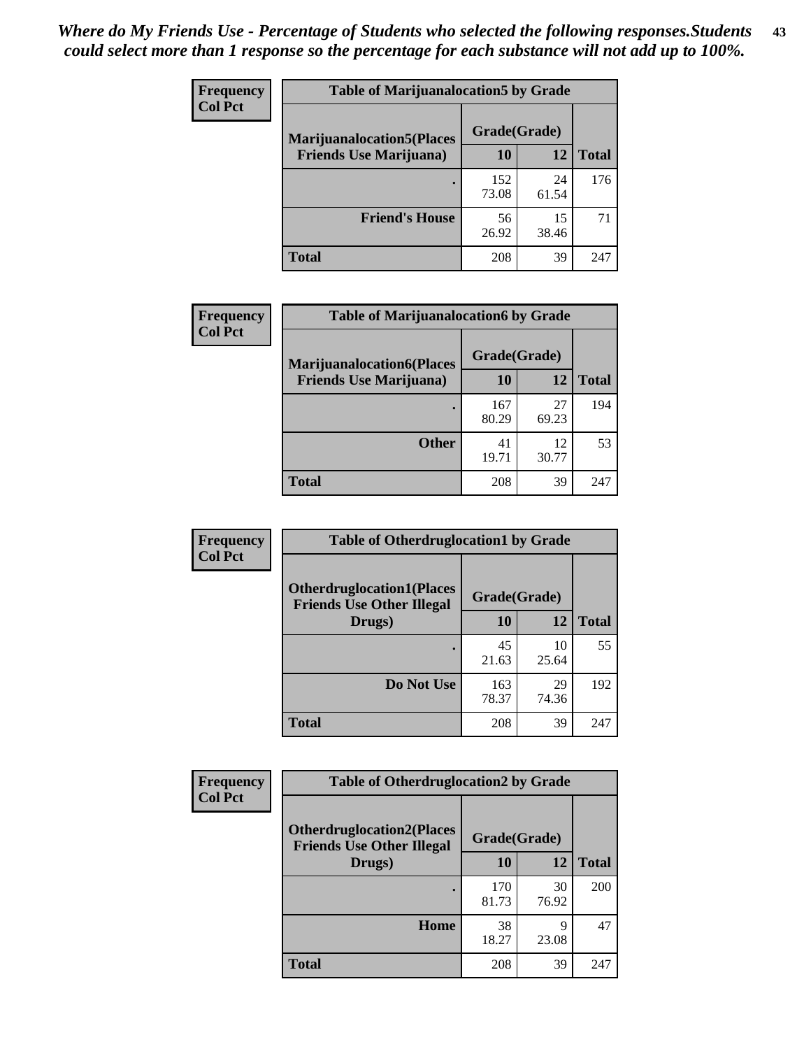*Where do My Friends Use - Percentage of Students who selected the following responses.Students could select more than 1 response so the percentage for each substance will not add up to 100%.*

**Frequency**
**Col Pct**

| Table of Marijuanalocation5 by Grade | | | |
|---|---|---|---|
| **Marijuanalocation5(Places Friends Use Marijuana)** | **Grade(Grade)** | | |
| | **10** | **12** | **Total** |
| . | 152<br>73.08 | 24<br>61.54 | 176 |
| **Friend's House** | 56<br>26.92 | 15<br>38.46 | 71 |
| **Total** | 208 | 39 | 247 |

**Frequency**
**Col Pct**

| Table of Marijuanalocation6 by Grade | | | |
|---|---|---|---|
| **Marijuanalocation6(Places Friends Use Marijuana)** | **Grade(Grade)** | | |
| | **10** | **12** | **Total** |
| . | 167<br>80.29 | 27<br>69.23 | 194 |
| **Other** | 41<br>19.71 | 12<br>30.77 | 53 |
| **Total** | 208 | 39 | 247 |

**Frequency**
**Col Pct**

| Table of Otherdruglocation1 by Grade | | | |
|---|---|---|---|
| **Otherdruglocation1(Places Friends Use Other Illegal Drugs)** | **Grade(Grade)** | | |
| | **10** | **12** | **Total** |
| . | 45<br>21.63 | 10<br>25.64 | 55 |
| **Do Not Use** | 163<br>78.37 | 29<br>74.36 | 192 |
| **Total** | 208 | 39 | 247 |

**Frequency**
**Col Pct**

| Table of Otherdruglocation2 by Grade | | | |
|---|---|---|---|
| **Otherdruglocation2(Places Friends Use Other Illegal Drugs)** | **Grade(Grade)** | | |
| | **10** | **12** | **Total** |
| . | 170<br>81.73 | 30<br>76.92 | 200 |
| **Home** | 38<br>18.27 | 9<br>23.08 | 47 |
| **Total** | 208 | 39 | 247 |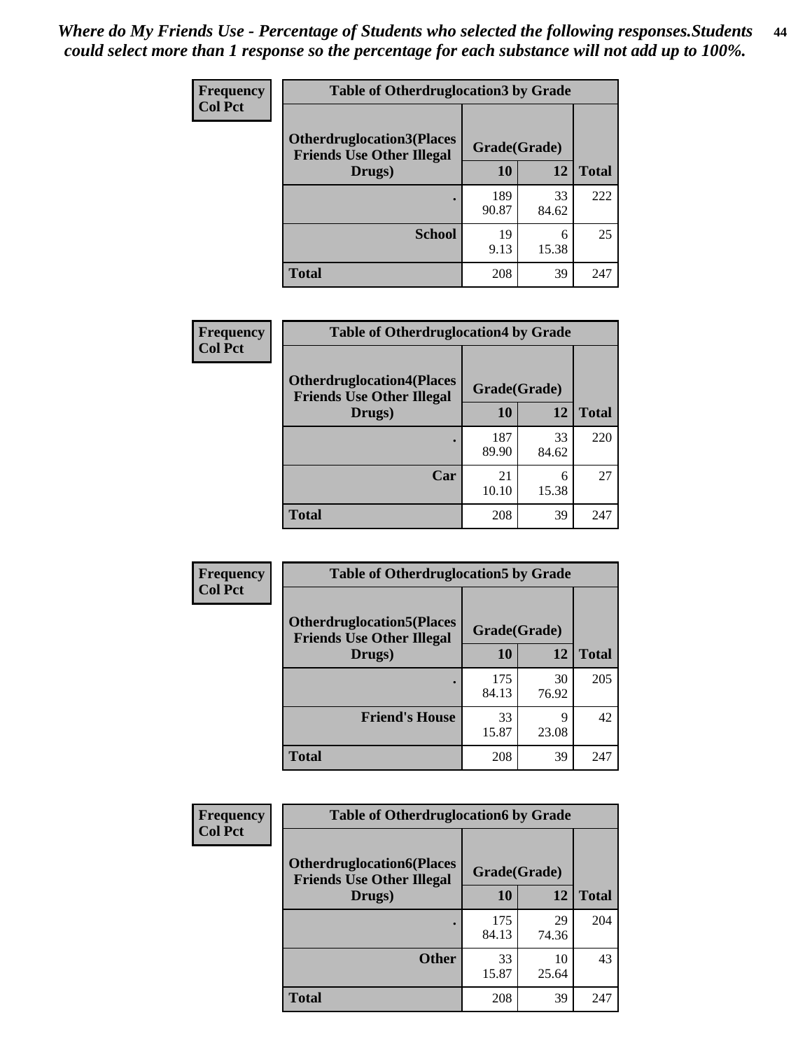*Where do My Friends Use - Percentage of Students who selected the following responses.Students could select more than 1 response so the percentage for each substance will not add up to 100%.*

**Frequency**
**Col Pct**

| Table of Otherdruglocation3 by Grade | | | |
|---|---|---|---|
| **Otherdruglocation3(Places Friends Use Other Illegal Drugs)** | **Grade(Grade)** | | |
| | **10** | **12** | **Total** |
| **.** | 189<br>90.87 | 33<br>84.62 | 222 |
| **School** | 19<br>9.13 | 6<br>15.38 | 25 |
| **Total** | 208 | 39 | 247 |

**Frequency**
**Col Pct**

| Table of Otherdruglocation4 by Grade | | | |
|---|---|---|---|
| **Otherdruglocation4(Places Friends Use Other Illegal Drugs)** | **Grade(Grade)** | | |
| | **10** | **12** | **Total** |
| **.** | 187<br>89.90 | 33<br>84.62 | 220 |
| **Car** | 21<br>10.10 | 6<br>15.38 | 27 |
| **Total** | 208 | 39 | 247 |

**Frequency**
**Col Pct**

| Table of Otherdruglocation5 by Grade | | | |
|---|---|---|---|
| **Otherdruglocation5(Places Friends Use Other Illegal Drugs)** | **Grade(Grade)** | | |
| | **10** | **12** | **Total** |
| **.** | 175<br>84.13 | 30<br>76.92 | 205 |
| **Friend's House** | 33<br>15.87 | 9<br>23.08 | 42 |
| **Total** | 208 | 39 | 247 |

**Frequency**
**Col Pct**

| Table of Otherdruglocation6 by Grade | | | |
|---|---|---|---|
| **Otherdruglocation6(Places Friends Use Other Illegal Drugs)** | **Grade(Grade)** | | |
| | **10** | **12** | **Total** |
| **.** | 175<br>84.13 | 29<br>74.36 | 204 |
| **Other** | 33<br>15.87 | 10<br>25.64 | 43 |
| **Total** | 208 | 39 | 247 |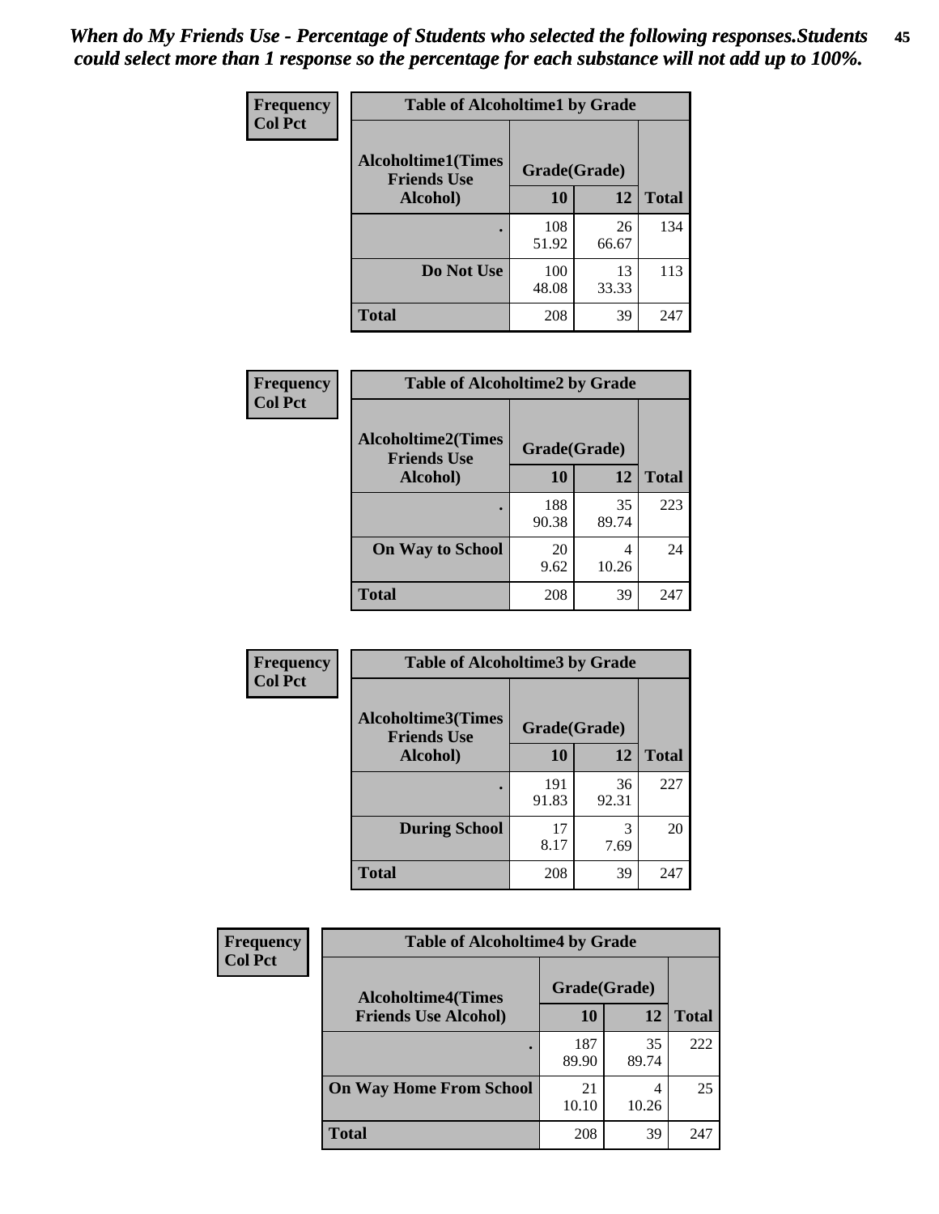*When do My Friends Use - Percentage of Students who selected the following responses.Students could select more than 1 response so the percentage for each substance will not add up to 100%.*

**Frequency**
**Col Pct**

| Table of Alcoholtime1 by Grade | | | |
|---|---|---|---|
| Alcoholtime1(Times Friends Use Alcohol) | Grade(Grade) | | |
| | 10 | 12 | Total |
| . | 108<br>51.92 | 26<br>66.67 | 134 |
| Do Not Use | 100<br>48.08 | 13<br>33.33 | 113 |
| Total | 208 | 39 | 247 |

**Frequency**
**Col Pct**

| Table of Alcoholtime2 by Grade | | | |
|---|---|---|---|
| Alcoholtime2(Times Friends Use Alcohol) | Grade(Grade) | | |
| | 10 | 12 | Total |
| . | 188<br>90.38 | 35<br>89.74 | 223 |
| On Way to School | 20<br>9.62 | 4<br>10.26 | 24 |
| Total | 208 | 39 | 247 |

**Frequency**
**Col Pct**

| Table of Alcoholtime3 by Grade | | | |
|---|---|---|---|
| Alcoholtime3(Times Friends Use Alcohol) | Grade(Grade) | | |
| | 10 | 12 | Total |
| . | 191<br>91.83 | 36<br>92.31 | 227 |
| During School | 17<br>8.17 | 3<br>7.69 | 20 |
| Total | 208 | 39 | 247 |

**Frequency**
**Col Pct**

| Table of Alcoholtime4 by Grade | | | |
|---|---|---|---|
| Alcoholtime4(Times Friends Use Alcohol) | Grade(Grade) | | |
| | 10 | 12 | Total |
| . | 187<br>89.90 | 35<br>89.74 | 222 |
| On Way Home From School | 21<br>10.10 | 4<br>10.26 | 25 |
| Total | 208 | 39 | 247 |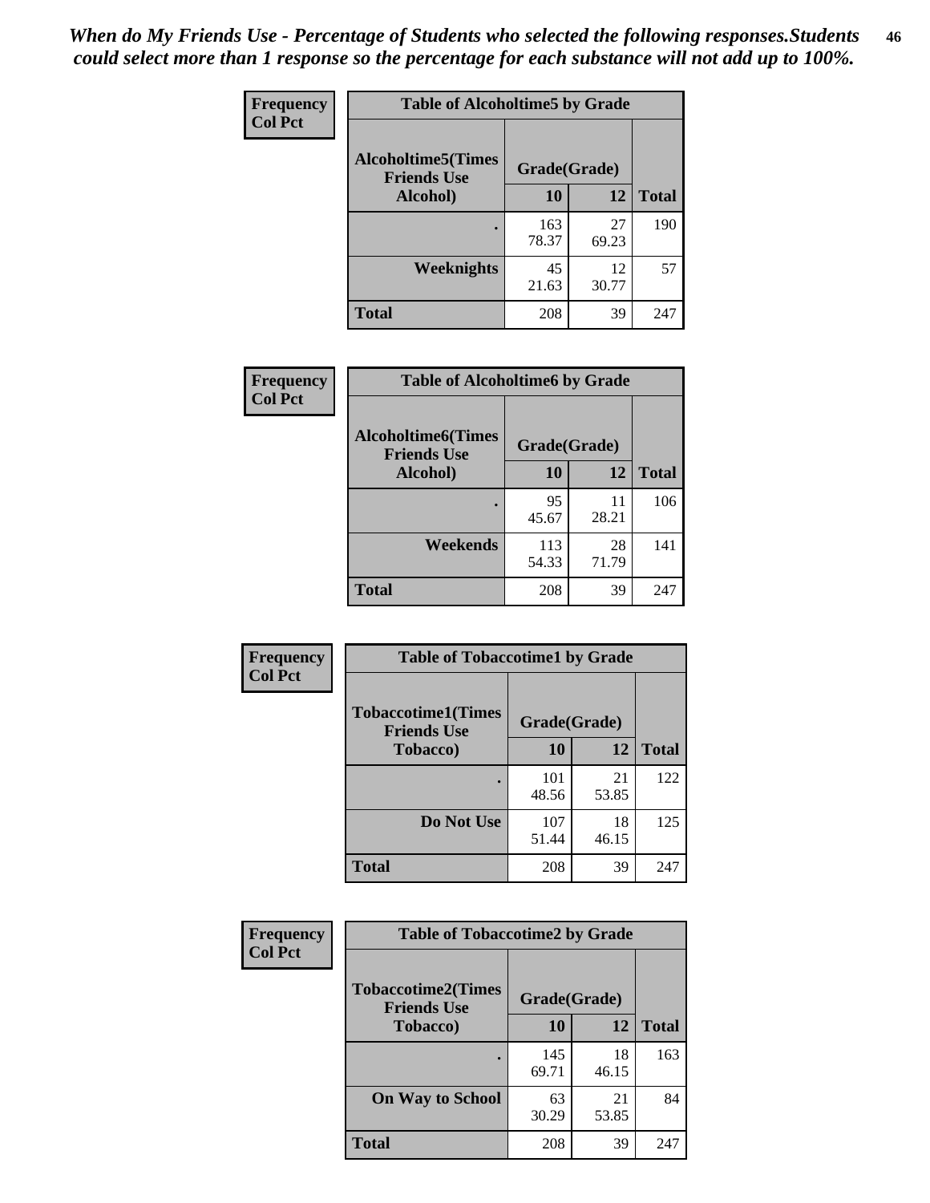*When do My Friends Use - Percentage of Students who selected the following responses.Students could select more than 1 response so the percentage for each substance will not add up to 100%.*

**Frequency**
**Col Pct**

| Table of Alcoholtime5 by Grade | | | |
|---|---|---|---|
| **Alcoholtime5(Times Friends Use Alcohol)** | **Grade(Grade)** | | **Total** |
| | **10** | **12** | |
| **.** | 163<br>78.37 | 27<br>69.23 | 190 |
| **Weeknights** | 45<br>21.63 | 12<br>30.77 | 57 |
| **Total** | 208 | 39 | 247 |

**Frequency**
**Col Pct**

| Table of Alcoholtime6 by Grade | | | |
|---|---|---|---|
| **Alcoholtime6(Times Friends Use Alcohol)** | **Grade(Grade)** | | **Total** |
| | **10** | **12** | |
| **.** | 95<br>45.67 | 11<br>28.21 | 106 |
| **Weekends** | 113<br>54.33 | 28<br>71.79 | 141 |
| **Total** | 208 | 39 | 247 |

**Frequency**
**Col Pct**

| Table of Tobaccotime1 by Grade | | | |
|---|---|---|---|
| **Tobaccotime1(Times Friends Use Tobacco)** | **Grade(Grade)** | | **Total** |
| | **10** | **12** | |
| **.** | 101<br>48.56 | 21<br>53.85 | 122 |
| **Do Not Use** | 107<br>51.44 | 18<br>46.15 | 125 |
| **Total** | 208 | 39 | 247 |

**Frequency**
**Col Pct**

| Table of Tobaccotime2 by Grade | | | |
|---|---|---|---|
| **Tobaccotime2(Times Friends Use Tobacco)** | **Grade(Grade)** | | **Total** |
| | **10** | **12** | |
| **.** | 145<br>69.71 | 18<br>46.15 | 163 |
| **On Way to School** | 63<br>30.29 | 21<br>53.85 | 84 |
| **Total** | 208 | 39 | 247 |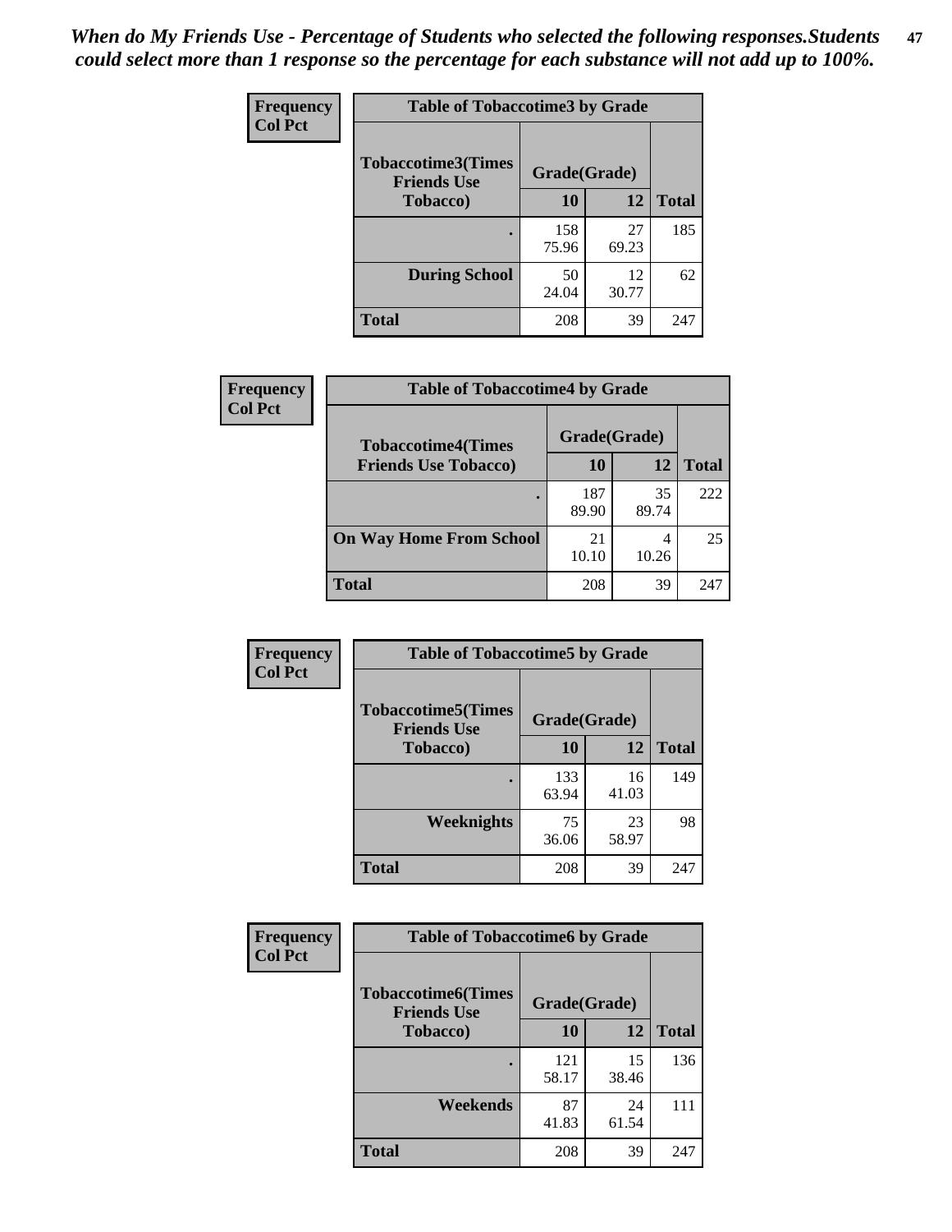*When do My Friends Use - Percentage of Students who selected the following responses.Students could select more than 1 response so the percentage for each substance will not add up to 100%.*

**Frequency**
**Col Pct**

| Table of Tobaccotime3 by Grade | | | |
|---|---|---|---|
| **Tobaccotime3(Times Friends Use Tobacco)** | **Grade(Grade)** | | **Total** |
| | **10** | **12** | |
| **.** | 158<br>75.96 | 27<br>69.23 | 185 |
| **During School** | 50<br>24.04 | 12<br>30.77 | 62 |
| **Total** | 208 | 39 | 247 |

**Frequency**
**Col Pct**

| Table of Tobaccotime4 by Grade | | | |
|---|---|---|---|
| **Tobaccotime4(Times Friends Use Tobacco)** | **Grade(Grade)** | | **Total** |
| | **10** | **12** | |
| **.** | 187<br>89.90 | 35<br>89.74 | 222 |
| **On Way Home From School** | 21<br>10.10 | 4<br>10.26 | 25 |
| **Total** | 208 | 39 | 247 |

**Frequency**
**Col Pct**

| Table of Tobaccotime5 by Grade | | | |
|---|---|---|---|
| **Tobaccotime5(Times Friends Use Tobacco)** | **Grade(Grade)** | | **Total** |
| | **10** | **12** | |
| **.** | 133<br>63.94 | 16<br>41.03 | 149 |
| **Weeknights** | 75<br>36.06 | 23<br>58.97 | 98 |
| **Total** | 208 | 39 | 247 |

**Frequency**
**Col Pct**

| Table of Tobaccotime6 by Grade | | | |
|---|---|---|---|
| **Tobaccotime6(Times Friends Use Tobacco)** | **Grade(Grade)** | | **Total** |
| | **10** | **12** | |
| **.** | 121<br>58.17 | 15<br>38.46 | 136 |
| **Weekends** | 87<br>41.83 | 24<br>61.54 | 111 |
| **Total** | 208 | 39 | 247 |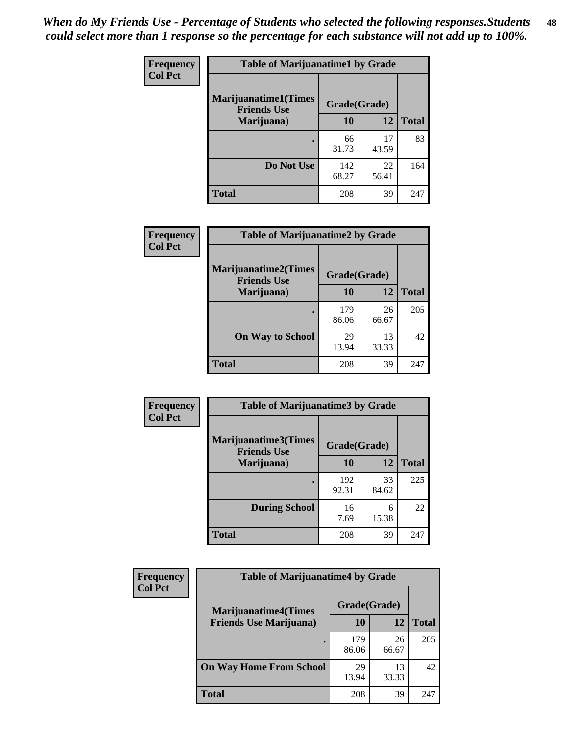*When do My Friends Use - Percentage of Students who selected the following responses.Students could select more than 1 response so the percentage for each substance will not add up to 100%.*

**Frequency**
**Col Pct**

| Table of Marijuanatime1 by Grade | | | |
|---|---|---|---|
| **Marijuanatime1(Times Friends Use Marijuana)** | **Grade(Grade)** | | **Total** |
| | **10** | **12** | |
| **.** | 66<br>31.73 | 17<br>43.59 | 83 |
| **Do Not Use** | 142<br>68.27 | 22<br>56.41 | 164 |
| **Total** | 208 | 39 | 247 |

**Frequency**
**Col Pct**

| Table of Marijuanatime2 by Grade | | | |
|---|---|---|---|
| **Marijuanatime2(Times Friends Use Marijuana)** | **Grade(Grade)** | | **Total** |
| | **10** | **12** | |
| **.** | 179<br>86.06 | 26<br>66.67 | 205 |
| **On Way to School** | 29<br>13.94 | 13<br>33.33 | 42 |
| **Total** | 208 | 39 | 247 |

**Frequency**
**Col Pct**

| Table of Marijuanatime3 by Grade | | | |
|---|---|---|---|
| **Marijuanatime3(Times Friends Use Marijuana)** | **Grade(Grade)** | | **Total** |
| | **10** | **12** | |
| **.** | 192<br>92.31 | 33<br>84.62 | 225 |
| **During School** | 16<br>7.69 | 6<br>15.38 | 22 |
| **Total** | 208 | 39 | 247 |

**Frequency**
**Col Pct**

| Table of Marijuanatime4 by Grade | | | |
|---|---|---|---|
| **Marijuanatime4(Times Friends Use Marijuana)** | **Grade(Grade)** | | **Total** |
| | **10** | **12** | |
| **.** | 179<br>86.06 | 26<br>66.67 | 205 |
| **On Way Home From School** | 29<br>13.94 | 13<br>33.33 | 42 |
| **Total** | 208 | 39 | 247 |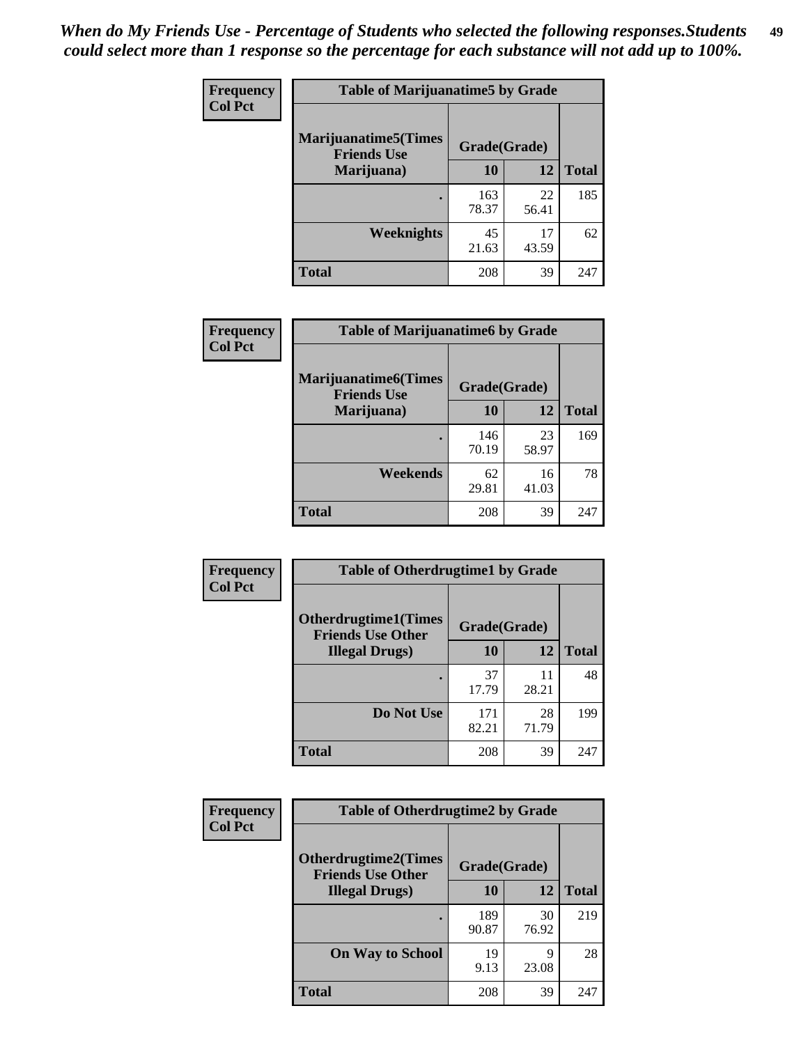*When do My Friends Use - Percentage of Students who selected the following responses.Students could select more than 1 response so the percentage for each substance will not add up to 100%.*

**Frequency**
**Col Pct**

| Table of Marijuanatime5 by Grade | | | |
|---|---|---|---|
| **Marijuanatime5(Times Friends Use Marijuana)** | **Grade(Grade)** | | **Total** |
| | **10** | **12** | |
| **.** | 163<br>78.37 | 22<br>56.41 | 185 |
| **Weeknights** | 45<br>21.63 | 17<br>43.59 | 62 |
| **Total** | 208 | 39 | 247 |

**Frequency**
**Col Pct**

| Table of Marijuanatime6 by Grade | | | |
|---|---|---|---|
| **Marijuanatime6(Times Friends Use Marijuana)** | **Grade(Grade)** | | **Total** |
| | **10** | **12** | |
| **.** | 146<br>70.19 | 23<br>58.97 | 169 |
| **Weekends** | 62<br>29.81 | 16<br>41.03 | 78 |
| **Total** | 208 | 39 | 247 |

**Frequency**
**Col Pct**

| Table of Otherdrugtime1 by Grade | | | |
|---|---|---|---|
| **Otherdrugtime1(Times Friends Use Other Illegal Drugs)** | **Grade(Grade)** | | **Total** |
| | **10** | **12** | |
| **.** | 37<br>17.79 | 11<br>28.21 | 48 |
| **Do Not Use** | 171<br>82.21 | 28<br>71.79 | 199 |
| **Total** | 208 | 39 | 247 |

**Frequency**
**Col Pct**

| Table of Otherdrugtime2 by Grade | | | |
|---|---|---|---|
| **Otherdrugtime2(Times Friends Use Other Illegal Drugs)** | **Grade(Grade)** | | **Total** |
| | **10** | **12** | |
| **.** | 189<br>90.87 | 30<br>76.92 | 219 |
| **On Way to School** | 19<br>9.13 | 9<br>23.08 | 28 |
| **Total** | 208 | 39 | 247 |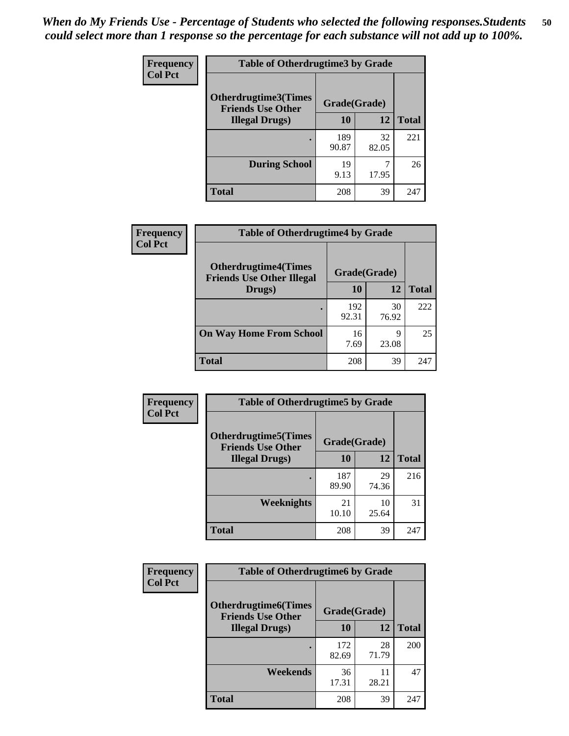*When do My Friends Use - Percentage of Students who selected the following responses.Students could select more than 1 response so the percentage for each substance will not add up to 100%.*

**Frequency**
**Col Pct**

| Table of Otherdrugtime3 by Grade | | | |
|---|---|---|---|
| **Otherdrugtime3(Times Friends Use Other Illegal Drugs)** | **Grade(Grade)** | | |
| | **10** | **12** | **Total** |
| . | 189<br>90.87 | 32<br>82.05 | 221 |
| **During School** | 19<br>9.13 | 7<br>17.95 | 26 |
| **Total** | 208 | 39 | 247 |

**Frequency**
**Col Pct**

| Table of Otherdrugtime4 by Grade | | | |
|---|---|---|---|
| **Otherdrugtime4(Times Friends Use Other Illegal Drugs)** | **Grade(Grade)** | | |
| | **10** | **12** | **Total** |
| . | 192<br>92.31 | 30<br>76.92 | 222 |
| **On Way Home From School** | 16<br>7.69 | 9<br>23.08 | 25 |
| **Total** | 208 | 39 | 247 |

**Frequency**
**Col Pct**

| Table of Otherdrugtime5 by Grade | | | |
|---|---|---|---|
| **Otherdrugtime5(Times Friends Use Other Illegal Drugs)** | **Grade(Grade)** | | |
| | **10** | **12** | **Total** |
| . | 187<br>89.90 | 29<br>74.36 | 216 |
| **Weeknights** | 21<br>10.10 | 10<br>25.64 | 31 |
| **Total** | 208 | 39 | 247 |

**Frequency**
**Col Pct**

| Table of Otherdrugtime6 by Grade | | | |
|---|---|---|---|
| **Otherdrugtime6(Times Friends Use Other Illegal Drugs)** | **Grade(Grade)** | | |
| | **10** | **12** | **Total** |
| . | 172<br>82.69 | 28<br>71.79 | 200 |
| **Weekends** | 36<br>17.31 | 11<br>28.21 | 47 |
| **Total** | 208 | 39 | 247 |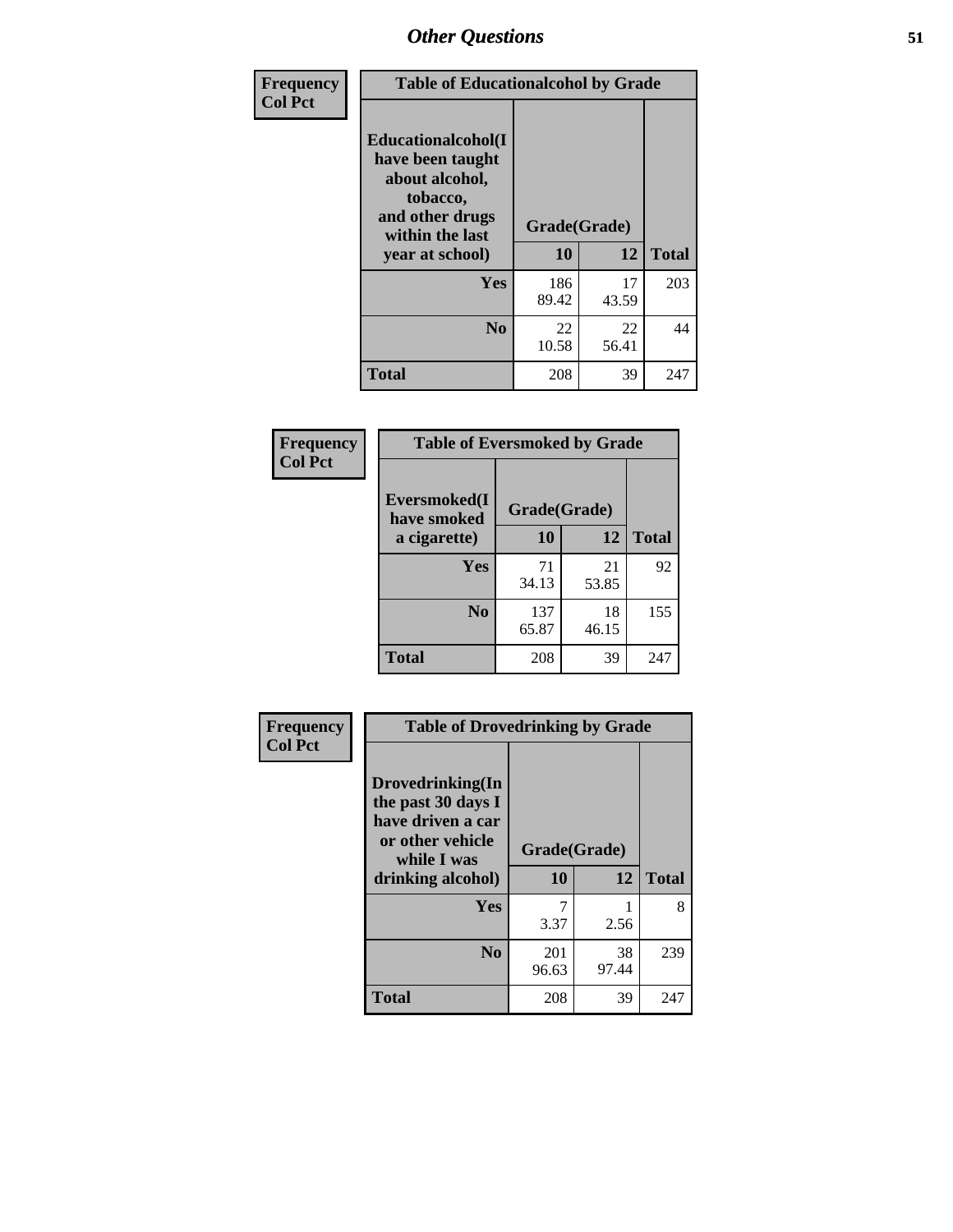| Frequency<br>Col Pct | Table of Educationalcohol by Grade | | |
|---|---|---|---|
| Educationalcohol(I have been taught about alcohol, tobacco, and other drugs within the last year at school) | Grade(Grade) | | |
| | 10 | 12 | Total |
| Yes | 186<br>89.42 | 17<br>43.59 | 203 |
| No | 22<br>10.58 | 22<br>56.41 | 44 |
| Total | 208 | 39 | 247 |

| Frequency<br>Col Pct | Table of Eversmoked by Grade | | |
|---|---|---|---|
| Eversmoked(I have smoked a cigarette) | Grade(Grade) | | |
| | 10 | 12 | Total |
| Yes | 71<br>34.13 | 21<br>53.85 | 92 |
| No | 137<br>65.87 | 18<br>46.15 | 155 |
| Total | 208 | 39 | 247 |

| Frequency<br>Col Pct | Table of Drovedrinking by Grade | | |
|---|---|---|---|
| Drovedrinking(In the past 30 days I have driven a car or other vehicle while I was drinking alcohol) | Grade(Grade) | | |
| | 10 | 12 | Total |
| Yes | 7<br>3.37 | 1<br>2.56 | 8 |
| No | 201<br>96.63 | 38<br>97.44 | 239 |
| Total | 208 | 39 | 247 |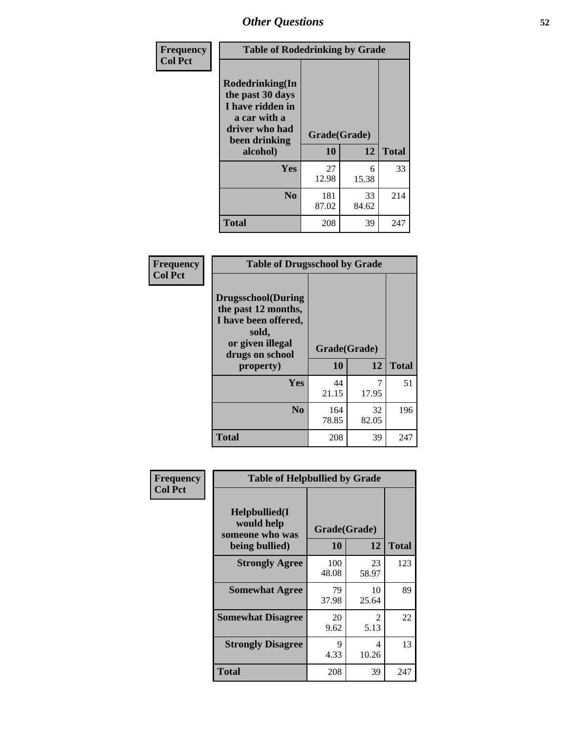# Other Questions

Frequency
Col Pct

| Table of Rodedrinking by Grade | | | |
|---|---|---|---|
| Rodedrinking(In the past 30 days I have ridden in a car with a driver who had been drinking alcohol) | Grade(Grade) | | |
| | 10 | 12 | Total |
| Yes | 27<br>12.98 | 6<br>15.38 | 33 |
| No | 181<br>87.02 | 33<br>84.62 | 214 |
| Total | 208 | 39 | 247 |

Frequency
Col Pct

| Table of Drugsschool by Grade | | | |
|---|---|---|---|
| Drugsschool(During the past 12 months, I have been offered, sold, or given illegal drugs on school property) | Grade(Grade) | | |
| | 10 | 12 | Total |
| Yes | 44<br>21.15 | 7<br>17.95 | 51 |
| No | 164<br>78.85 | 32<br>82.05 | 196 |
| Total | 208 | 39 | 247 |

Frequency
Col Pct

| Table of Helpbullied by Grade | | | |
|---|---|---|---|
| Helpbullied(I would help someone who was being bullied) | Grade(Grade) | | |
| | 10 | 12 | Total |
| Strongly Agree | 100<br>48.08 | 23<br>58.97 | 123 |
| Somewhat Agree | 79<br>37.98 | 10<br>25.64 | 89 |
| Somewhat Disagree | 20<br>9.62 | 2<br>5.13 | 22 |
| Strongly Disagree | 9<br>4.33 | 4<br>10.26 | 13 |
| Total | 208 | 39 | 247 |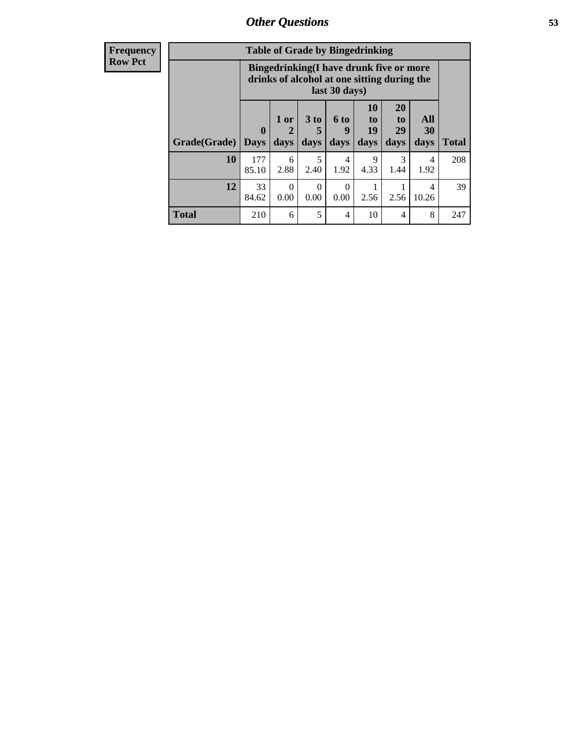**Frequency**
**Row Pct**

| Table of Grade by Bingedrinking | | | | | | | | |
|---|---|---|---|---|---|---|---|---|
| | Bingedrinking(I have drunk five or more drinks of alcohol at one sitting during the last 30 days) | | | | | | | |
| Grade(Grade) | 0 Days | 1 or 2 days | 3 to 5 days | 6 to 9 days | 10 to 19 days | 20 to 29 days | All 30 days | Total |
| **10** | 177<br>85.10 | 6<br>2.88 | 5<br>2.40 | 4<br>1.92 | 9<br>4.33 | 3<br>1.44 | 4<br>1.92 | 208 |
| **12** | 33<br>84.62 | 0<br>0.00 | 0<br>0.00 | 0<br>0.00 | 1<br>2.56 | 1<br>2.56 | 4<br>10.26 | 39 |
| **Total** | 210 | 6 | 5 | 4 | 10 | 4 | 8 | 247 |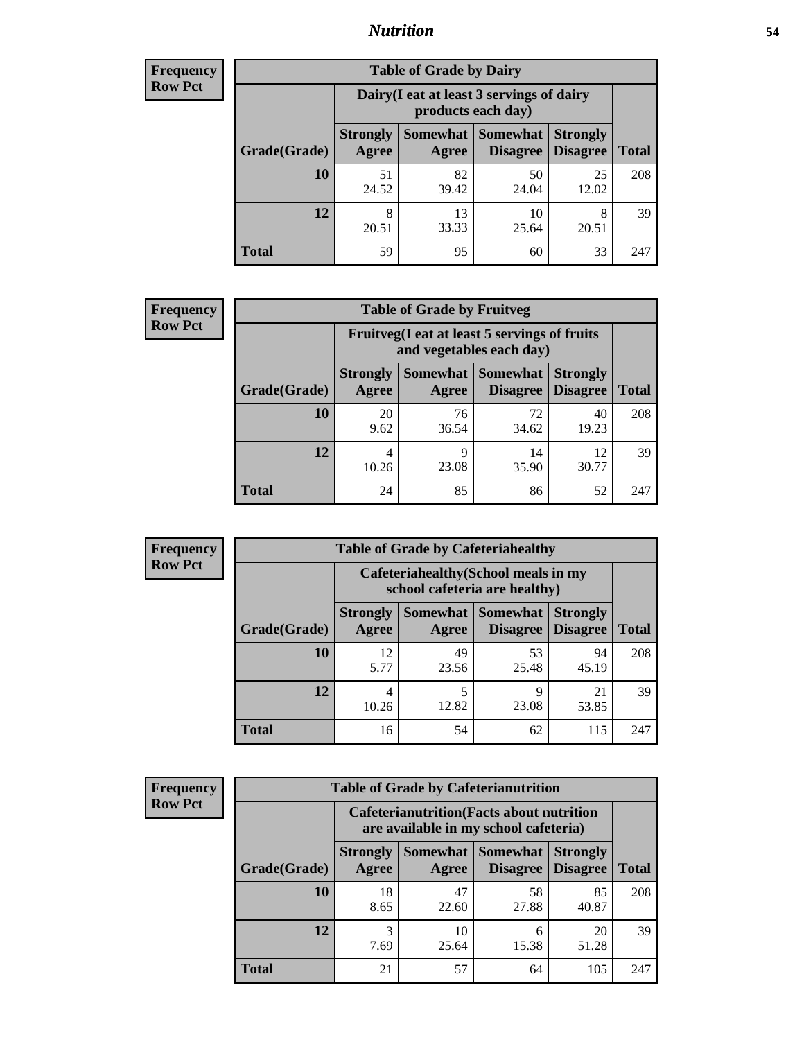| Frequency Row Pct | | | | | |
|---|---|---|---|---|---|

**Table of Grade by Dairy**

| | Dairy(I eat at least 3 servings of dairy products each day) | | | | |
|---|---|---|---|---|---|
| Grade(Grade) | Strongly Agree | Somewhat Agree | Somewhat Disagree | Strongly Disagree | Total |
| 10 | 51<br>24.52 | 82<br>39.42 | 50<br>24.04 | 25<br>12.02 | 208 |
| 12 | 8<br>20.51 | 13<br>33.33 | 10<br>25.64 | 8<br>20.51 | 39 |
| Total | 59 | 95 | 60 | 33 | 247 |

**Frequency Row Pct**

**Table of Grade by Fruitveg**

| | Fruitveg(I eat at least 5 servings of fruits and vegetables each day) | | | | |
|---|---|---|---|---|---|
| Grade(Grade) | Strongly Agree | Somewhat Agree | Somewhat Disagree | Strongly Disagree | Total |
| 10 | 20<br>9.62 | 76<br>36.54 | 72<br>34.62 | 40<br>19.23 | 208 |
| 12 | 4<br>10.26 | 9<br>23.08 | 14<br>35.90 | 12<br>30.77 | 39 |
| Total | 24 | 85 | 86 | 52 | 247 |

**Frequency Row Pct**

**Table of Grade by Cafeteriahealthy**

| | Cafeteriahealthy(School meals in my school cafeteria are healthy) | | | | |
|---|---|---|---|---|---|
| Grade(Grade) | Strongly Agree | Somewhat Agree | Somewhat Disagree | Strongly Disagree | Total |
| 10 | 12<br>5.77 | 49<br>23.56 | 53<br>25.48 | 94<br>45.19 | 208 |
| 12 | 4<br>10.26 | 5<br>12.82 | 9<br>23.08 | 21<br>53.85 | 39 |
| Total | 16 | 54 | 62 | 115 | 247 |

**Frequency Row Pct**

**Table of Grade by Cafeterianutrition**

| | Cafeterianutrition(Facts about nutrition are available in my school cafeteria) | | | | |
|---|---|---|---|---|---|
| Grade(Grade) | Strongly Agree | Somewhat Agree | Somewhat Disagree | Strongly Disagree | Total |
| 10 | 18<br>8.65 | 47<br>22.60 | 58<br>27.88 | 85<br>40.87 | 208 |
| 12 | 3<br>7.69 | 10<br>25.64 | 6<br>15.38 | 20<br>51.28 | 39 |
| Total | 21 | 57 | 64 | 105 | 247 |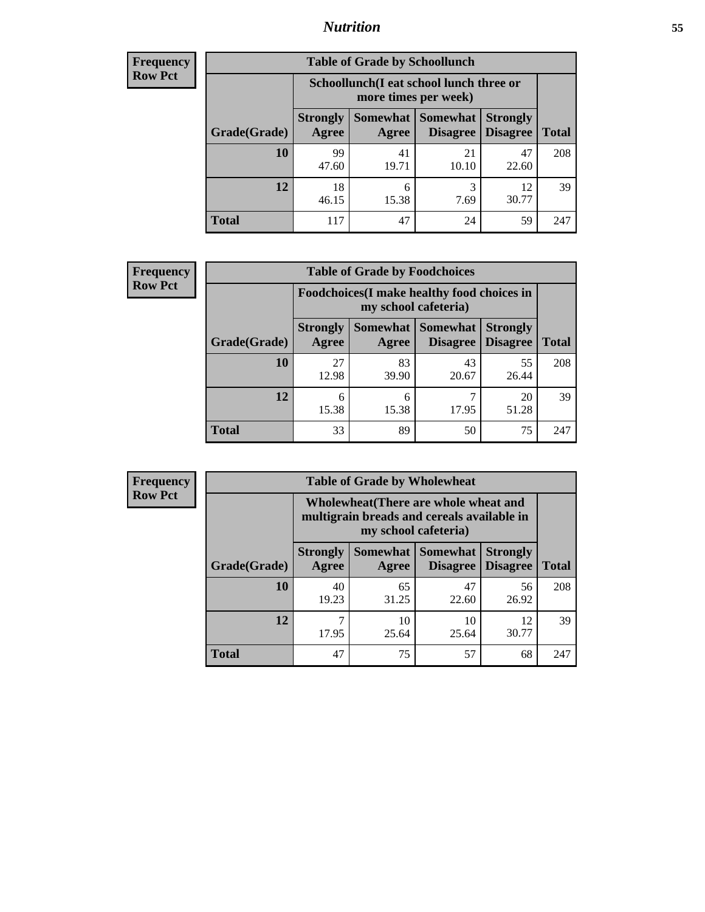## Nutrition

**Frequency**
**Row Pct**

| Table of Grade by Schoollunch | | | | | |
|---|---|---|---|---|---|
| | Schoollunch(I eat school lunch three or more times per week) | | | | |
| Grade(Grade) | Strongly Agree | Somewhat Agree | Somewhat Disagree | Strongly Disagree | Total |
| 10 | 99<br>47.60 | 41<br>19.71 | 21<br>10.10 | 47<br>22.60 | 208 |
| 12 | 18<br>46.15 | 6<br>15.38 | 3<br>7.69 | 12<br>30.77 | 39 |
| Total | 117 | 47 | 24 | 59 | 247 |

**Frequency**
**Row Pct**

| Table of Grade by Foodchoices | | | | | |
|---|---|---|---|---|---|
| | Foodchoices(I make healthy food choices in my school cafeteria) | | | | |
| Grade(Grade) | Strongly Agree | Somewhat Agree | Somewhat Disagree | Strongly Disagree | Total |
| 10 | 27<br>12.98 | 83<br>39.90 | 43<br>20.67 | 55<br>26.44 | 208 |
| 12 | 6<br>15.38 | 6<br>15.38 | 7<br>17.95 | 20<br>51.28 | 39 |
| Total | 33 | 89 | 50 | 75 | 247 |

**Frequency**
**Row Pct**

| Table of Grade by Wholewheat | | | | | |
|---|---|---|---|---|---|
| | Wholewheat(There are whole wheat and multigrain breads and cereals available in my school cafeteria) | | | | |
| Grade(Grade) | Strongly Agree | Somewhat Agree | Somewhat Disagree | Strongly Disagree | Total |
| 10 | 40<br>19.23 | 65<br>31.25 | 47<br>22.60 | 56<br>26.92 | 208 |
| 12 | 7<br>17.95 | 10<br>25.64 | 10<br>25.64 | 12<br>30.77 | 39 |
| Total | 47 | 75 | 57 | 68 | 247 |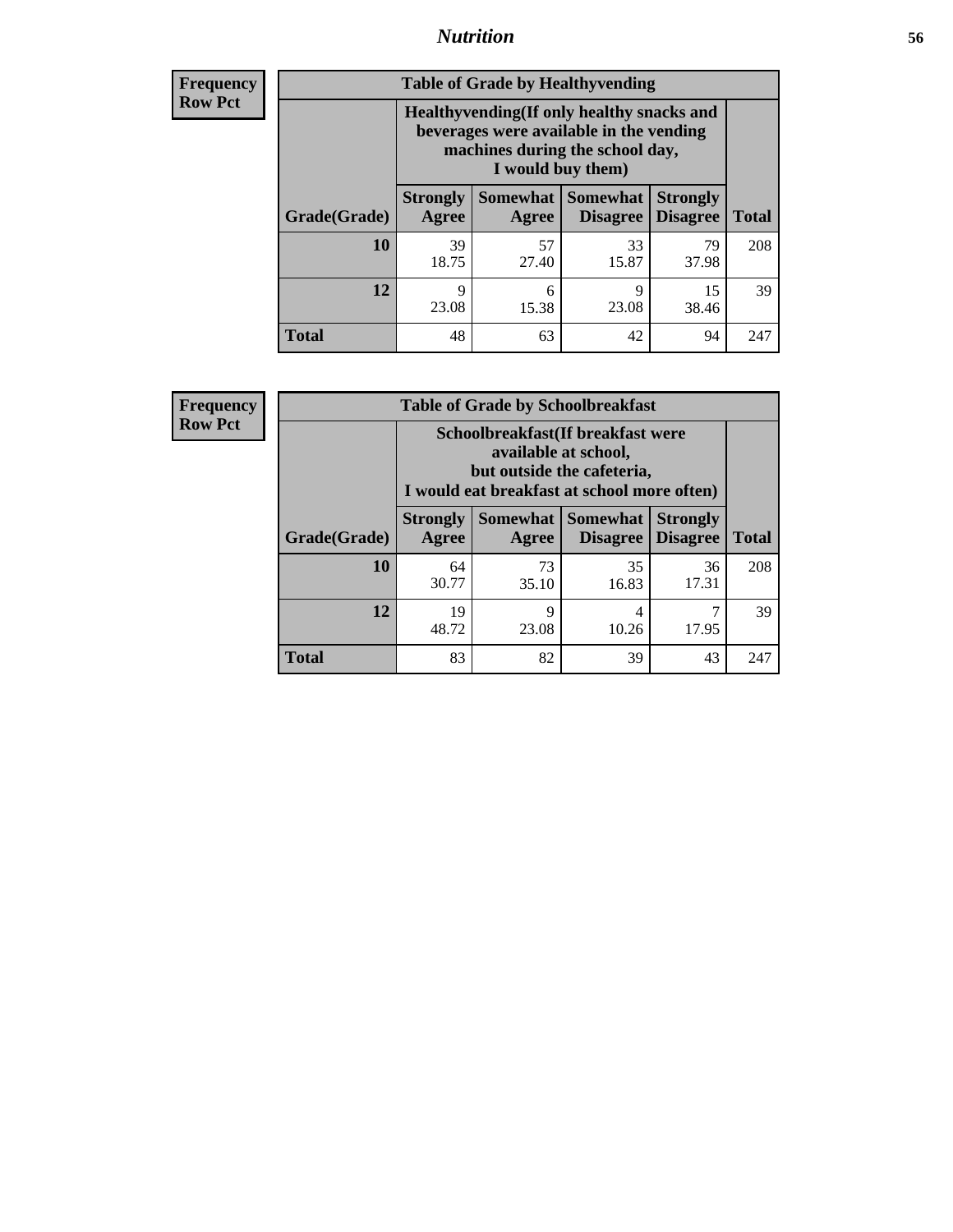## Nutrition

**Frequency**
**Row Pct**

| Table of Grade by Healthyvending | | | | | |
|---|---|---|---|---|---|
| | Healthyvending(If only healthy snacks and beverages were available in the vending machines during the school day, I would buy them) | | | | |
| Grade(Grade) | Strongly Agree | Somewhat Agree | Somewhat Disagree | Strongly Disagree | Total |
| **10** | 39<br>18.75 | 57<br>27.40 | 33<br>15.87 | 79<br>37.98 | 208 |
| **12** | 9<br>23.08 | 6<br>15.38 | 9<br>23.08 | 15<br>38.46 | 39 |
| **Total** | 48 | 63 | 42 | 94 | 247 |

**Frequency**
**Row Pct**

| Table of Grade by Schoolbreakfast | | | | | |
|---|---|---|---|---|---|
| | Schoolbreakfast(If breakfast were available at school, but outside the cafeteria, I would eat breakfast at school more often) | | | | |
| Grade(Grade) | Strongly Agree | Somewhat Agree | Somewhat Disagree | Strongly Disagree | Total |
| **10** | 64<br>30.77 | 73<br>35.10 | 35<br>16.83 | 36<br>17.31 | 208 |
| **12** | 19<br>48.72 | 9<br>23.08 | 4<br>10.26 | 7<br>17.95 | 39 |
| **Total** | 83 | 82 | 39 | 43 | 247 |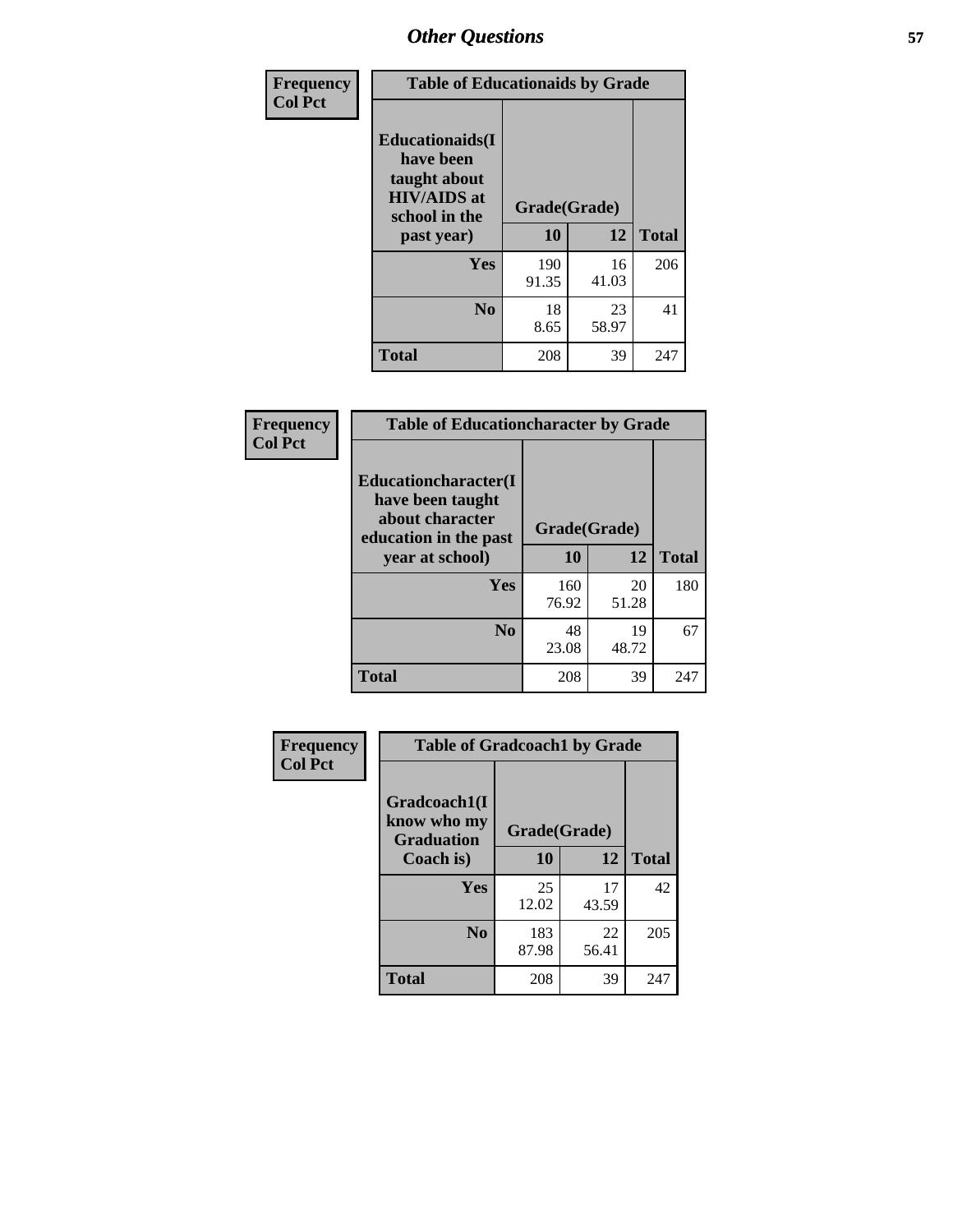# Other Questions

**Frequency**
**Col Pct**

| Table of Educationaids by Grade | | | |
|---|---|---|---|
| **Educationaids(I have been taught about HIV/AIDS at school in the past year)** | **Grade(Grade)** | | |
| | **10** | **12** | **Total** |
| **Yes** | 190<br>91.35 | 16<br>41.03 | 206 |
| **No** | 18<br>8.65 | 23<br>58.97 | 41 |
| **Total** | 208 | 39 | 247 |

**Frequency**
**Col Pct**

| Table of Educationcharacter by Grade | | | |
|---|---|---|---|
| **Educationcharacter(I have been taught about character education in the past year at school)** | **Grade(Grade)** | | |
| | **10** | **12** | **Total** |
| **Yes** | 160<br>76.92 | 20<br>51.28 | 180 |
| **No** | 48<br>23.08 | 19<br>48.72 | 67 |
| **Total** | 208 | 39 | 247 |

**Frequency**
**Col Pct**

| Table of Gradcoach1 by Grade | | | |
|---|---|---|---|
| **Gradcoach1(I know who my Graduation Coach is)** | **Grade(Grade)** | | |
| | **10** | **12** | **Total** |
| **Yes** | 25<br>12.02 | 17<br>43.59 | 42 |
| **No** | 183<br>87.98 | 22<br>56.41 | 205 |
| **Total** | 208 | 39 | 247 |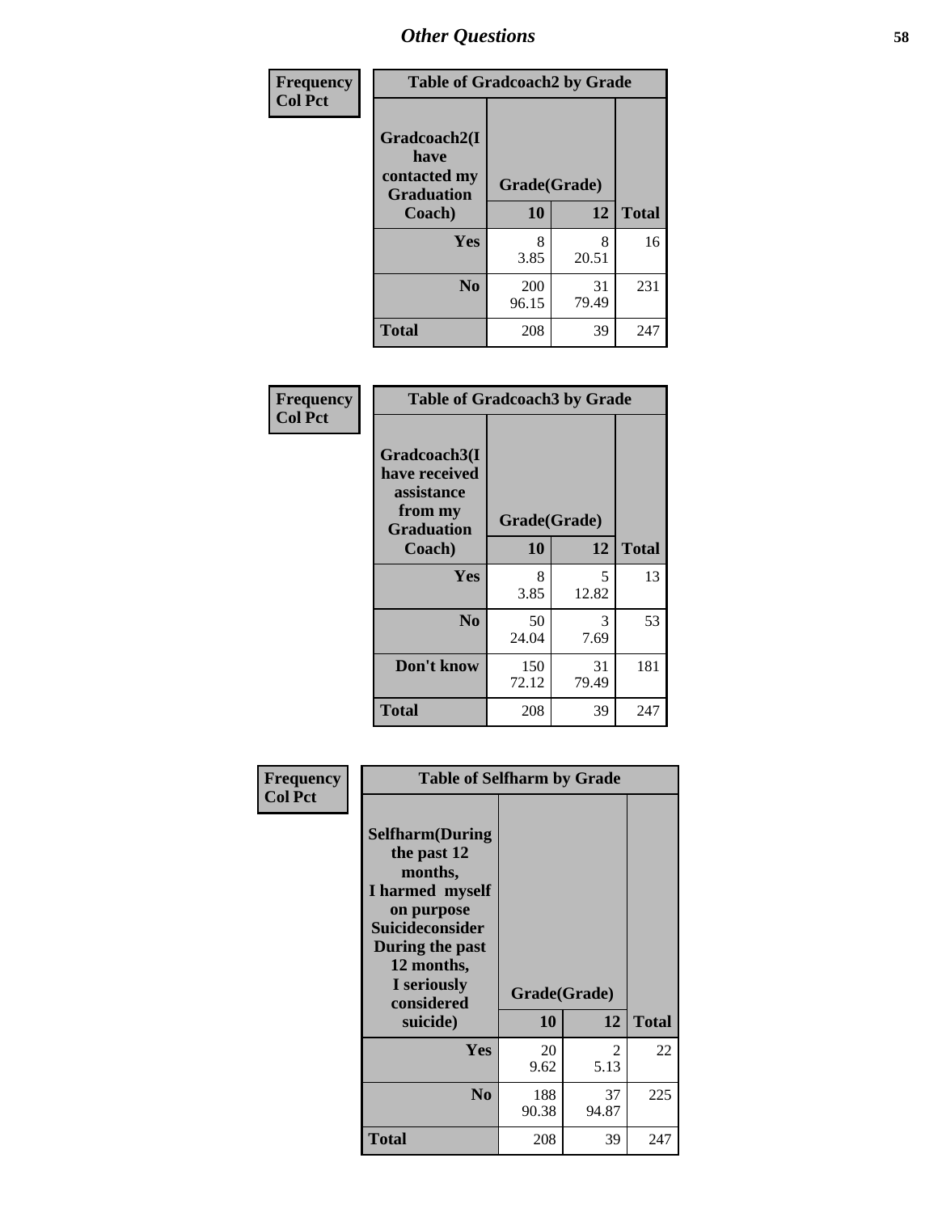## Other Questions

**Frequency / Col Pct**

| Table of Gradcoach2 by Grade | | | |
|---|---|---|---|
| Gradcoach2(I have contacted my Graduation Coach) | Grade(Grade) | | |
| | 10 | 12 | Total |
| Yes | 8<br>3.85 | 8<br>20.51 | 16 |
| No | 200<br>96.15 | 31<br>79.49 | 231 |
| Total | 208 | 39 | 247 |

**Frequency / Col Pct**

| Table of Gradcoach3 by Grade | | | |
|---|---|---|---|
| Gradcoach3(I have received assistance from my Graduation Coach) | Grade(Grade) | | |
| | 10 | 12 | Total |
| Yes | 8<br>3.85 | 5<br>12.82 | 13 |
| No | 50<br>24.04 | 3<br>7.69 | 53 |
| Don't know | 150<br>72.12 | 31<br>79.49 | 181 |
| Total | 208 | 39 | 247 |

**Frequency / Col Pct**

| Table of Selfharm by Grade | | | |
|---|---|---|---|
| Selfharm(During the past 12 months, I harmed myself on purpose Suicideconsider During the past 12 months, I seriously considered suicide) | Grade(Grade) | | |
| | 10 | 12 | Total |
| Yes | 20<br>9.62 | 2<br>5.13 | 22 |
| No | 188<br>90.38 | 37<br>94.87 | 225 |
| Total | 208 | 39 | 247 |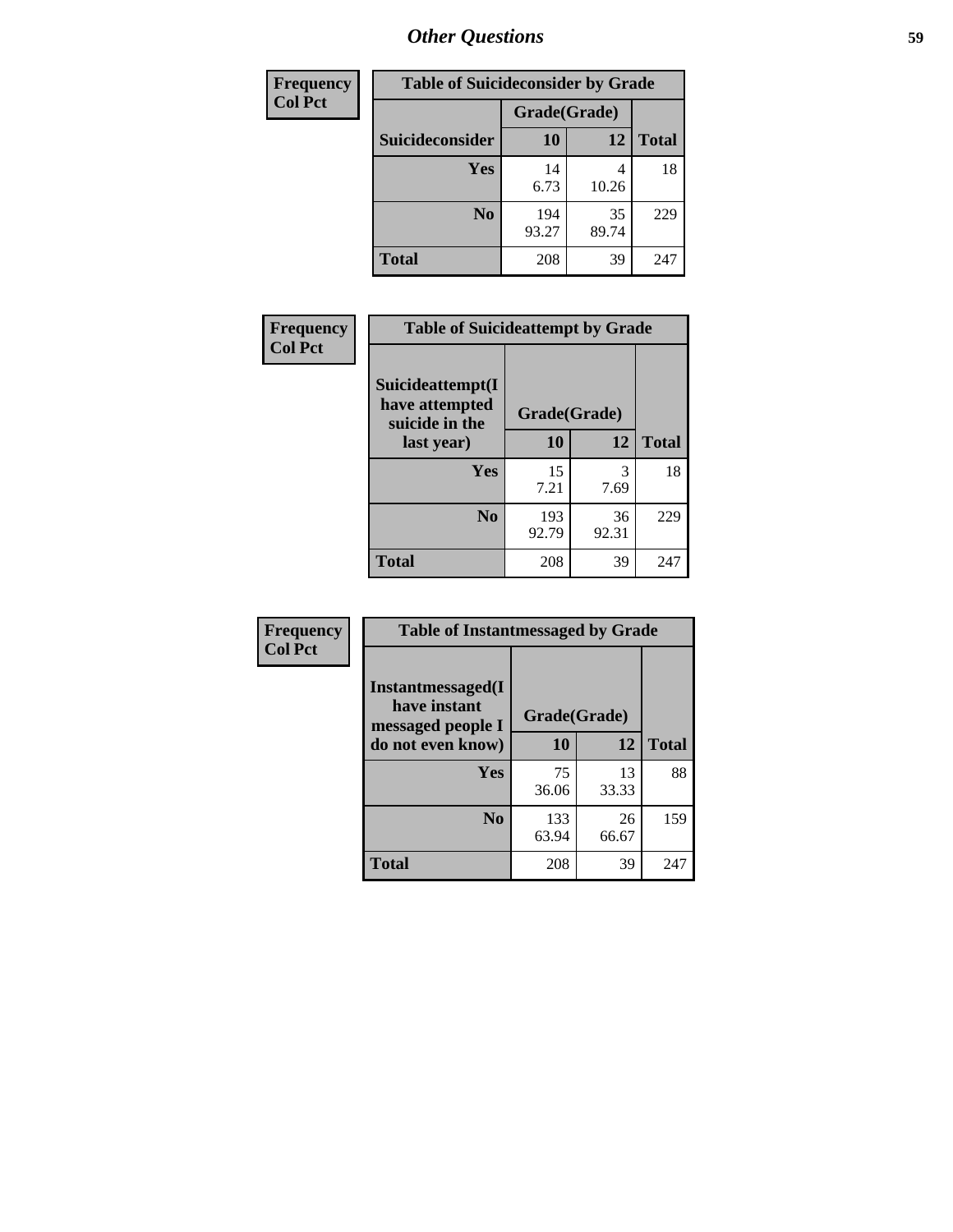## Other Questions

| Frequency<br>Col Pct |
|---|

**Table of Suicideconsider by Grade**

| Suicideconsider | Grade(Grade) 10 | 12 | Total |
|---|---|---|---|
| Yes | 14<br>6.73 | 4<br>10.26 | 18 |
| No | 194<br>93.27 | 35<br>89.74 | 229 |
| Total | 208 | 39 | 247 |

| Frequency<br>Col Pct |
|---|

**Table of Suicideattempt by Grade**

| Suicideattempt(I have attempted suicide in the last year) | Grade(Grade) 10 | 12 | Total |
|---|---|---|---|
| Yes | 15<br>7.21 | 3<br>7.69 | 18 |
| No | 193<br>92.79 | 36<br>92.31 | 229 |
| Total | 208 | 39 | 247 |

| Frequency<br>Col Pct |
|---|

**Table of Instantmessaged by Grade**

| Instantmessaged(I have instant messaged people I do not even know) | Grade(Grade) 10 | 12 | Total |
|---|---|---|---|
| Yes | 75<br>36.06 | 13<br>33.33 | 88 |
| No | 133<br>63.94 | 26<br>66.67 | 159 |
| Total | 208 | 39 | 247 |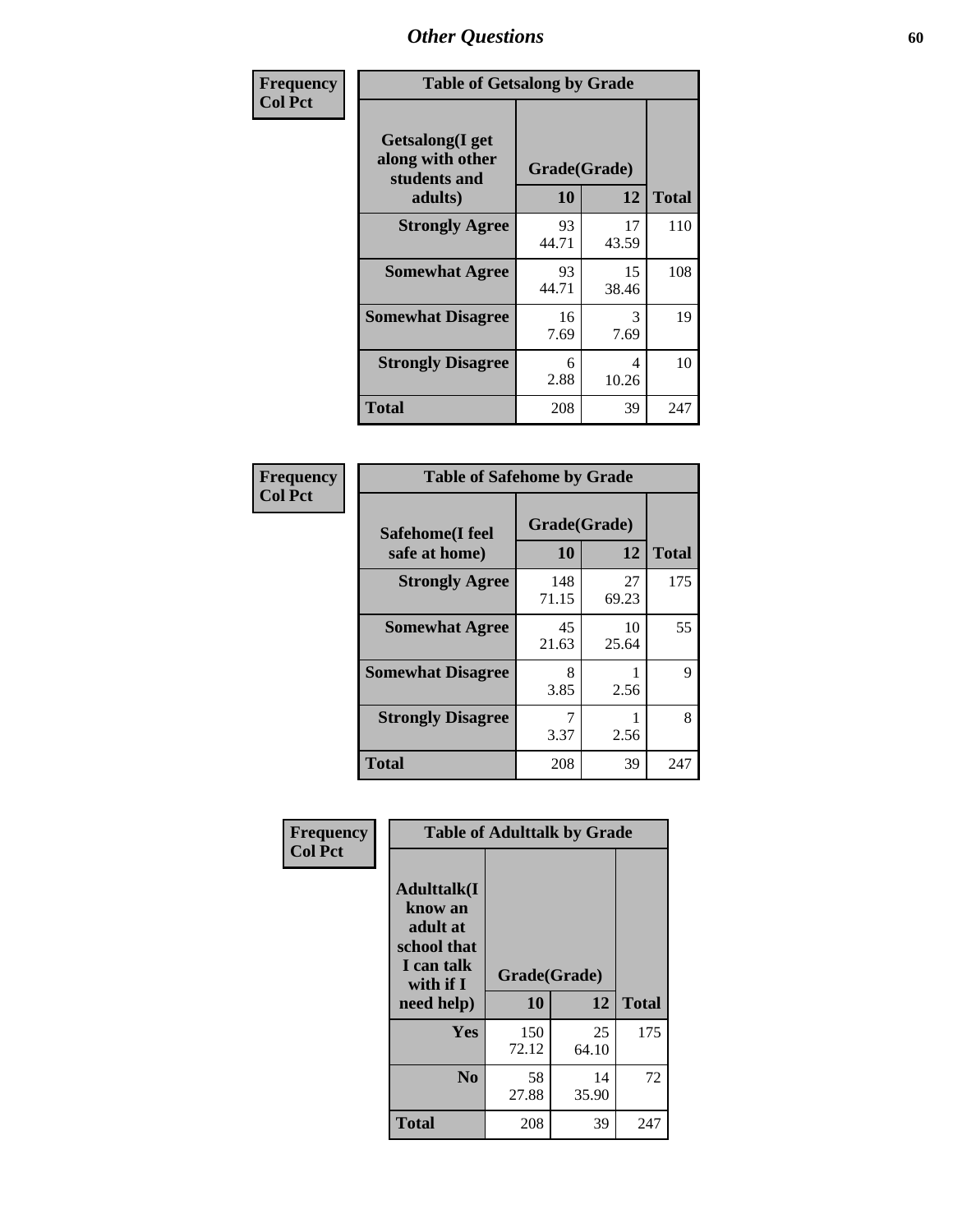## Other Questions

**Frequency**
**Col Pct**

**Table of Getsalong by Grade**

| Getsalong(I get along with other students and adults) | Grade(Grade) | | Total |
|---|---|---|---|
| | 10 | 12 | |
| **Strongly Agree** | 93<br>44.71 | 17<br>43.59 | 110 |
| **Somewhat Agree** | 93<br>44.71 | 15<br>38.46 | 108 |
| **Somewhat Disagree** | 16<br>7.69 | 3<br>7.69 | 19 |
| **Strongly Disagree** | 6<br>2.88 | 4<br>10.26 | 10 |
| **Total** | 208 | 39 | 247 |

**Frequency**
**Col Pct**

**Table of Safehome by Grade**

| Safehome(I feel safe at home) | Grade(Grade) | | Total |
|---|---|---|---|
| | 10 | 12 | |
| **Strongly Agree** | 148<br>71.15 | 27<br>69.23 | 175 |
| **Somewhat Agree** | 45<br>21.63 | 10<br>25.64 | 55 |
| **Somewhat Disagree** | 8<br>3.85 | 1<br>2.56 | 9 |
| **Strongly Disagree** | 7<br>3.37 | 1<br>2.56 | 8 |
| **Total** | 208 | 39 | 247 |

**Frequency**
**Col Pct**

**Table of Adulttalk by Grade**

| Adulttalk(I know an adult at school that I can talk with if I need help) | Grade(Grade) | | Total |
|---|---|---|---|
| | 10 | 12 | |
| **Yes** | 150<br>72.12 | 25<br>64.10 | 175 |
| **No** | 58<br>27.88 | 14<br>35.90 | 72 |
| **Total** | 208 | 39 | 247 |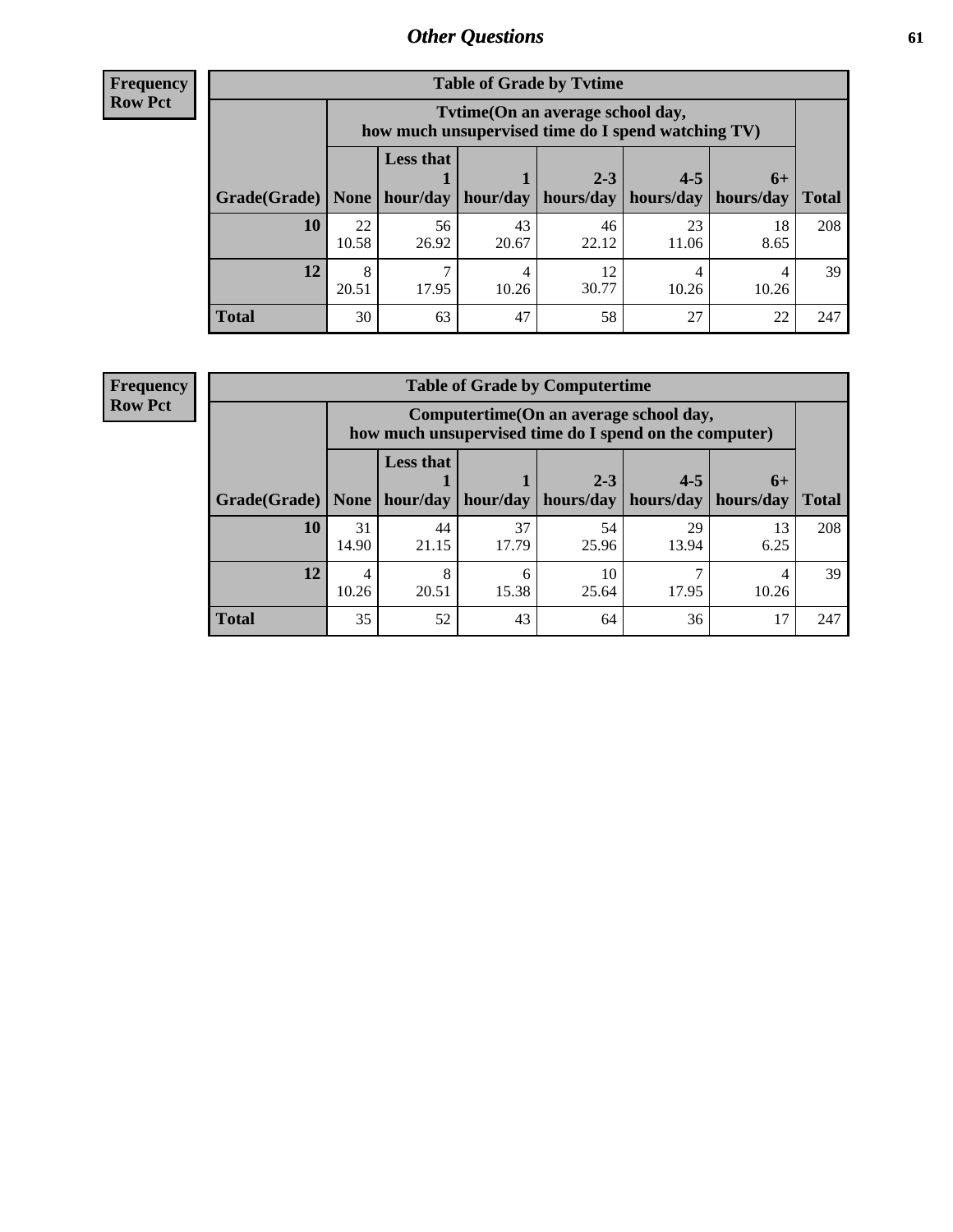## Other Questions

**Frequency**
**Row Pct**

**Table of Grade by Tvtime**

| Grade(Grade) | Tvtime(On an average school day, how much unsupervised time do I spend watching TV) None | Less that 1 hour/day | 1 hour/day | 2-3 hours/day | 4-5 hours/day | 6+ hours/day | Total |
|---|---|---|---|---|---|---|---|
| **10** | 22<br>10.58 | 56<br>26.92 | 43<br>20.67 | 46<br>22.12 | 23<br>11.06 | 18<br>8.65 | 208 |
| **12** | 8<br>20.51 | 7<br>17.95 | 4<br>10.26 | 12<br>30.77 | 4<br>10.26 | 4<br>10.26 | 39 |
| **Total** | 30 | 63 | 47 | 58 | 27 | 22 | 247 |

**Frequency**
**Row Pct**

**Table of Grade by Computertime**

| Grade(Grade) | Computertime(On an average school day, how much unsupervised time do I spend on the computer) None | Less that 1 hour/day | 1 hour/day | 2-3 hours/day | 4-5 hours/day | 6+ hours/day | Total |
|---|---|---|---|---|---|---|---|
| **10** | 31<br>14.90 | 44<br>21.15 | 37<br>17.79 | 54<br>25.96 | 29<br>13.94 | 13<br>6.25 | 208 |
| **12** | 4<br>10.26 | 8<br>20.51 | 6<br>15.38 | 10<br>25.64 | 7<br>17.95 | 4<br>10.26 | 39 |
| **Total** | 35 | 52 | 43 | 64 | 36 | 17 | 247 |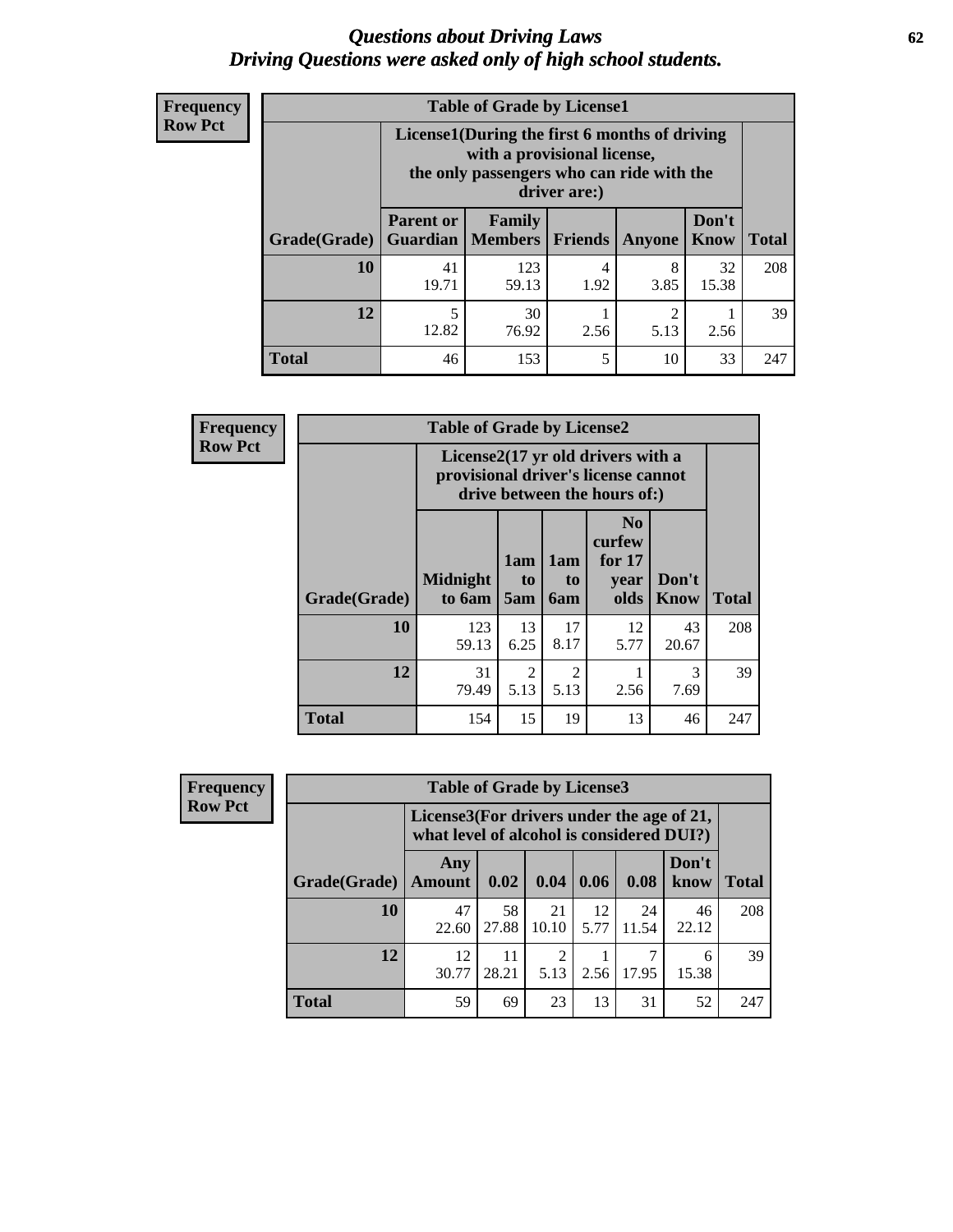# *Questions about Driving Laws*
# *Driving Questions were asked only of high school students.*

**Frequency**
**Row Pct**

| Table of Grade by License1 | | | | | | |
|---|---|---|---|---|---|---|
| | License1(During the first 6 months of driving with a provisional license, the only passengers who can ride with the driver are:) | | | | | |
| Grade(Grade) | Parent or Guardian | Family Members | Friends | Anyone | Don't Know | Total |
| 10 | 41<br>19.71 | 123<br>59.13 | 4<br>1.92 | 8<br>3.85 | 32<br>15.38 | 208 |
| 12 | 5<br>12.82 | 30<br>76.92 | 1<br>2.56 | 2<br>5.13 | 1<br>2.56 | 39 |
| Total | 46 | 153 | 5 | 10 | 33 | 247 |

**Frequency**
**Row Pct**

| Table of Grade by License2 | | | | | | |
|---|---|---|---|---|---|---|
| | License2(17 yr old drivers with a provisional driver's license cannot drive between the hours of:) | | | | | |
| Grade(Grade) | Midnight to 6am | 1am to 5am | 1am to 6am | No curfew for 17 year olds | Don't Know | Total |
| 10 | 123<br>59.13 | 13<br>6.25 | 17<br>8.17 | 12<br>5.77 | 43<br>20.67 | 208 |
| 12 | 31<br>79.49 | 2<br>5.13 | 2<br>5.13 | 1<br>2.56 | 3<br>7.69 | 39 |
| Total | 154 | 15 | 19 | 13 | 46 | 247 |

**Frequency**
**Row Pct**

| Table of Grade by License3 | | | | | | | |
|---|---|---|---|---|---|---|---|
| | License3(For drivers under the age of 21, what level of alcohol is considered DUI?) | | | | | | |
| Grade(Grade) | Any Amount | 0.02 | 0.04 | 0.06 | 0.08 | Don't know | Total |
| 10 | 47<br>22.60 | 58<br>27.88 | 21<br>10.10 | 12<br>5.77 | 24<br>11.54 | 46<br>22.12 | 208 |
| 12 | 12<br>30.77 | 11<br>28.21 | 2<br>5.13 | 1<br>2.56 | 7<br>17.95 | 6<br>15.38 | 39 |
| Total | 59 | 69 | 23 | 13 | 31 | 52 | 247 |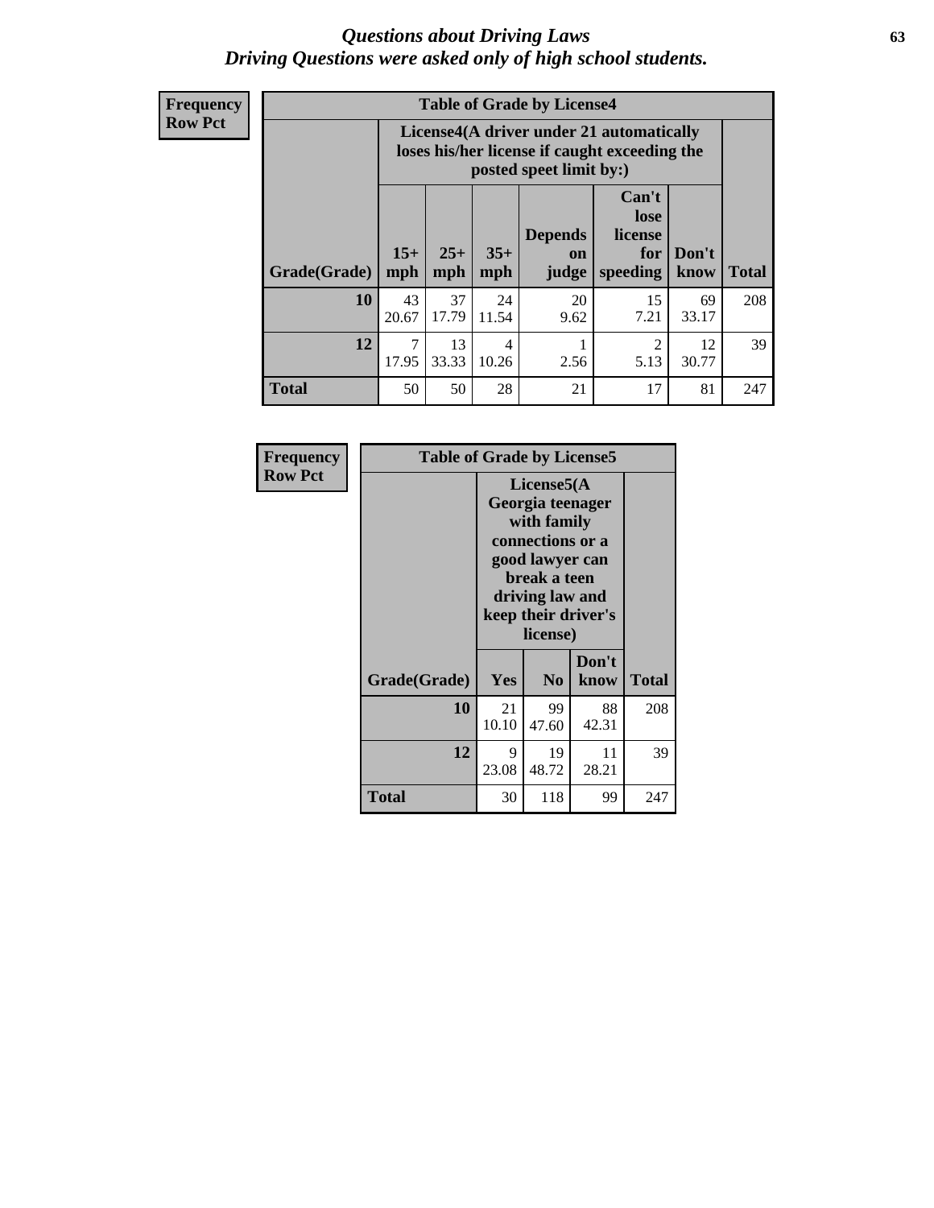# *Questions about Driving Laws*
## *Driving Questions were asked only of high school students.*

**Frequency**
**Row Pct**

| Table of Grade by License4 | | | | | | | |
|---|---|---|---|---|---|---|---|
| | License4(A driver under 21 automatically loses his/her license if caught exceeding the posted speet limit by:) | | | | | | |
| Grade(Grade) | 15+ mph | 25+ mph | 35+ mph | Depends on judge | Can't lose license for speeding | Don't know | Total |
| **10** | 43<br>20.67 | 37<br>17.79 | 24<br>11.54 | 20<br>9.62 | 15<br>7.21 | 69<br>33.17 | 208 |
| **12** | 7<br>17.95 | 13<br>33.33 | 4<br>10.26 | 1<br>2.56 | 2<br>5.13 | 12<br>30.77 | 39 |
| **Total** | 50 | 50 | 28 | 21 | 17 | 81 | 247 |

**Frequency**
**Row Pct**

| Table of Grade by License5 | | | | |
|---|---|---|---|---|
| | License5(A Georgia teenager with family connections or a good lawyer can break a teen driving law and keep their driver's license) | | | |
| Grade(Grade) | Yes | No | Don't know | Total |
| **10** | 21<br>10.10 | 99<br>47.60 | 88<br>42.31 | 208 |
| **12** | 9<br>23.08 | 19<br>48.72 | 11<br>28.21 | 39 |
| **Total** | 30 | 118 | 99 | 247 |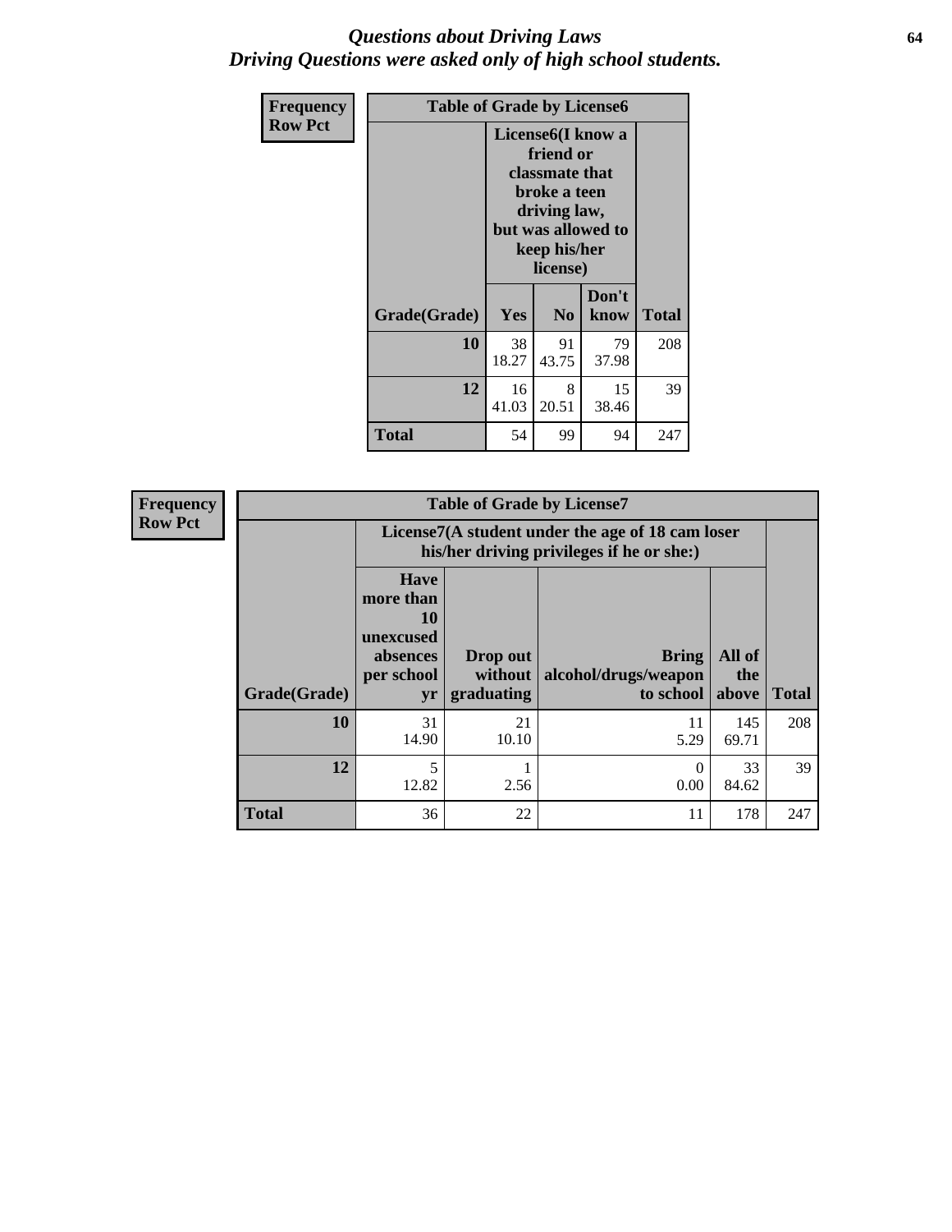# *Questions about Driving Laws*
## *Driving Questions were asked only of high school students.*

**Frequency**
**Row Pct**

**Table of Grade by License6**

| Grade(Grade) | License6(I know a friend or classmate that broke a teen driving law, but was allowed to keep his/her license) | | | Total |
|---|---|---|---|---|
| | Yes | No | Don't know | |
| **10** | 38<br>18.27 | 91<br>43.75 | 79<br>37.98 | 208 |
| **12** | 16<br>41.03 | 8<br>20.51 | 15<br>38.46 | 39 |
| **Total** | 54 | 99 | 94 | 247 |

**Frequency**
**Row Pct**

**Table of Grade by License7**

| Grade(Grade) | License7(A student under the age of 18 cam loser his/her driving privileges if he or she:) | | | | Total |
|---|---|---|---|---|---|
| | Have more than 10 unexcused absences per school yr | Drop out without graduating | Bring alcohol/drugs/weapon to school | All of the above | |
| **10** | 31<br>14.90 | 21<br>10.10 | 11<br>5.29 | 145<br>69.71 | 208 |
| **12** | 5<br>12.82 | 1<br>2.56 | 0<br>0.00 | 33<br>84.62 | 39 |
| **Total** | 36 | 22 | 11 | 178 | 247 |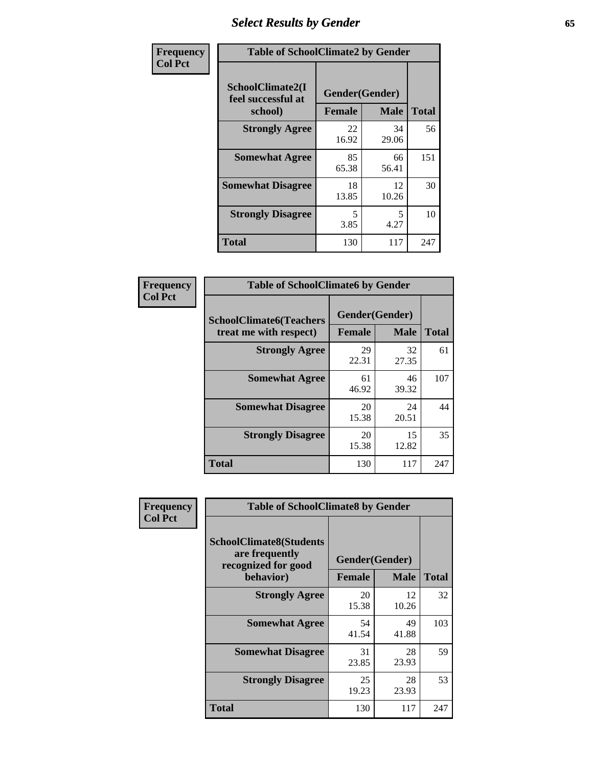## Select Results by Gender

**Frequency / Col Pct**

| Table of SchoolClimate2 by Gender | | | |
|---|---|---|---|
| SchoolClimate2(I feel successful at school) | Gender(Gender) | | |
| | Female | Male | Total |
| Strongly Agree | 22<br>16.92 | 34<br>29.06 | 56 |
| Somewhat Agree | 85<br>65.38 | 66<br>56.41 | 151 |
| Somewhat Disagree | 18<br>13.85 | 12<br>10.26 | 30 |
| Strongly Disagree | 5<br>3.85 | 5<br>4.27 | 10 |
| Total | 130 | 117 | 247 |

**Frequency / Col Pct**

| Table of SchoolClimate6 by Gender | | | |
|---|---|---|---|
| SchoolClimate6(Teachers treat me with respect) | Gender(Gender) | | |
| | Female | Male | Total |
| Strongly Agree | 29<br>22.31 | 32<br>27.35 | 61 |
| Somewhat Agree | 61<br>46.92 | 46<br>39.32 | 107 |
| Somewhat Disagree | 20<br>15.38 | 24<br>20.51 | 44 |
| Strongly Disagree | 20<br>15.38 | 15<br>12.82 | 35 |
| Total | 130 | 117 | 247 |

**Frequency / Col Pct**

| Table of SchoolClimate8 by Gender | | | |
|---|---|---|---|
| SchoolClimate8(Students are frequently recognized for good behavior) | Gender(Gender) | | |
| | Female | Male | Total |
| Strongly Agree | 20<br>15.38 | 12<br>10.26 | 32 |
| Somewhat Agree | 54<br>41.54 | 49<br>41.88 | 103 |
| Somewhat Disagree | 31<br>23.85 | 28<br>23.93 | 59 |
| Strongly Disagree | 25<br>19.23 | 28<br>23.93 | 53 |
| Total | 130 | 117 | 247 |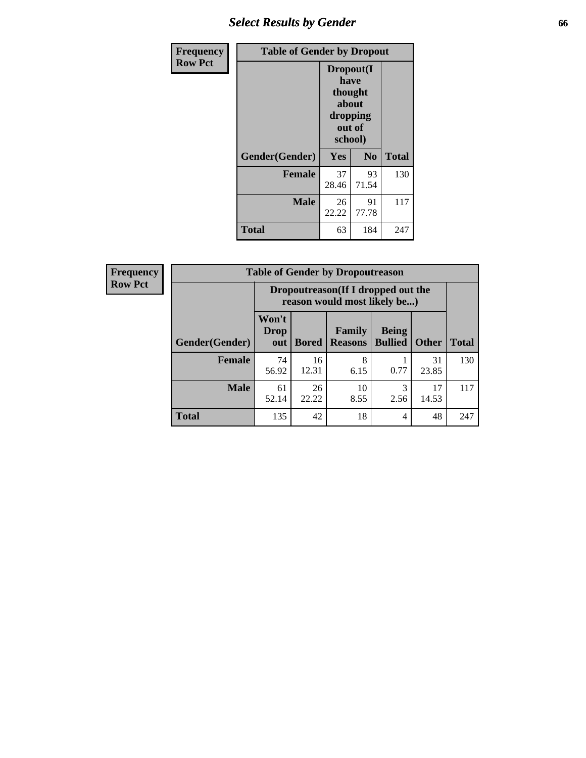## Select Results by Gender

**Frequency**
**Row Pct**

| Table of Gender by Dropout | | | |
|---|---|---|---|
| | Dropout(I have thought about dropping out of school) | | |
| Gender(Gender) | Yes | No | Total |
| **Female** | 37<br>28.46 | 93<br>71.54 | 130 |
| **Male** | 26<br>22.22 | 91<br>77.78 | 117 |
| **Total** | 63 | 184 | 247 |

**Frequency**
**Row Pct**

| Table of Gender by Dropoutreason | | | | | | |
|---|---|---|---|---|---|---|
| | Dropoutreason(If I dropped out the reason would most likely be...) | | | | | |
| Gender(Gender) | Won't Drop out | Bored | Family Reasons | Being Bullied | Other | Total |
| **Female** | 74<br>56.92 | 16<br>12.31 | 8<br>6.15 | 1<br>0.77 | 31<br>23.85 | 130 |
| **Male** | 61<br>52.14 | 26<br>22.22 | 10<br>8.55 | 3<br>2.56 | 17<br>14.53 | 117 |
| **Total** | 135 | 42 | 18 | 4 | 48 | 247 |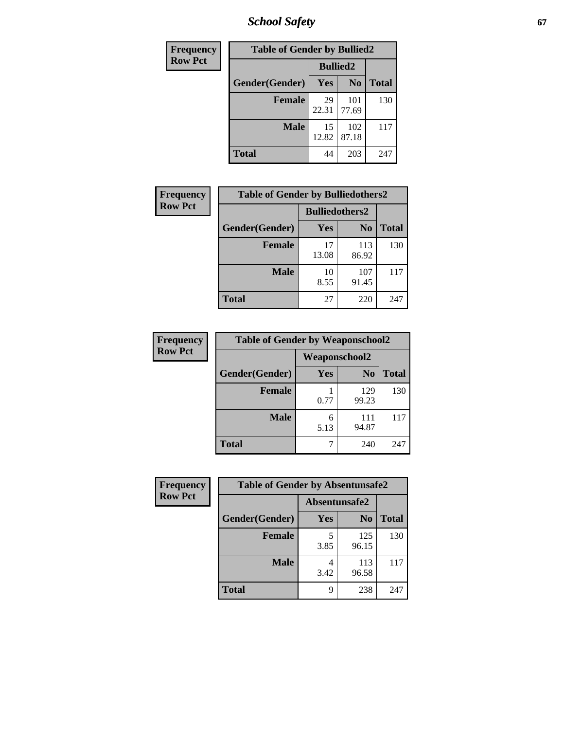| Frequency Row Pct | Table of Gender by Bullied2 | | |
|---|---|---|---|
| | Bullied2 | | |
| Gender(Gender) | Yes | No | Total |
| Female | 29<br>22.31 | 101<br>77.69 | 130 |
| Male | 15<br>12.82 | 102<br>87.18 | 117 |
| Total | 44 | 203 | 247 |

| Frequency Row Pct | Table of Gender by Bulliedothers2 | | |
|---|---|---|---|
| | Bulliedothers2 | | |
| Gender(Gender) | Yes | No | Total |
| Female | 17<br>13.08 | 113<br>86.92 | 130 |
| Male | 10<br>8.55 | 107<br>91.45 | 117 |
| Total | 27 | 220 | 247 |

| Frequency Row Pct | Table of Gender by Weaponschool2 | | |
|---|---|---|---|
| | Weaponschool2 | | |
| Gender(Gender) | Yes | No | Total |
| Female | 1<br>0.77 | 129<br>99.23 | 130 |
| Male | 6<br>5.13 | 111<br>94.87 | 117 |
| Total | 7 | 240 | 247 |

| Frequency Row Pct | Table of Gender by Absentunsafe2 | | |
|---|---|---|---|
| | Absentunsafe2 | | |
| Gender(Gender) | Yes | No | Total |
| Female | 5<br>3.85 | 125<br>96.15 | 130 |
| Male | 4<br>3.42 | 113<br>96.58 | 117 |
| Total | 9 | 238 | 247 |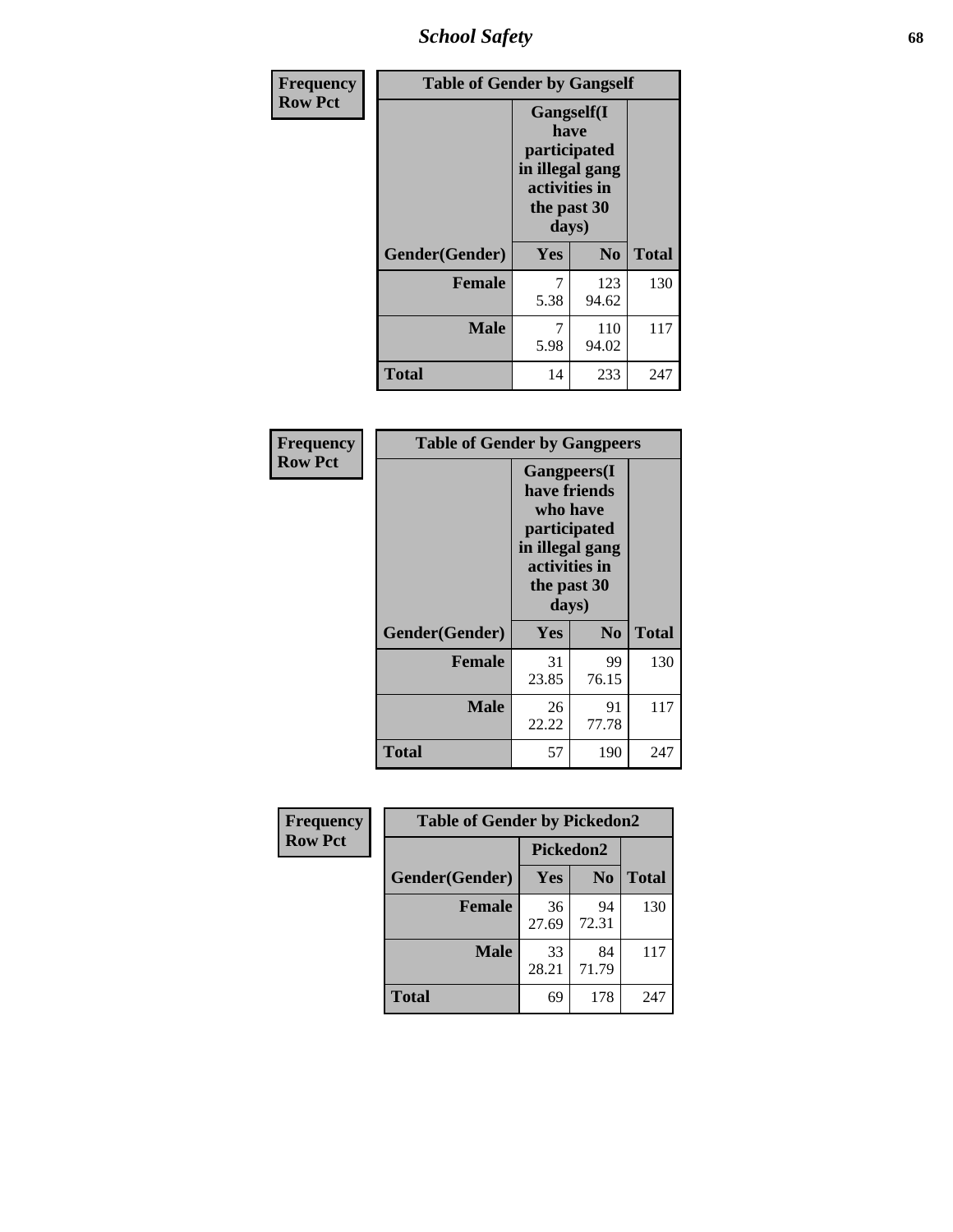| Frequency Row Pct | Table of Gender by Gangself | | |
|---|---|---|---|
| | Gangself(I have participated in illegal gang activities in the past 30 days) | | |
| Gender(Gender) | Yes | No | Total |
| Female | 7<br>5.38 | 123<br>94.62 | 130 |
| Male | 7<br>5.98 | 110<br>94.02 | 117 |
| Total | 14 | 233 | 247 |

| Frequency Row Pct | Table of Gender by Gangpeers | | |
|---|---|---|---|
| | Gangpeers(I have friends who have participated in illegal gang activities in the past 30 days) | | |
| Gender(Gender) | Yes | No | Total |
| Female | 31<br>23.85 | 99<br>76.15 | 130 |
| Male | 26<br>22.22 | 91<br>77.78 | 117 |
| Total | 57 | 190 | 247 |

| Frequency Row Pct | Table of Gender by Pickedon2 | | |
|---|---|---|---|
| | Pickedon2 | | |
| Gender(Gender) | Yes | No | Total |
| Female | 36<br>27.69 | 94<br>72.31 | 130 |
| Male | 33<br>28.21 | 84<br>71.79 | 117 |
| Total | 69 | 178 | 247 |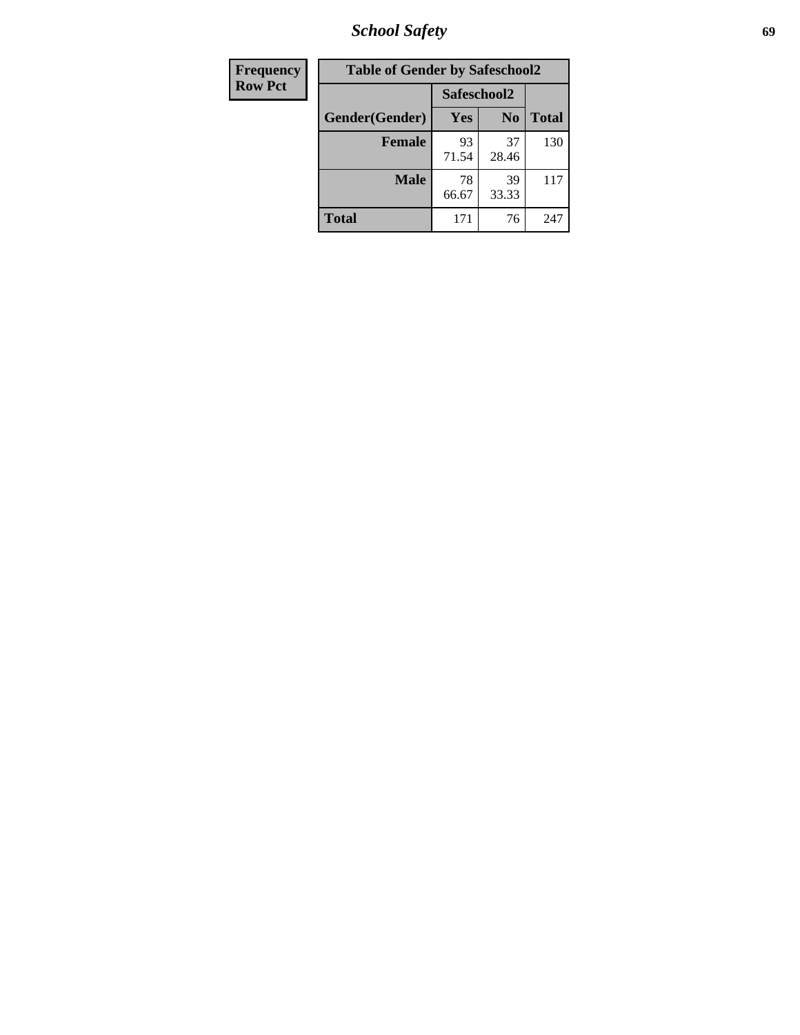| Frequency Row Pct | Table of Gender by Safeschool2 | | |
|---|---|---|---|
| | Safeschool2 | | |
| Gender(Gender) | Yes | No | Total |
| Female | 93<br>71.54 | 37<br>28.46 | 130 |
| Male | 78<br>66.67 | 39<br>33.33 | 117 |
| Total | 171 | 76 | 247 |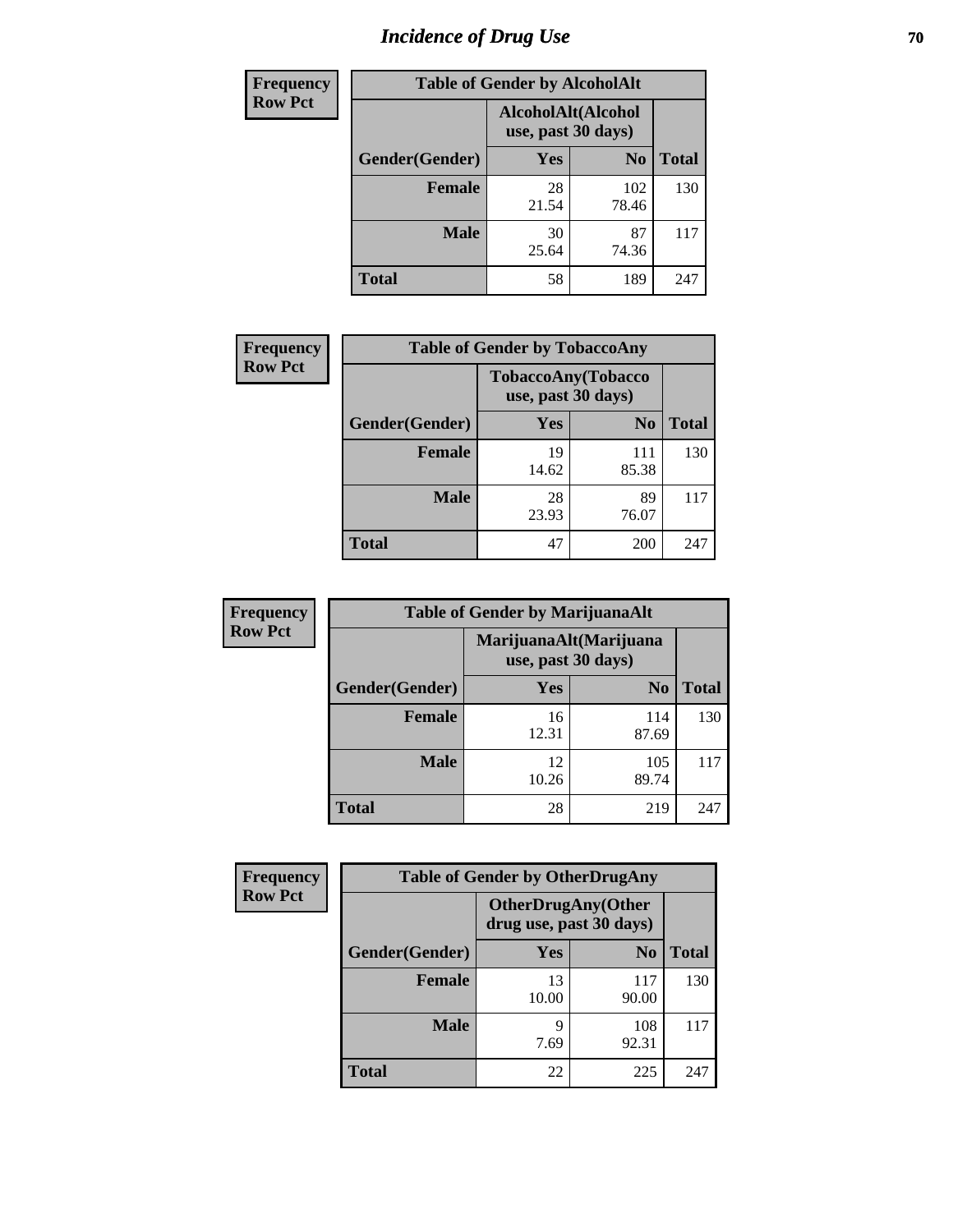# Incidence of Drug Use

**Frequency**
**Row Pct**

| Table of Gender by AlcoholAlt | | | |
|---|---|---|---|
| | AlcoholAlt(Alcohol use, past 30 days) | | |
| Gender(Gender) | Yes | No | Total |
| Female | 28<br>21.54 | 102<br>78.46 | 130 |
| Male | 30<br>25.64 | 87<br>74.36 | 117 |
| Total | 58 | 189 | 247 |

**Frequency**
**Row Pct**

| Table of Gender by TobaccoAny | | | |
|---|---|---|---|
| | TobaccoAny(Tobacco use, past 30 days) | | |
| Gender(Gender) | Yes | No | Total |
| Female | 19<br>14.62 | 111<br>85.38 | 130 |
| Male | 28<br>23.93 | 89<br>76.07 | 117 |
| Total | 47 | 200 | 247 |

**Frequency**
**Row Pct**

| Table of Gender by MarijuanaAlt | | | |
|---|---|---|---|
| | MarijuanaAlt(Marijuana use, past 30 days) | | |
| Gender(Gender) | Yes | No | Total |
| Female | 16<br>12.31 | 114<br>87.69 | 130 |
| Male | 12<br>10.26 | 105<br>89.74 | 117 |
| Total | 28 | 219 | 247 |

**Frequency**
**Row Pct**

| Table of Gender by OtherDrugAny | | | |
|---|---|---|---|
| | OtherDrugAny(Other drug use, past 30 days) | | |
| Gender(Gender) | Yes | No | Total |
| Female | 13<br>10.00 | 117<br>90.00 | 130 |
| Male | 9<br>7.69 | 108<br>92.31 | 117 |
| Total | 22 | 225 | 247 |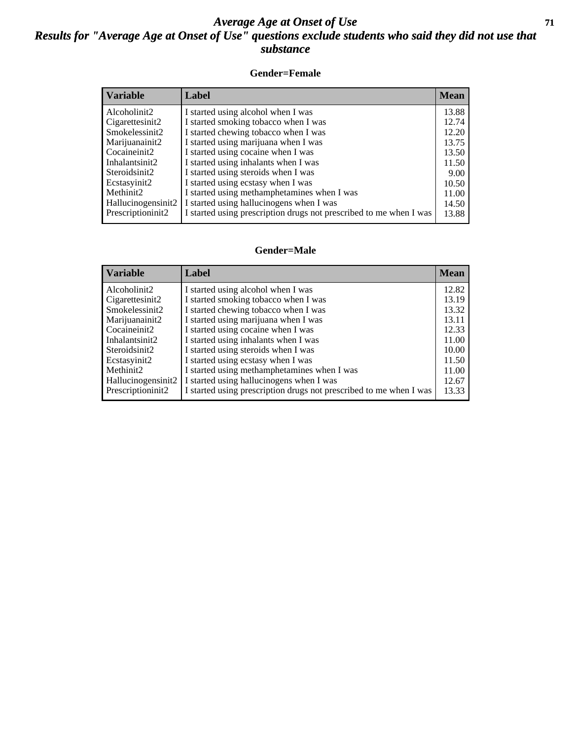# Average Age at Onset of Use

## Results for "Average Age at Onset of Use" questions exclude students who said they did not use that substance

### Gender=Female

| Variable | Label | Mean |
|---|---|---|
| Alcoholinit2 | I started using alcohol when I was | 13.88 |
| Cigarettesinit2 | I started smoking tobacco when I was | 12.74 |
| Smokelessinit2 | I started chewing tobacco when I was | 12.20 |
| Marijuanainit2 | I started using marijuana when I was | 13.75 |
| Cocaineinit2 | I started using cocaine when I was | 13.50 |
| Inhalantsinit2 | I started using inhalants when I was | 11.50 |
| Steroidsinit2 | I started using steroids when I was | 9.00 |
| Ecstasyinit2 | I started using ecstasy when I was | 10.50 |
| Methinit2 | I started using methamphetamines when I was | 11.00 |
| Hallucinogensinit2 | I started using hallucinogens when I was | 14.50 |
| Prescriptioninit2 | I started using prescription drugs not prescribed to me when I was | 13.88 |

### Gender=Male

| Variable | Label | Mean |
|---|---|---|
| Alcoholinit2 | I started using alcohol when I was | 12.82 |
| Cigarettesinit2 | I started smoking tobacco when I was | 13.19 |
| Smokelessinit2 | I started chewing tobacco when I was | 13.32 |
| Marijuanainit2 | I started using marijuana when I was | 13.11 |
| Cocaineinit2 | I started using cocaine when I was | 12.33 |
| Inhalantsinit2 | I started using inhalants when I was | 11.00 |
| Steroidsinit2 | I started using steroids when I was | 10.00 |
| Ecstasyinit2 | I started using ecstasy when I was | 11.50 |
| Methinit2 | I started using methamphetamines when I was | 11.00 |
| Hallucinogensinit2 | I started using hallucinogens when I was | 12.67 |
| Prescriptioninit2 | I started using prescription drugs not prescribed to me when I was | 13.33 |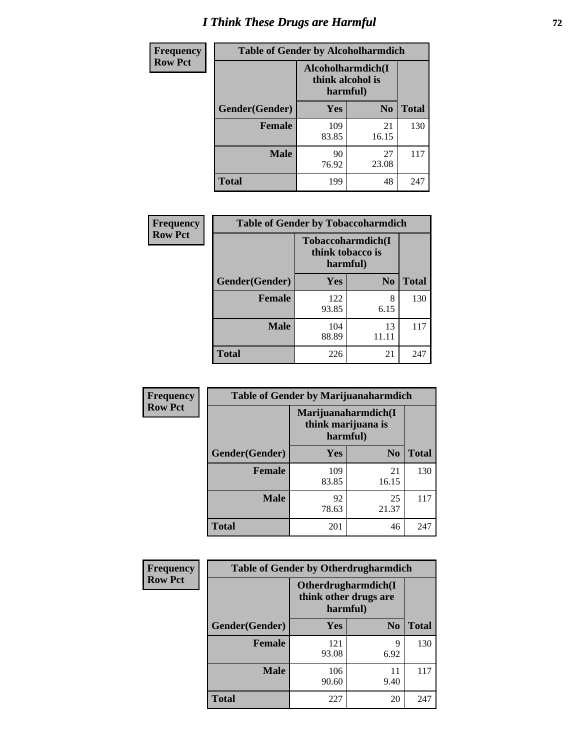# I Think These Drugs are Harmful

| Frequency<br>Row Pct | Table of Gender by Alcoholharmdich | | |
|---|---|---|---|
| | Alcoholharmdich(I think alcohol is harmful) | | |
| Gender(Gender) | Yes | No | Total |
| Female | 109<br>83.85 | 21<br>16.15 | 130 |
| Male | 90<br>76.92 | 27<br>23.08 | 117 |
| Total | 199 | 48 | 247 |

| Frequency<br>Row Pct | Table of Gender by Tobaccoharmdich | | |
|---|---|---|---|
| | Tobaccoharmdich(I think tobacco is harmful) | | |
| Gender(Gender) | Yes | No | Total |
| Female | 122<br>93.85 | 8<br>6.15 | 130 |
| Male | 104<br>88.89 | 13<br>11.11 | 117 |
| Total | 226 | 21 | 247 |

| Frequency<br>Row Pct | Table of Gender by Marijuanaharmdich | | |
|---|---|---|---|
| | Marijuanaharmdich(I think marijuana is harmful) | | |
| Gender(Gender) | Yes | No | Total |
| Female | 109<br>83.85 | 21<br>16.15 | 130 |
| Male | 92<br>78.63 | 25<br>21.37 | 117 |
| Total | 201 | 46 | 247 |

| Frequency<br>Row Pct | Table of Gender by Otherdrugharmdich | | |
|---|---|---|---|
| | Otherdrugharmdich(I think other drugs are harmful) | | |
| Gender(Gender) | Yes | No | Total |
| Female | 121<br>93.08 | 9<br>6.92 | 130 |
| Male | 106<br>90.60 | 11<br>9.40 | 117 |
| Total | 227 | 20 | 247 |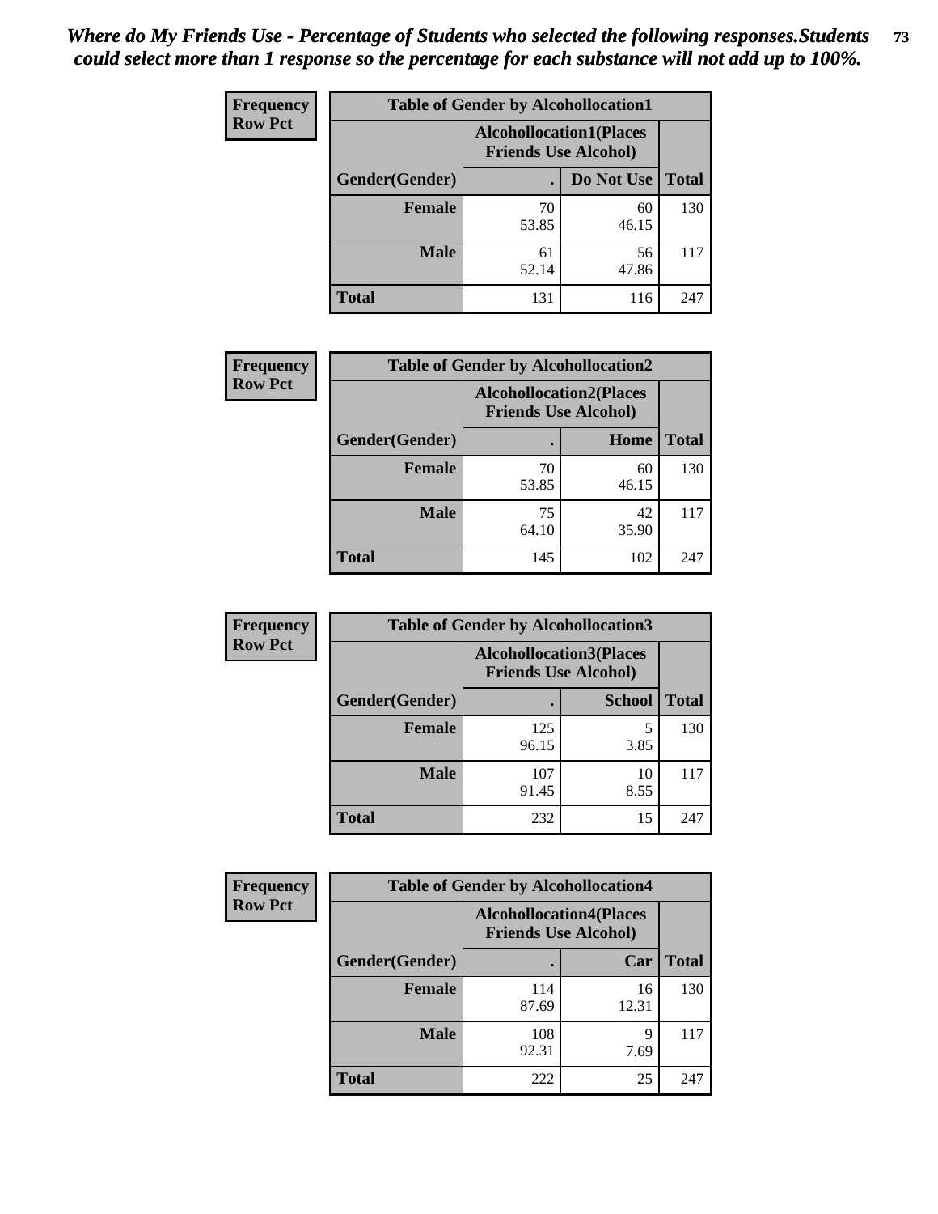*Where do My Friends Use - Percentage of Students who selected the following responses.Students could select more than 1 response so the percentage for each substance will not add up to 100%.*

**Frequency / Row Pct**

| Table of Gender by Alcohollocation1 | | | |
|---|---|---|---|
| | Alcohollocation1(Places Friends Use Alcohol) | | |
| Gender(Gender) | . | Do Not Use | Total |
| **Female** | 70<br>53.85 | 60<br>46.15 | 130 |
| **Male** | 61<br>52.14 | 56<br>47.86 | 117 |
| **Total** | 131 | 116 | 247 |

**Frequency / Row Pct**

| Table of Gender by Alcohollocation2 | | | |
|---|---|---|---|
| | Alcohollocation2(Places Friends Use Alcohol) | | |
| Gender(Gender) | . | Home | Total |
| **Female** | 70<br>53.85 | 60<br>46.15 | 130 |
| **Male** | 75<br>64.10 | 42<br>35.90 | 117 |
| **Total** | 145 | 102 | 247 |

**Frequency / Row Pct**

| Table of Gender by Alcohollocation3 | | | |
|---|---|---|---|
| | Alcohollocation3(Places Friends Use Alcohol) | | |
| Gender(Gender) | . | School | Total |
| **Female** | 125<br>96.15 | 5<br>3.85 | 130 |
| **Male** | 107<br>91.45 | 10<br>8.55 | 117 |
| **Total** | 232 | 15 | 247 |

**Frequency / Row Pct**

| Table of Gender by Alcohollocation4 | | | |
|---|---|---|---|
| | Alcohollocation4(Places Friends Use Alcohol) | | |
| Gender(Gender) | . | Car | Total |
| **Female** | 114<br>87.69 | 16<br>12.31 | 130 |
| **Male** | 108<br>92.31 | 9<br>7.69 | 117 |
| **Total** | 222 | 25 | 247 |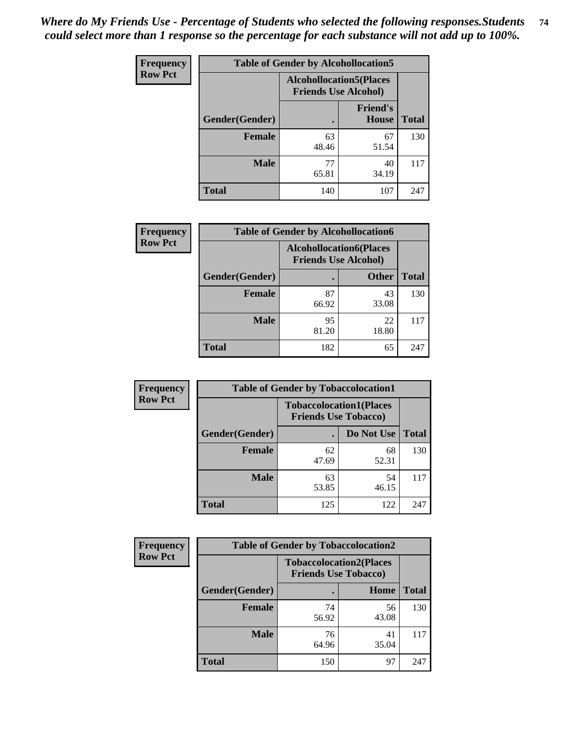*Where do My Friends Use - Percentage of Students who selected the following responses.Students could select more than 1 response so the percentage for each substance will not add up to 100%.*

| Frequency Row Pct | Table of Gender by Alcohollocation5 | | |
|---|---|---|---|
| | Alcohollocation5(Places Friends Use Alcohol) | | |
| Gender(Gender) | . | Friend's House | Total |
| Female | 63<br>48.46 | 67<br>51.54 | 130 |
| Male | 77<br>65.81 | 40<br>34.19 | 117 |
| Total | 140 | 107 | 247 |

| Frequency Row Pct | Table of Gender by Alcohollocation6 | | |
|---|---|---|---|
| | Alcohollocation6(Places Friends Use Alcohol) | | |
| Gender(Gender) | . | Other | Total |
| Female | 87<br>66.92 | 43<br>33.08 | 130 |
| Male | 95<br>81.20 | 22<br>18.80 | 117 |
| Total | 182 | 65 | 247 |

| Frequency Row Pct | Table of Gender by Tobaccolocation1 | | |
|---|---|---|---|
| | Tobaccolocation1(Places Friends Use Tobacco) | | |
| Gender(Gender) | . | Do Not Use | Total |
| Female | 62<br>47.69 | 68<br>52.31 | 130 |
| Male | 63<br>53.85 | 54<br>46.15 | 117 |
| Total | 125 | 122 | 247 |

| Frequency Row Pct | Table of Gender by Tobaccolocation2 | | |
|---|---|---|---|
| | Tobaccolocation2(Places Friends Use Tobacco) | | |
| Gender(Gender) | . | Home | Total |
| Female | 74<br>56.92 | 56<br>43.08 | 130 |
| Male | 76<br>64.96 | 41<br>35.04 | 117 |
| Total | 150 | 97 | 247 |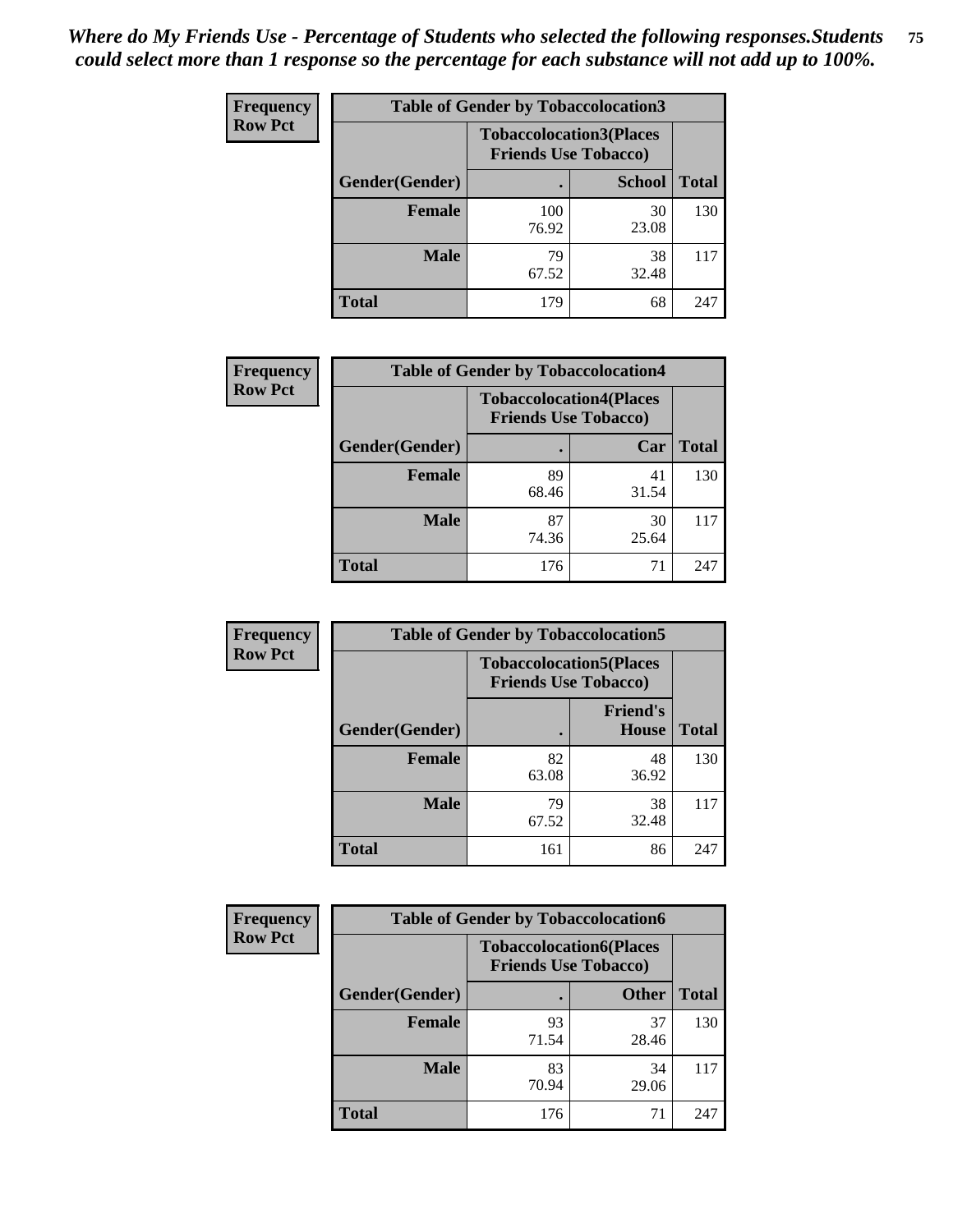*Where do My Friends Use - Percentage of Students who selected the following responses.Students could select more than 1 response so the percentage for each substance will not add up to 100%.*

**Frequency Row Pct**

| Table of Gender by Tobaccolocation3 | | | |
|---|---|---|---|
| | Tobaccolocation3(Places Friends Use Tobacco) | | |
| Gender(Gender) | . | School | Total |
| Female | 100<br>76.92 | 30<br>23.08 | 130 |
| Male | 79<br>67.52 | 38<br>32.48 | 117 |
| Total | 179 | 68 | 247 |

**Frequency Row Pct**

| Table of Gender by Tobaccolocation4 | | | |
|---|---|---|---|
| | Tobaccolocation4(Places Friends Use Tobacco) | | |
| Gender(Gender) | . | Car | Total |
| Female | 89<br>68.46 | 41<br>31.54 | 130 |
| Male | 87<br>74.36 | 30<br>25.64 | 117 |
| Total | 176 | 71 | 247 |

**Frequency Row Pct**

| Table of Gender by Tobaccolocation5 | | | |
|---|---|---|---|
| | Tobaccolocation5(Places Friends Use Tobacco) | | |
| Gender(Gender) | . | Friend's House | Total |
| Female | 82<br>63.08 | 48<br>36.92 | 130 |
| Male | 79<br>67.52 | 38<br>32.48 | 117 |
| Total | 161 | 86 | 247 |

**Frequency Row Pct**

| Table of Gender by Tobaccolocation6 | | | |
|---|---|---|---|
| | Tobaccolocation6(Places Friends Use Tobacco) | | |
| Gender(Gender) | . | Other | Total |
| Female | 93<br>71.54 | 37<br>28.46 | 130 |
| Male | 83<br>70.94 | 34<br>29.06 | 117 |
| Total | 176 | 71 | 247 |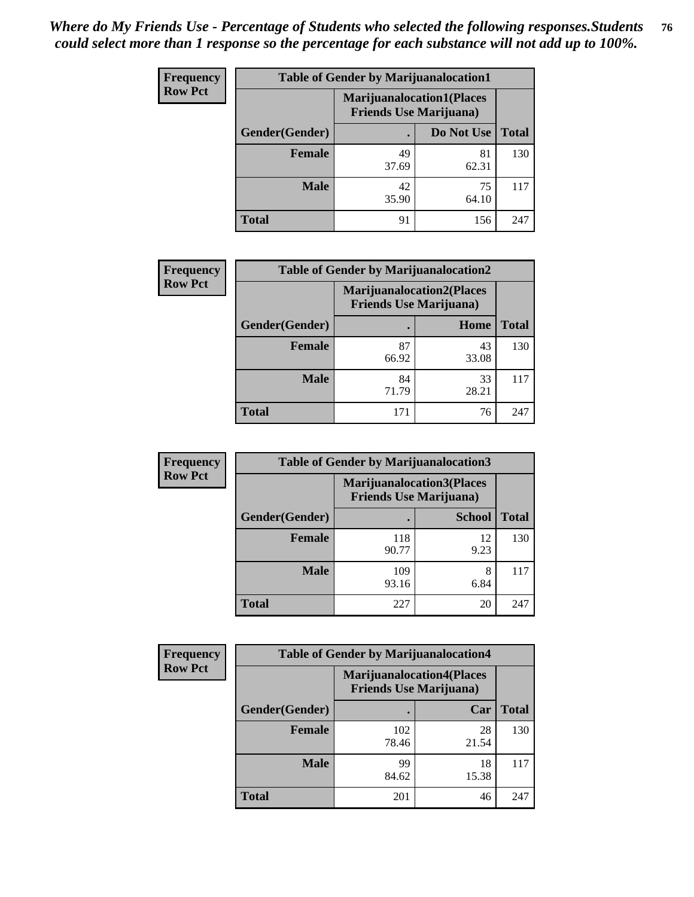*Where do My Friends Use - Percentage of Students who selected the following responses.Students could select more than 1 response so the percentage for each substance will not add up to 100%.*

**Frequency**
**Row Pct**

| Table of Gender by Marijuanalocation1 | | | |
|---|---|---|---|
| | Marijuanalocation1(Places Friends Use Marijuana) | | |
| Gender(Gender) | . | Do Not Use | Total |
| Female | 49<br>37.69 | 81<br>62.31 | 130 |
| Male | 42<br>35.90 | 75<br>64.10 | 117 |
| Total | 91 | 156 | 247 |

**Frequency**
**Row Pct**

| Table of Gender by Marijuanalocation2 | | | |
|---|---|---|---|
| | Marijuanalocation2(Places Friends Use Marijuana) | | |
| Gender(Gender) | . | Home | Total |
| Female | 87<br>66.92 | 43<br>33.08 | 130 |
| Male | 84<br>71.79 | 33<br>28.21 | 117 |
| Total | 171 | 76 | 247 |

**Frequency**
**Row Pct**

| Table of Gender by Marijuanalocation3 | | | |
|---|---|---|---|
| | Marijuanalocation3(Places Friends Use Marijuana) | | |
| Gender(Gender) | . | School | Total |
| Female | 118<br>90.77 | 12<br>9.23 | 130 |
| Male | 109<br>93.16 | 8<br>6.84 | 117 |
| Total | 227 | 20 | 247 |

**Frequency**
**Row Pct**

| Table of Gender by Marijuanalocation4 | | | |
|---|---|---|---|
| | Marijuanalocation4(Places Friends Use Marijuana) | | |
| Gender(Gender) | . | Car | Total |
| Female | 102<br>78.46 | 28<br>21.54 | 130 |
| Male | 99<br>84.62 | 18<br>15.38 | 117 |
| Total | 201 | 46 | 247 |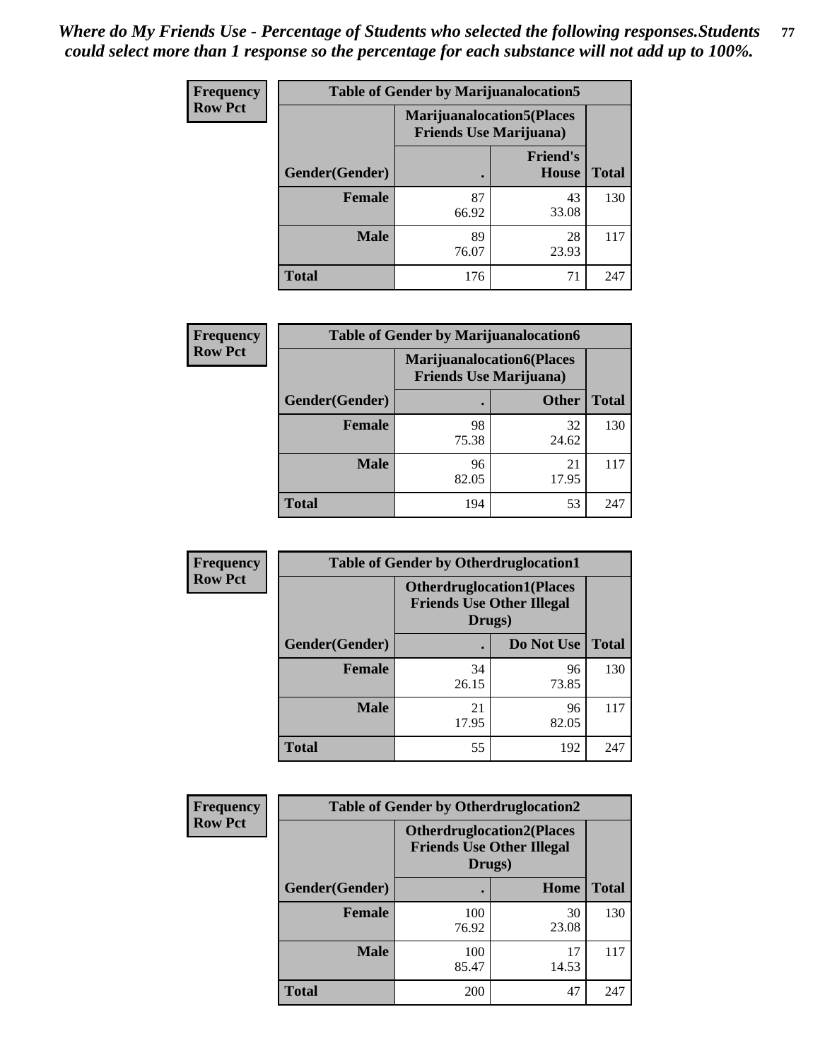*Where do My Friends Use - Percentage of Students who selected the following responses.Students could select more than 1 response so the percentage for each substance will not add up to 100%.*

**Frequency Row Pct**

| Table of Gender by Marijuanalocation5 | | | |
|---|---|---|---|
| | Marijuanalocation5(Places Friends Use Marijuana) | | |
| Gender(Gender) | . | Friend's House | Total |
| **Female** | 87<br>66.92 | 43<br>33.08 | 130 |
| **Male** | 89<br>76.07 | 28<br>23.93 | 117 |
| **Total** | 176 | 71 | 247 |

**Frequency Row Pct**

| Table of Gender by Marijuanalocation6 | | | |
|---|---|---|---|
| | Marijuanalocation6(Places Friends Use Marijuana) | | |
| Gender(Gender) | . | Other | Total |
| **Female** | 98<br>75.38 | 32<br>24.62 | 130 |
| **Male** | 96<br>82.05 | 21<br>17.95 | 117 |
| **Total** | 194 | 53 | 247 |

**Frequency Row Pct**

| Table of Gender by Otherdruglocation1 | | | |
|---|---|---|---|
| | Otherdruglocation1(Places Friends Use Other Illegal Drugs) | | |
| Gender(Gender) | . | Do Not Use | Total |
| **Female** | 34<br>26.15 | 96<br>73.85 | 130 |
| **Male** | 21<br>17.95 | 96<br>82.05 | 117 |
| **Total** | 55 | 192 | 247 |

**Frequency Row Pct**

| Table of Gender by Otherdruglocation2 | | | |
|---|---|---|---|
| | Otherdruglocation2(Places Friends Use Other Illegal Drugs) | | |
| Gender(Gender) | . | Home | Total |
| **Female** | 100<br>76.92 | 30<br>23.08 | 130 |
| **Male** | 100<br>85.47 | 17<br>14.53 | 117 |
| **Total** | 200 | 47 | 247 |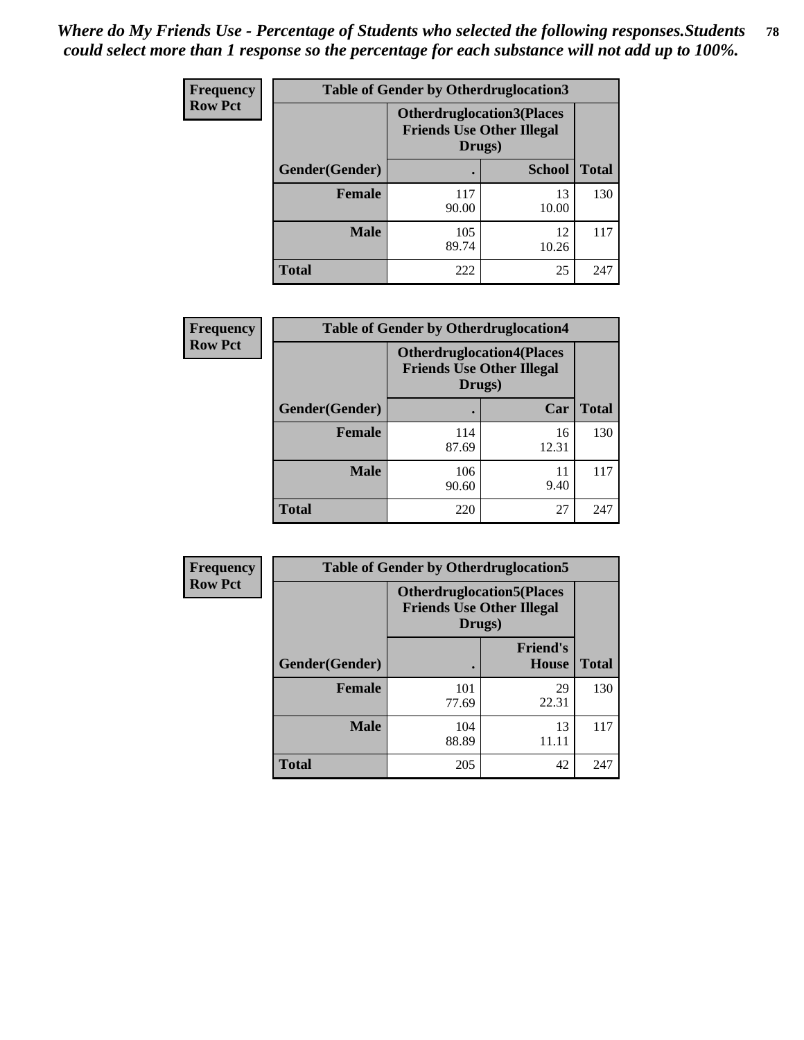*Where do My Friends Use - Percentage of Students who selected the following responses.Students could select more than 1 response so the percentage for each substance will not add up to 100%.*

**Frequency**
**Row Pct**

| Table of Gender by Otherdruglocation3 | | | |
|---|---|---|---|
| | Otherdruglocation3(Places Friends Use Other Illegal Drugs) | | |
| Gender(Gender) | . | School | Total |
| Female | 117<br>90.00 | 13<br>10.00 | 130 |
| Male | 105<br>89.74 | 12<br>10.26 | 117 |
| Total | 222 | 25 | 247 |

**Frequency**
**Row Pct**

| Table of Gender by Otherdruglocation4 | | | |
|---|---|---|---|
| | Otherdruglocation4(Places Friends Use Other Illegal Drugs) | | |
| Gender(Gender) | . | Car | Total |
| Female | 114<br>87.69 | 16<br>12.31 | 130 |
| Male | 106<br>90.60 | 11<br>9.40 | 117 |
| Total | 220 | 27 | 247 |

**Frequency**
**Row Pct**

| Table of Gender by Otherdruglocation5 | | | |
|---|---|---|---|
| | Otherdruglocation5(Places Friends Use Other Illegal Drugs) | | |
| Gender(Gender) | . | Friend's House | Total |
| Female | 101<br>77.69 | 29<br>22.31 | 130 |
| Male | 104<br>88.89 | 13<br>11.11 | 117 |
| Total | 205 | 42 | 247 |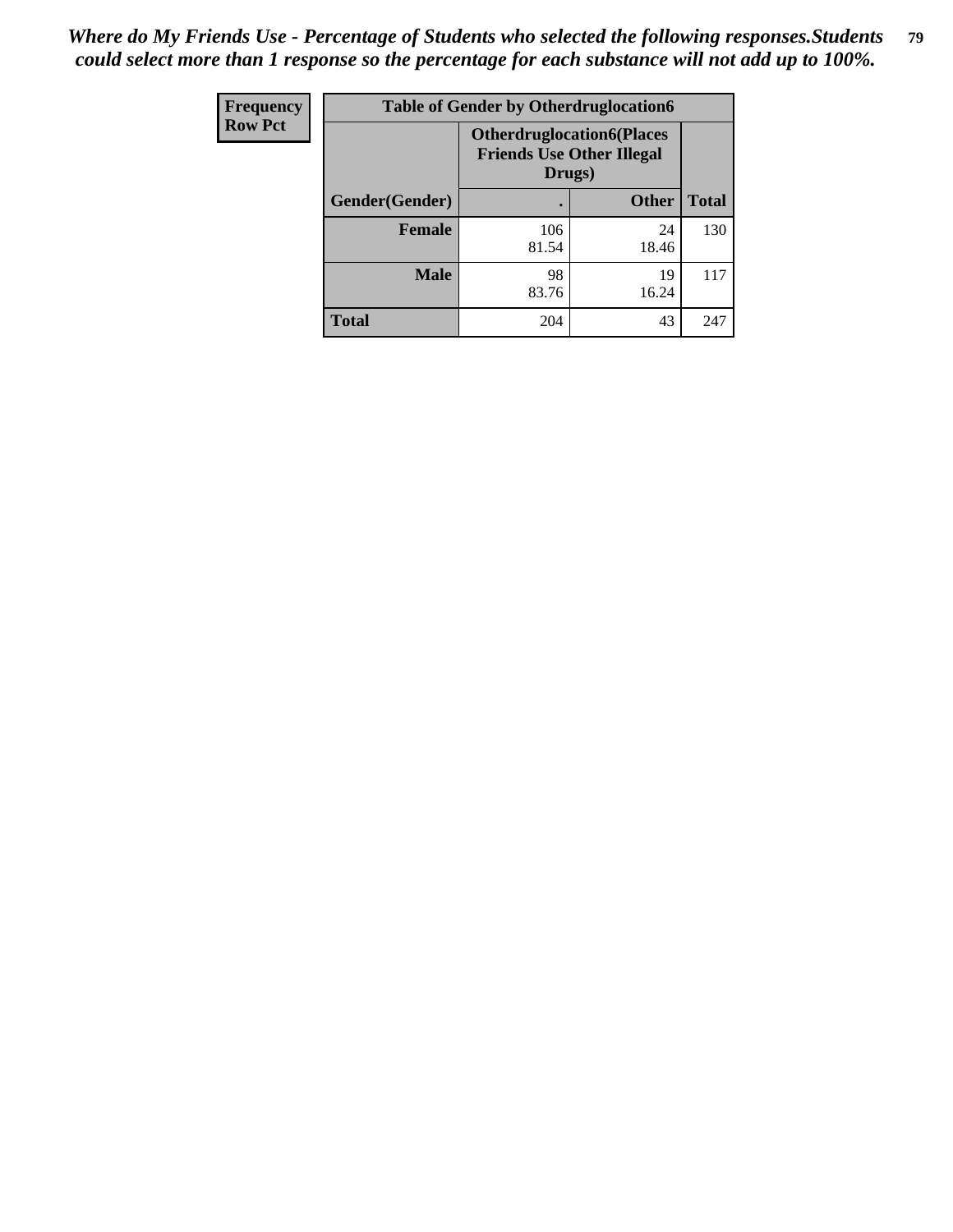*Where do My Friends Use - Percentage of Students who selected the following responses.Students could select more than 1 response so the percentage for each substance will not add up to 100%.*

| Frequency<br>Row Pct | Table of Gender by Otherdruglocation6 | | |
|---|---|---|---|
| | Otherdruglocation6(Places Friends Use Other Illegal Drugs) | | |
| Gender(Gender) | . | Other | Total |
| Female | 106<br>81.54 | 24<br>18.46 | 130 |
| Male | 98<br>83.76 | 19<br>16.24 | 117 |
| Total | 204 | 43 | 247 |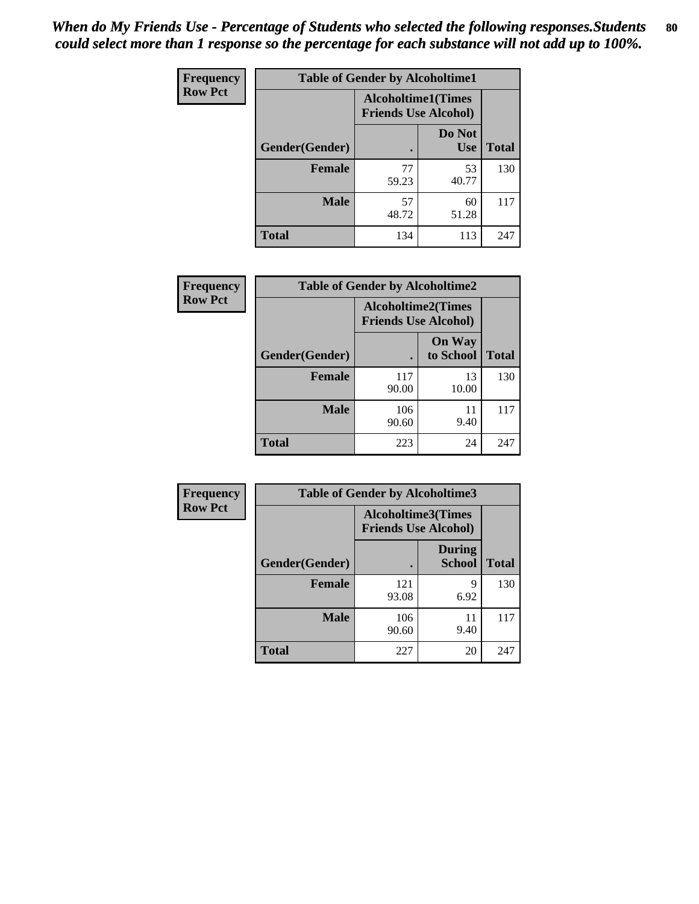*When do My Friends Use - Percentage of Students who selected the following responses.Students could select more than 1 response so the percentage for each substance will not add up to 100%.*

**Frequency**
**Row Pct**

| Table of Gender by Alcoholtime1 | | | |
|---|---|---|---|
| | Alcoholtime1(Times Friends Use Alcohol) | | |
| Gender(Gender) | . | Do Not Use | Total |
| **Female** | 77<br>59.23 | 53<br>40.77 | 130 |
| **Male** | 57<br>48.72 | 60<br>51.28 | 117 |
| **Total** | 134 | 113 | 247 |

**Frequency**
**Row Pct**

| Table of Gender by Alcoholtime2 | | | |
|---|---|---|---|
| | Alcoholtime2(Times Friends Use Alcohol) | | |
| Gender(Gender) | . | On Way to School | Total |
| **Female** | 117<br>90.00 | 13<br>10.00 | 130 |
| **Male** | 106<br>90.60 | 11<br>9.40 | 117 |
| **Total** | 223 | 24 | 247 |

**Frequency**
**Row Pct**

| Table of Gender by Alcoholtime3 | | | |
|---|---|---|---|
| | Alcoholtime3(Times Friends Use Alcohol) | | |
| Gender(Gender) | . | During School | Total |
| **Female** | 121<br>93.08 | 9<br>6.92 | 130 |
| **Male** | 106<br>90.60 | 11<br>9.40 | 117 |
| **Total** | 227 | 20 | 247 |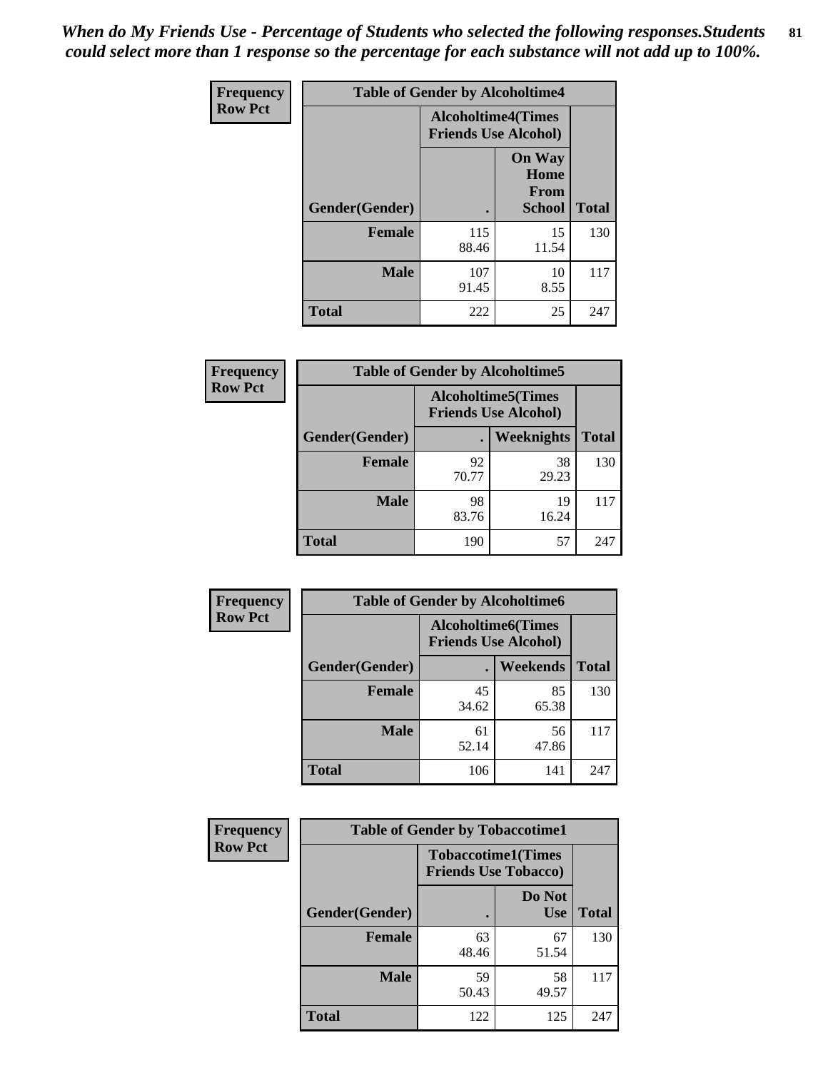*When do My Friends Use - Percentage of Students who selected the following responses.Students could select more than 1 response so the percentage for each substance will not add up to 100%.*

**Frequency Row Pct**

| Table of Gender by Alcoholtime4 | | | |
|---|---|---|---|
| | Alcoholtime4(Times Friends Use Alcohol) | | |
| Gender(Gender) | . | On Way Home From School | Total |
| **Female** | 115<br>88.46 | 15<br>11.54 | 130 |
| **Male** | 107<br>91.45 | 10<br>8.55 | 117 |
| **Total** | 222 | 25 | 247 |

**Frequency Row Pct**

| Table of Gender by Alcoholtime5 | | | |
|---|---|---|---|
| | Alcoholtime5(Times Friends Use Alcohol) | | |
| Gender(Gender) | . | Weeknights | Total |
| **Female** | 92<br>70.77 | 38<br>29.23 | 130 |
| **Male** | 98<br>83.76 | 19<br>16.24 | 117 |
| **Total** | 190 | 57 | 247 |

**Frequency Row Pct**

| Table of Gender by Alcoholtime6 | | | |
|---|---|---|---|
| | Alcoholtime6(Times Friends Use Alcohol) | | |
| Gender(Gender) | . | Weekends | Total |
| **Female** | 45<br>34.62 | 85<br>65.38 | 130 |
| **Male** | 61<br>52.14 | 56<br>47.86 | 117 |
| **Total** | 106 | 141 | 247 |

**Frequency Row Pct**

| Table of Gender by Tobaccotime1 | | | |
|---|---|---|---|
| | Tobaccotime1(Times Friends Use Tobacco) | | |
| Gender(Gender) | . | Do Not Use | Total |
| **Female** | 63<br>48.46 | 67<br>51.54 | 130 |
| **Male** | 59<br>50.43 | 58<br>49.57 | 117 |
| **Total** | 122 | 125 | 247 |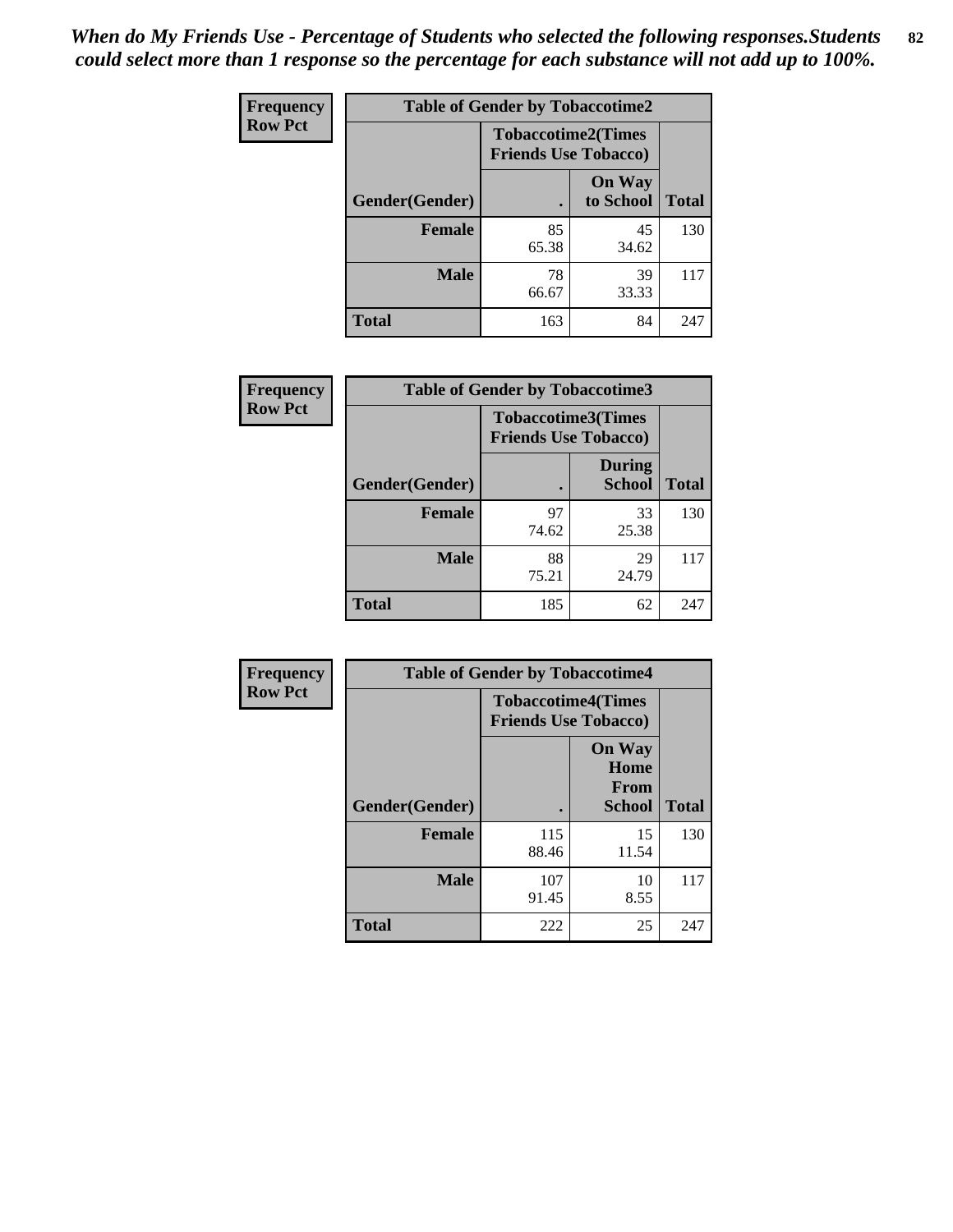*When do My Friends Use - Percentage of Students who selected the following responses.Students could select more than 1 response so the percentage for each substance will not add up to 100%.*

**Frequency**
**Row Pct**

| Table of Gender by Tobaccotime2 | | | |
|---|---|---|---|
| | Tobaccotime2(Times Friends Use Tobacco) | | |
| Gender(Gender) | . | On Way to School | Total |
| **Female** | 85<br>65.38 | 45<br>34.62 | 130 |
| **Male** | 78<br>66.67 | 39<br>33.33 | 117 |
| **Total** | 163 | 84 | 247 |

**Frequency**
**Row Pct**

| Table of Gender by Tobaccotime3 | | | |
|---|---|---|---|
| | Tobaccotime3(Times Friends Use Tobacco) | | |
| Gender(Gender) | . | During School | Total |
| **Female** | 97<br>74.62 | 33<br>25.38 | 130 |
| **Male** | 88<br>75.21 | 29<br>24.79 | 117 |
| **Total** | 185 | 62 | 247 |

**Frequency**
**Row Pct**

| Table of Gender by Tobaccotime4 | | | |
|---|---|---|---|
| | Tobaccotime4(Times Friends Use Tobacco) | | |
| Gender(Gender) | . | On Way Home From School | Total |
| **Female** | 115<br>88.46 | 15<br>11.54 | 130 |
| **Male** | 107<br>91.45 | 10<br>8.55 | 117 |
| **Total** | 222 | 25 | 247 |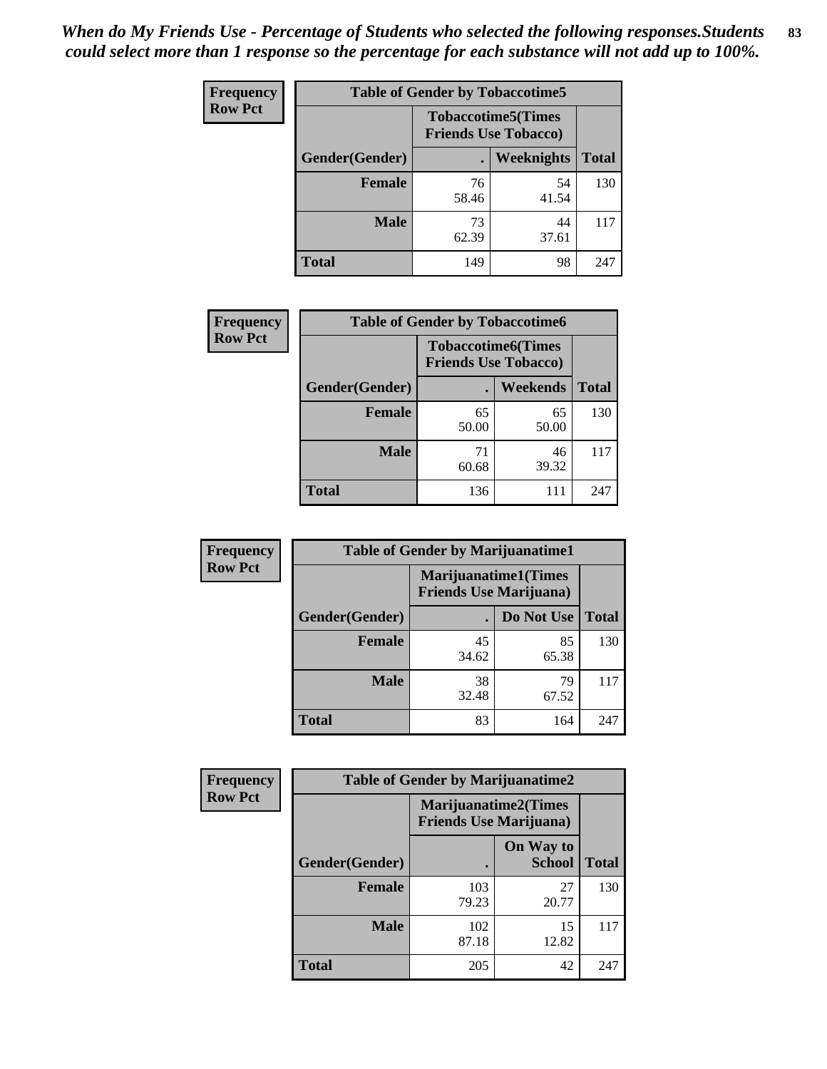*When do My Friends Use - Percentage of Students who selected the following responses.Students could select more than 1 response so the percentage for each substance will not add up to 100%.*

| Frequency Row Pct | Table of Gender by Tobaccotime5 | | |
|---|---|---|---|
| | Tobaccotime5(Times Friends Use Tobacco) | | |
| Gender(Gender) | . | Weeknights | Total |
| Female | 76<br>58.46 | 54<br>41.54 | 130 |
| Male | 73<br>62.39 | 44<br>37.61 | 117 |
| Total | 149 | 98 | 247 |

| Frequency Row Pct | Table of Gender by Tobaccotime6 | | |
|---|---|---|---|
| | Tobaccotime6(Times Friends Use Tobacco) | | |
| Gender(Gender) | . | Weekends | Total |
| Female | 65<br>50.00 | 65<br>50.00 | 130 |
| Male | 71<br>60.68 | 46<br>39.32 | 117 |
| Total | 136 | 111 | 247 |

| Frequency Row Pct | Table of Gender by Marijuanatime1 | | |
|---|---|---|---|
| | Marijuanatime1(Times Friends Use Marijuana) | | |
| Gender(Gender) | . | Do Not Use | Total |
| Female | 45<br>34.62 | 85<br>65.38 | 130 |
| Male | 38<br>32.48 | 79<br>67.52 | 117 |
| Total | 83 | 164 | 247 |

| Frequency Row Pct | Table of Gender by Marijuanatime2 | | |
|---|---|---|---|
| | Marijuanatime2(Times Friends Use Marijuana) | | |
| Gender(Gender) | . | On Way to School | Total |
| Female | 103<br>79.23 | 27<br>20.77 | 130 |
| Male | 102<br>87.18 | 15<br>12.82 | 117 |
| Total | 205 | 42 | 247 |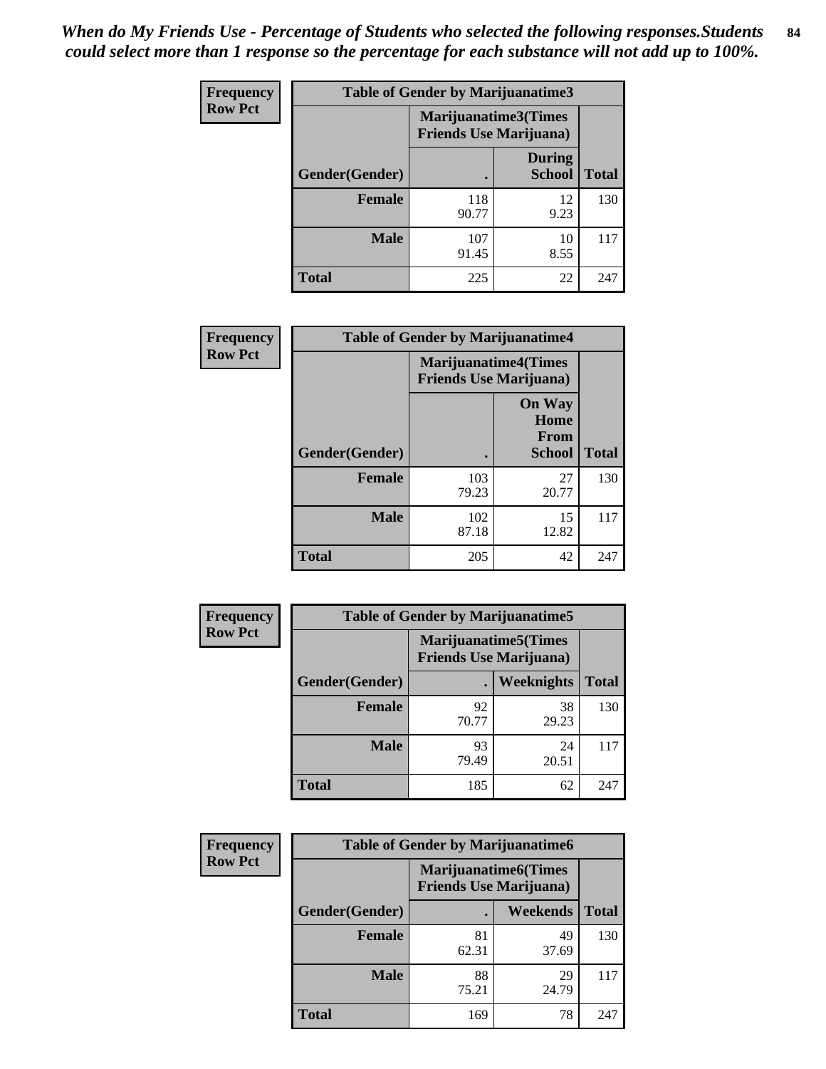*When do My Friends Use - Percentage of Students who selected the following responses.Students could select more than 1 response so the percentage for each substance will not add up to 100%.*

**Frequency**
**Row Pct**

| Table of Gender by Marijuanatime3 | | | |
|---|---|---|---|
| | Marijuanatime3(Times Friends Use Marijuana) | | |
| Gender(Gender) | . | During School | Total |
| **Female** | 118<br>90.77 | 12<br>9.23 | 130 |
| **Male** | 107<br>91.45 | 10<br>8.55 | 117 |
| **Total** | 225 | 22 | 247 |

**Frequency**
**Row Pct**

| Table of Gender by Marijuanatime4 | | | |
|---|---|---|---|
| | Marijuanatime4(Times Friends Use Marijuana) | | |
| Gender(Gender) | . | On Way Home From School | Total |
| **Female** | 103<br>79.23 | 27<br>20.77 | 130 |
| **Male** | 102<br>87.18 | 15<br>12.82 | 117 |
| **Total** | 205 | 42 | 247 |

**Frequency**
**Row Pct**

| Table of Gender by Marijuanatime5 | | | |
|---|---|---|---|
| | Marijuanatime5(Times Friends Use Marijuana) | | |
| Gender(Gender) | . | Weeknights | Total |
| **Female** | 92<br>70.77 | 38<br>29.23 | 130 |
| **Male** | 93<br>79.49 | 24<br>20.51 | 117 |
| **Total** | 185 | 62 | 247 |

**Frequency**
**Row Pct**

| Table of Gender by Marijuanatime6 | | | |
|---|---|---|---|
| | Marijuanatime6(Times Friends Use Marijuana) | | |
| Gender(Gender) | . | Weekends | Total |
| **Female** | 81<br>62.31 | 49<br>37.69 | 130 |
| **Male** | 88<br>75.21 | 29<br>24.79 | 117 |
| **Total** | 169 | 78 | 247 |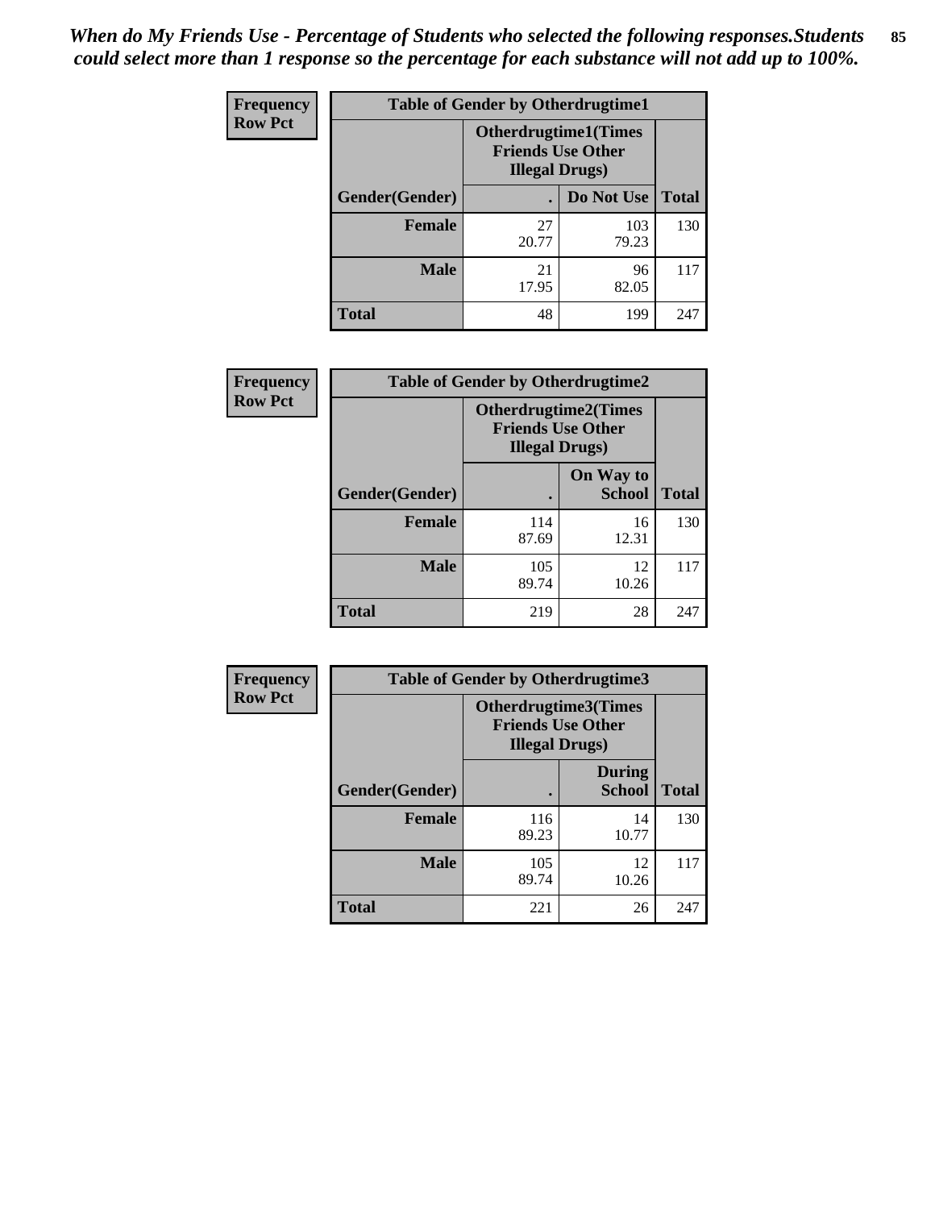*When do My Friends Use - Percentage of Students who selected the following responses.Students could select more than 1 response so the percentage for each substance will not add up to 100%.*

**Frequency**
**Row Pct**

| Table of Gender by Otherdrugtime1 | | | |
|---|---|---|---|
| | Otherdrugtime1(Times Friends Use Other Illegal Drugs) | | |
| Gender(Gender) | . | Do Not Use | Total |
| **Female** | 27<br>20.77 | 103<br>79.23 | 130 |
| **Male** | 21<br>17.95 | 96<br>82.05 | 117 |
| **Total** | 48 | 199 | 247 |

**Frequency**
**Row Pct**

| Table of Gender by Otherdrugtime2 | | | |
|---|---|---|---|
| | Otherdrugtime2(Times Friends Use Other Illegal Drugs) | | |
| Gender(Gender) | . | On Way to School | Total |
| **Female** | 114<br>87.69 | 16<br>12.31 | 130 |
| **Male** | 105<br>89.74 | 12<br>10.26 | 117 |
| **Total** | 219 | 28 | 247 |

**Frequency**
**Row Pct**

| Table of Gender by Otherdrugtime3 | | | |
|---|---|---|---|
| | Otherdrugtime3(Times Friends Use Other Illegal Drugs) | | |
| Gender(Gender) | . | During School | Total |
| **Female** | 116<br>89.23 | 14<br>10.77 | 130 |
| **Male** | 105<br>89.74 | 12<br>10.26 | 117 |
| **Total** | 221 | 26 | 247 |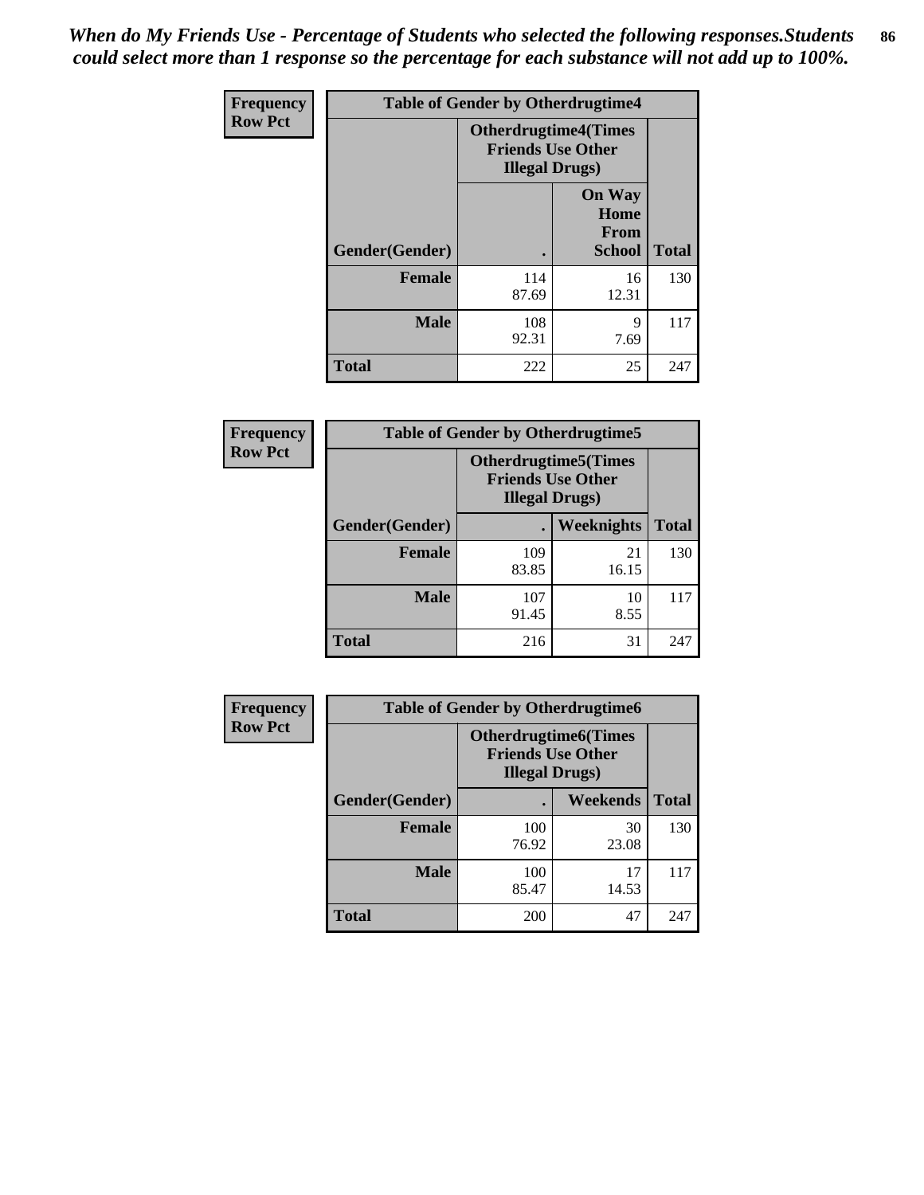*When do My Friends Use - Percentage of Students who selected the following responses.Students could select more than 1 response so the percentage for each substance will not add up to 100%.*

**Frequency**
**Row Pct**

| Table of Gender by Otherdrugtime4 | | | |
|---|---|---|---|
| | Otherdrugtime4(Times Friends Use Other Illegal Drugs) | | |
| Gender(Gender) | . | On Way Home From School | Total |
| Female | 114<br>87.69 | 16<br>12.31 | 130 |
| Male | 108<br>92.31 | 9<br>7.69 | 117 |
| Total | 222 | 25 | 247 |

**Frequency**
**Row Pct**

| Table of Gender by Otherdrugtime5 | | | |
|---|---|---|---|
| | Otherdrugtime5(Times Friends Use Other Illegal Drugs) | | |
| Gender(Gender) | . | Weeknights | Total |
| Female | 109<br>83.85 | 21<br>16.15 | 130 |
| Male | 107<br>91.45 | 10<br>8.55 | 117 |
| Total | 216 | 31 | 247 |

**Frequency**
**Row Pct**

| Table of Gender by Otherdrugtime6 | | | |
|---|---|---|---|
| | Otherdrugtime6(Times Friends Use Other Illegal Drugs) | | |
| Gender(Gender) | . | Weekends | Total |
| Female | 100<br>76.92 | 30<br>23.08 | 130 |
| Male | 100<br>85.47 | 17<br>14.53 | 117 |
| Total | 200 | 47 | 247 |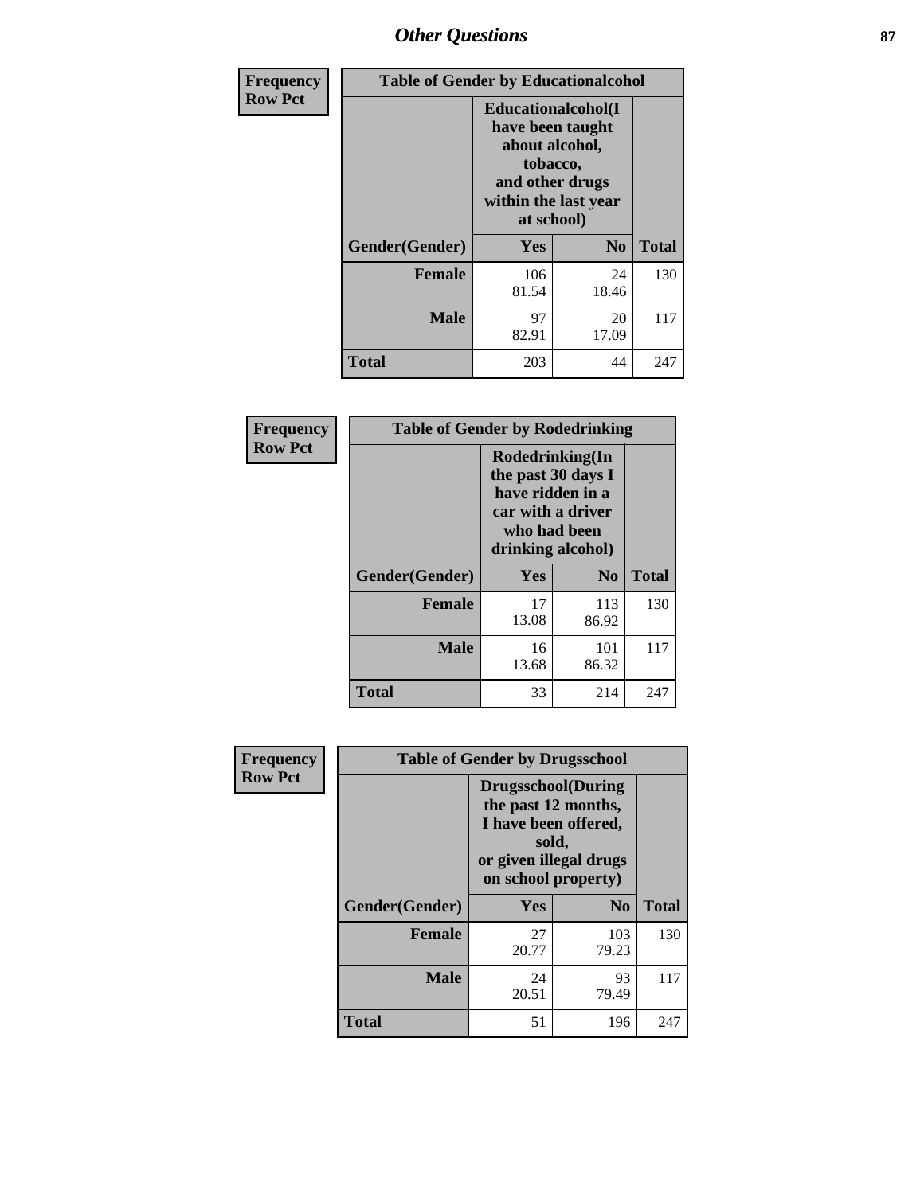| Frequency Row Pct | Table of Gender by Educationalcohol | | |
|---|---|---|---|
| | Educationalcohol(I have been taught about alcohol, tobacco, and other drugs within the last year at school) | | |
| Gender(Gender) | Yes | No | Total |
| Female | 106<br>81.54 | 24<br>18.46 | 130 |
| Male | 97<br>82.91 | 20<br>17.09 | 117 |
| Total | 203 | 44 | 247 |

| Frequency Row Pct | Table of Gender by Rodedrinking | | |
|---|---|---|---|
| | Rodedrinking(In the past 30 days I have ridden in a car with a driver who had been drinking alcohol) | | |
| Gender(Gender) | Yes | No | Total |
| Female | 17<br>13.08 | 113<br>86.92 | 130 |
| Male | 16<br>13.68 | 101<br>86.32 | 117 |
| Total | 33 | 214 | 247 |

| Frequency Row Pct | Table of Gender by Drugsschool | | |
|---|---|---|---|
| | Drugsschool(During the past 12 months, I have been offered, sold, or given illegal drugs on school property) | | |
| Gender(Gender) | Yes | No | Total |
| Female | 27<br>20.77 | 103<br>79.23 | 130 |
| Male | 24<br>20.51 | 93<br>79.49 | 117 |
| Total | 51 | 196 | 247 |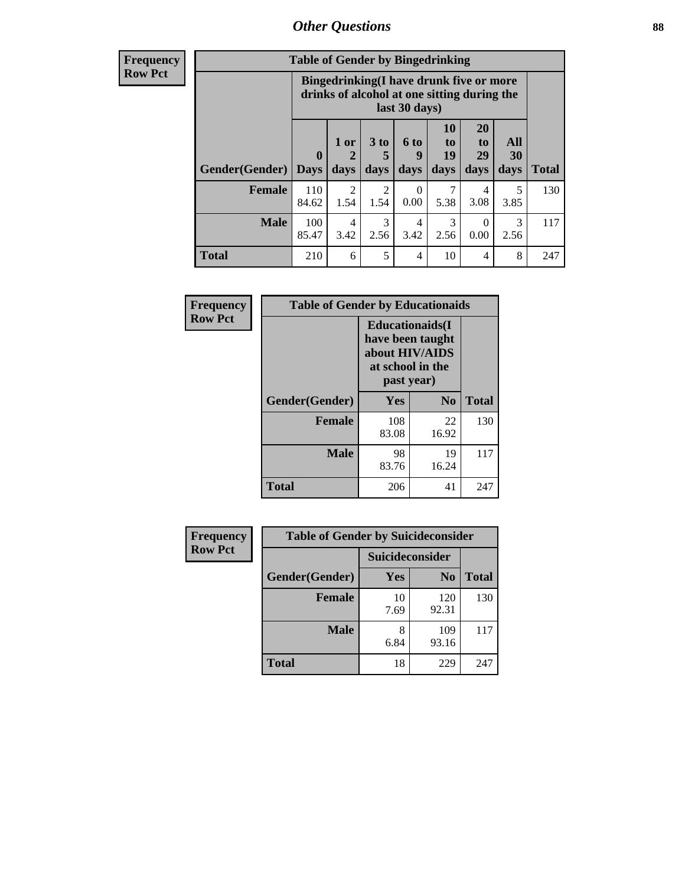# Other Questions

**Frequency**
**Row Pct**

| Table of Gender by Bingedrinking | | | | | | | | |
|---|---|---|---|---|---|---|---|---|
| | Bingedrinking(I have drunk five or more drinks of alcohol at one sitting during the last 30 days) | | | | | | | |
| Gender(Gender) | 0 Days | 1 or 2 days | 3 to 5 days | 6 to 9 days | 10 to 19 days | 20 to 29 days | All 30 days | Total |
| **Female** | 110<br>84.62 | 2<br>1.54 | 2<br>1.54 | 0<br>0.00 | 7<br>5.38 | 4<br>3.08 | 5<br>3.85 | 130 |
| **Male** | 100<br>85.47 | 4<br>3.42 | 3<br>2.56 | 4<br>3.42 | 3<br>2.56 | 0<br>0.00 | 3<br>2.56 | 117 |
| **Total** | 210 | 6 | 5 | 4 | 10 | 4 | 8 | 247 |

**Frequency**
**Row Pct**

| Table of Gender by Educationaids | | | |
|---|---|---|---|
| | Educationaids(I have been taught about HIV/AIDS at school in the past year) | | |
| Gender(Gender) | Yes | No | Total |
| **Female** | 108<br>83.08 | 22<br>16.92 | 130 |
| **Male** | 98<br>83.76 | 19<br>16.24 | 117 |
| **Total** | 206 | 41 | 247 |

**Frequency**
**Row Pct**

| Table of Gender by Suicideconsider | | | |
|---|---|---|---|
| | Suicideconsider | | |
| Gender(Gender) | Yes | No | Total |
| **Female** | 10<br>7.69 | 120<br>92.31 | 130 |
| **Male** | 8<br>6.84 | 109<br>93.16 | 117 |
| **Total** | 18 | 229 | 247 |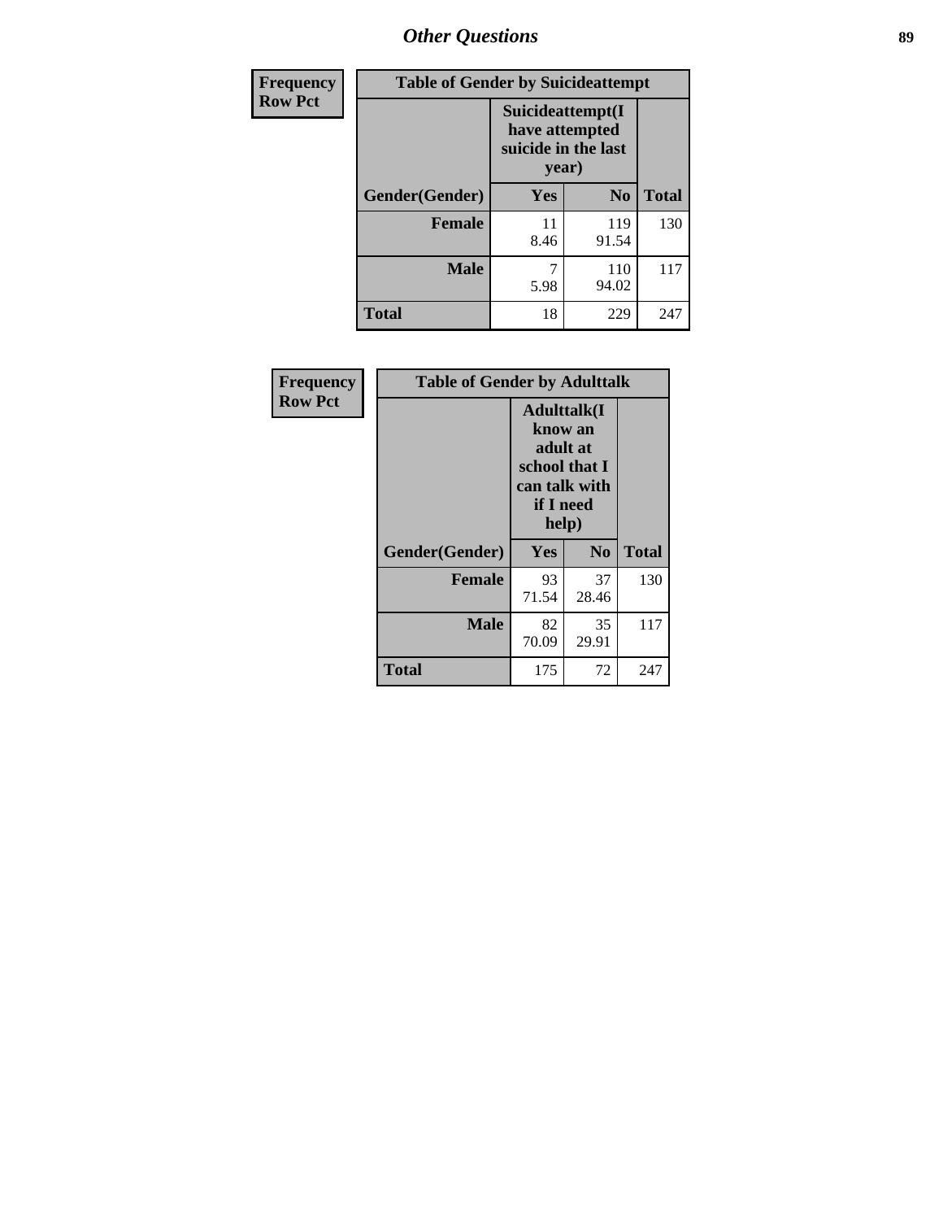| Frequency<br>Row Pct | Table of Gender by Suicideattempt | | |
|---|---|---|---|
| | Suicideattempt(I have attempted suicide in the last year) | | |
| Gender(Gender) | Yes | No | Total |
| Female | 11<br>8.46 | 119<br>91.54 | 130 |
| Male | 7<br>5.98 | 110<br>94.02 | 117 |
| Total | 18 | 229 | 247 |

| Frequency<br>Row Pct | Table of Gender by Adulttalk | | |
|---|---|---|---|
| | Adulttalk(I know an adult at school that I can talk with if I need help) | | |
| Gender(Gender) | Yes | No | Total |
| Female | 93<br>71.54 | 37<br>28.46 | 130 |
| Male | 82<br>70.09 | 35<br>29.91 | 117 |
| Total | 175 | 72 | 247 |